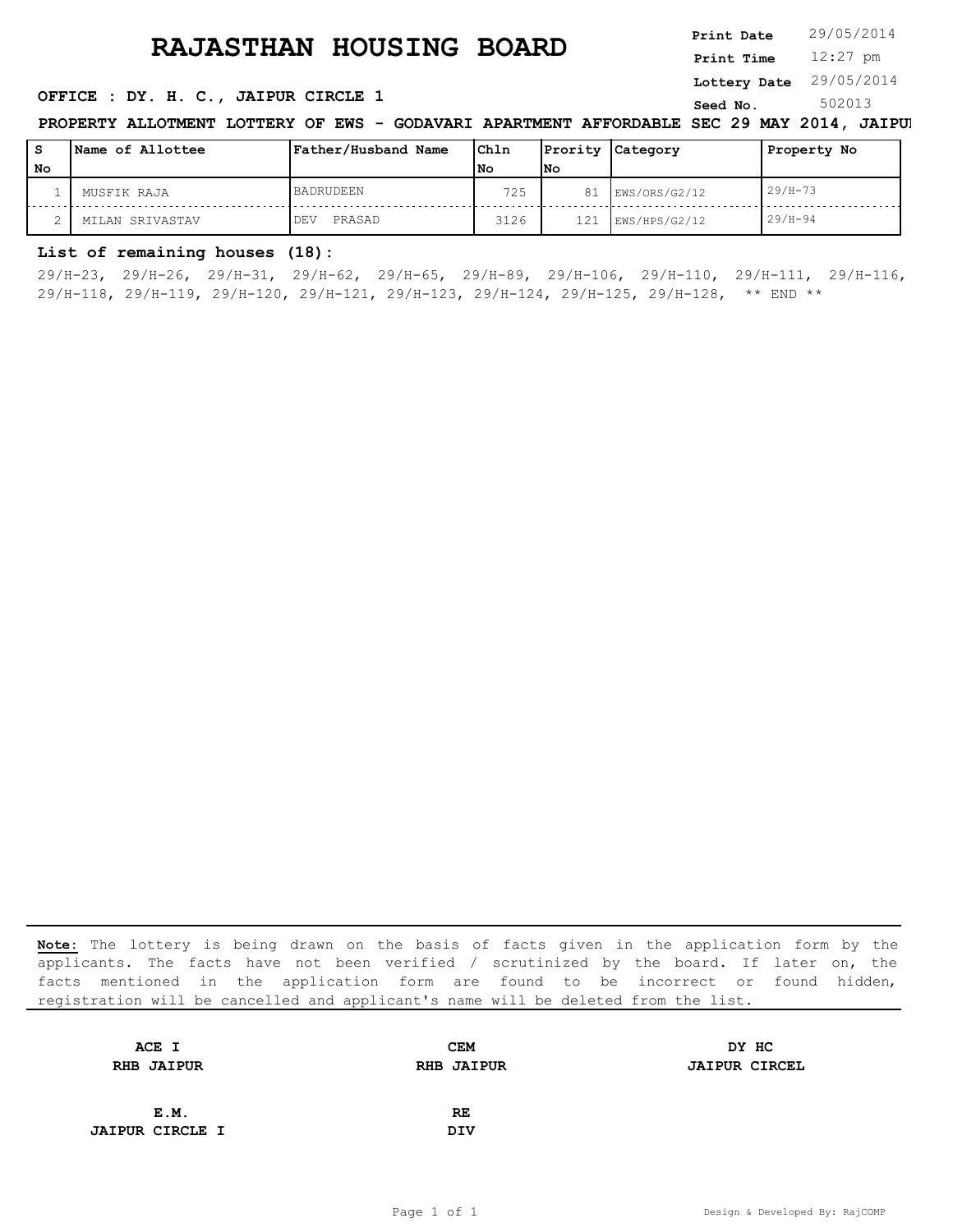# RAJASTHAN HOUSING BOARD

**Print Date** 29/05/2014
**Print Time** 12:27 pm
**Lottery Date** 29/05/2014
**Seed No.** 502013

**OFFICE : DY. H. C., JAIPUR CIRCLE 1**

**PROPERTY ALLOTMENT LOTTERY OF EWS - GODAVARI APARTMENT AFFORDABLE SEC 29 MAY 2014, JAIPUR**

| S No | Name of Allottee | Father/Husband Name | Chln No | Prority No | Category | Property No |
|---|---|---|---|---|---|---|
| 1 | MUSFIK RAJA | BADRUDEEN | 725 | 81 | EWS/ORS/G2/12 | 29/H-73 |
| 2 | MILAN SRIVASTAV | DEV PRASAD | 3126 | 121 | EWS/HPS/G2/12 | 29/H-94 |

**List of remaining houses (18):**

29/H-23, 29/H-26, 29/H-31, 29/H-62, 29/H-65, 29/H-89, 29/H-106, 29/H-110, 29/H-111, 29/H-116, 29/H-118, 29/H-119, 29/H-120, 29/H-121, 29/H-123, 29/H-124, 29/H-125, 29/H-128, ** END **

**Note:** The lottery is being drawn on the basis of facts given in the application form by the applicants. The facts have not been verified / scrutinized by the board. If later on, the facts mentioned in the application form are found to be incorrect or found hidden, registration will be cancelled and applicant's name will be deleted from the list.

| ACE I<br>RHB JAIPUR | CEM<br>RHB JAIPUR | DY HC<br>JAIPUR CIRCEL |
|---|---|---|
| E.M.<br>JAIPUR CIRCLE I | RE<br>DIV | |

Design & Developed By: RajCOMP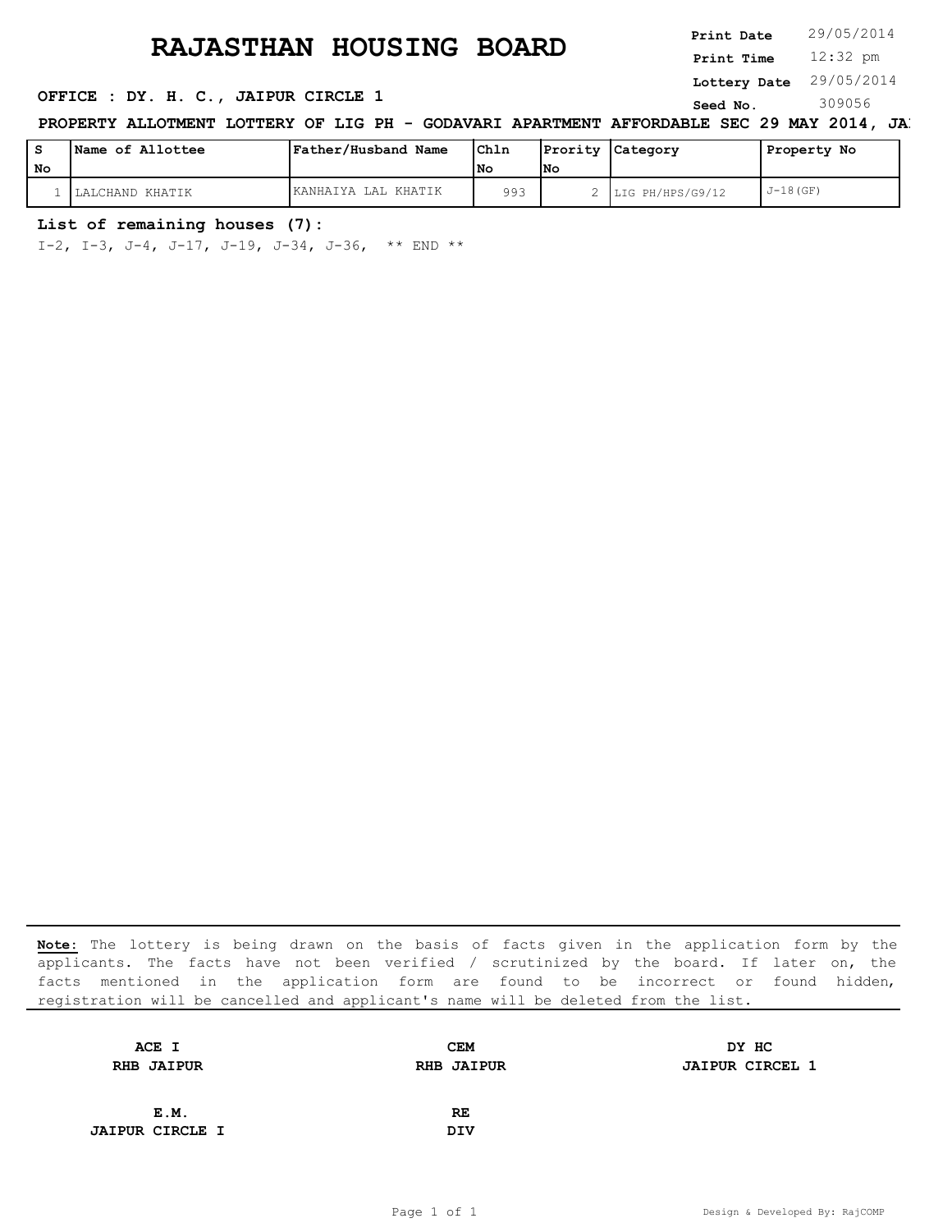# RAJASTHAN HOUSING BOARD

**Print Date** 29/05/2014
**Print Time** 12:32 pm
**Lottery Date** 29/05/2014
**Seed No.** 309056

**OFFICE : DY. H. C., JAIPUR CIRCLE 1**

**PROPERTY ALLOTMENT LOTTERY OF LIG PH - GODAVARI APARTMENT AFFORDABLE SEC 29 MAY 2014, JA**

| S No | Name of Allottee | Father/Husband Name | Chln No | Prority No | Category | Property No |
|---|---|---|---|---|---|---|
| 1 | LALCHAND KHATIK | KANHAIYA LAL KHATIK | 993 | 2 | LIG PH/HPS/G9/12 | J-18(GF) |

**List of remaining houses (7):**

I-2, I-3, J-4, J-17, J-19, J-34, J-36, ** END **

**Note:** The lottery is being drawn on the basis of facts given in the application form by the applicants. The facts have not been verified / scrutinized by the board. If later on, the facts mentioned in the application form are found to be incorrect or found hidden, registration will be cancelled and applicant's name will be deleted from the list.

| | | |
|---|---|---|
| **ACE I**<br>**RHB JAIPUR** | **CEM**<br>**RHB JAIPUR** | **DY HC**<br>**JAIPUR CIRCEL 1** |
| **E.M.**<br>**JAIPUR CIRCLE I** | **RE**<br>**DIV** | |

Design & Developed By: RajCOMP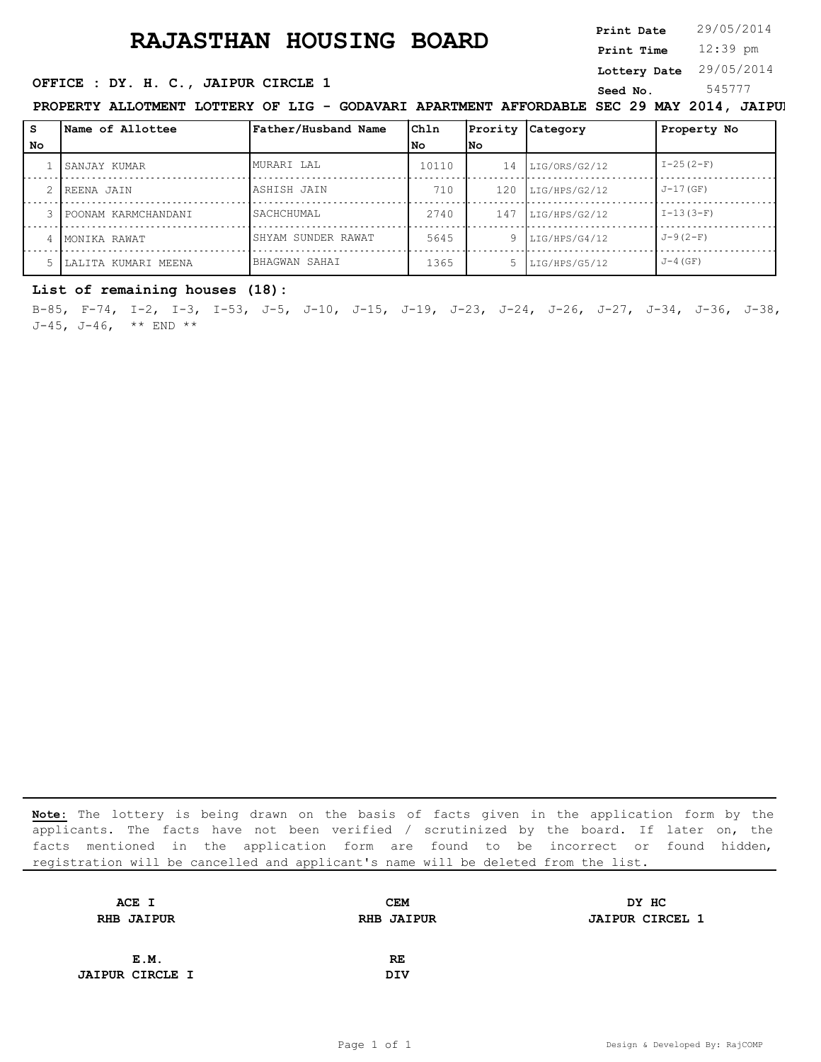# RAJASTHAN HOUSING BOARD

**Print Date** 29/05/2014
**Print Time** 12:39 pm
**Lottery Date** 29/05/2014
**Seed No.** 545777

**OFFICE : DY. H. C., JAIPUR CIRCLE 1**

**PROPERTY ALLOTMENT LOTTERY OF LIG - GODAVARI APARTMENT AFFORDABLE SEC 29 MAY 2014, JAIPUI**

| S No | Name of Allottee | Father/Husband Name | Chln No | Prority No | Category | Property No |
|---|---|---|---|---|---|---|
| 1 | SANJAY KUMAR | MURARI LAL | 10110 | 14 | LIG/ORS/G2/12 | I-25(2-F) |
| 2 | REENA JAIN | ASHISH JAIN | 710 | 120 | LIG/HPS/G2/12 | J-17(GF) |
| 3 | POONAM KARMCHANDANI | SACHCHUMAL | 2740 | 147 | LIG/HPS/G2/12 | I-13(3-F) |
| 4 | MONIKA RAWAT | SHYAM SUNDER RAWAT | 5645 | 9 | LIG/HPS/G4/12 | J-9(2-F) |
| 5 | LALITA KUMARI MEENA | BHAGWAN SAHAI | 1365 | 5 | LIG/HPS/G5/12 | J-4(GF) |

**List of remaining houses (18):**

B-85, F-74, I-2, I-3, I-53, J-5, J-10, J-15, J-19, J-23, J-24, J-26, J-27, J-34, J-36, J-38, J-45, J-46, ** END **

**Note:** The lottery is being drawn on the basis of facts given in the application form by the applicants. The facts have not been verified / scrutinized by the board. If later on, the facts mentioned in the application form are found to be incorrect or found hidden, registration will be cancelled and applicant's name will be deleted from the list.

| **ACE I** | **CEM** | **DY HC** |
|---|---|---|
| **RHB JAIPUR** | **RHB JAIPUR** | **JAIPUR CIRCEL 1** |
| **E.M.** | **RE** | |
| **JAIPUR CIRCLE I** | **DIV** | |

Design & Developed By: RajCOMP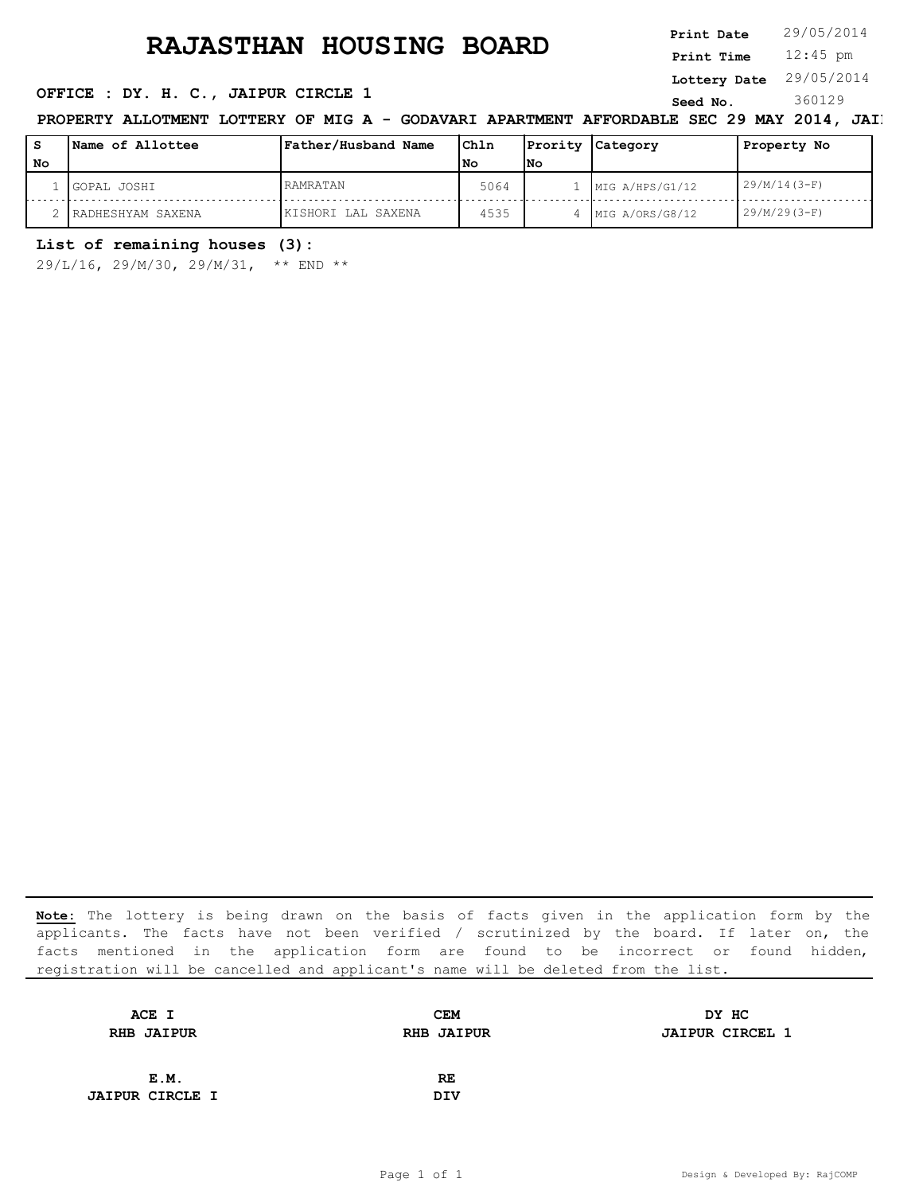# RAJASTHAN HOUSING BOARD

**Print Date** 29/05/2014
**Print Time** 12:45 pm
**Lottery Date** 29/05/2014
**Seed No.** 360129

**OFFICE : DY. H. C., JAIPUR CIRCLE 1**

**PROPERTY ALLOTMENT LOTTERY OF MIG A - GODAVARI APARTMENT AFFORDABLE SEC 29 MAY 2014, JAI**

| S No | Name of Allottee | Father/Husband Name | Chln No | Prority No | Category | Property No |
|---|---|---|---|---|---|---|
| 1 | GOPAL JOSHI | RAMRATAN | 5064 | 1 | MIG A/HPS/G1/12 | 29/M/14(3-F) |
| 2 | RADHESHYAM SAXENA | KISHORI LAL SAXENA | 4535 | 4 | MIG A/ORS/G8/12 | 29/M/29(3-F) |

**List of remaining houses (3):**

29/L/16, 29/M/30, 29/M/31, ** END **

**Note:** The lottery is being drawn on the basis of facts given in the application form by the applicants. The facts have not been verified / scrutinized by the board. If later on, the facts mentioned in the application form are found to be incorrect or found hidden, registration will be cancelled and applicant's name will be deleted from the list.

| | | |
|---|---|---|
| **ACE I**<br>**RHB JAIPUR** | **CEM**<br>**RHB JAIPUR** | **DY HC**<br>**JAIPUR CIRCEL 1** |
| **E.M.**<br>**JAIPUR CIRCLE I** | **RE**<br>**DIV** | |

Design & Developed By: RajCOMP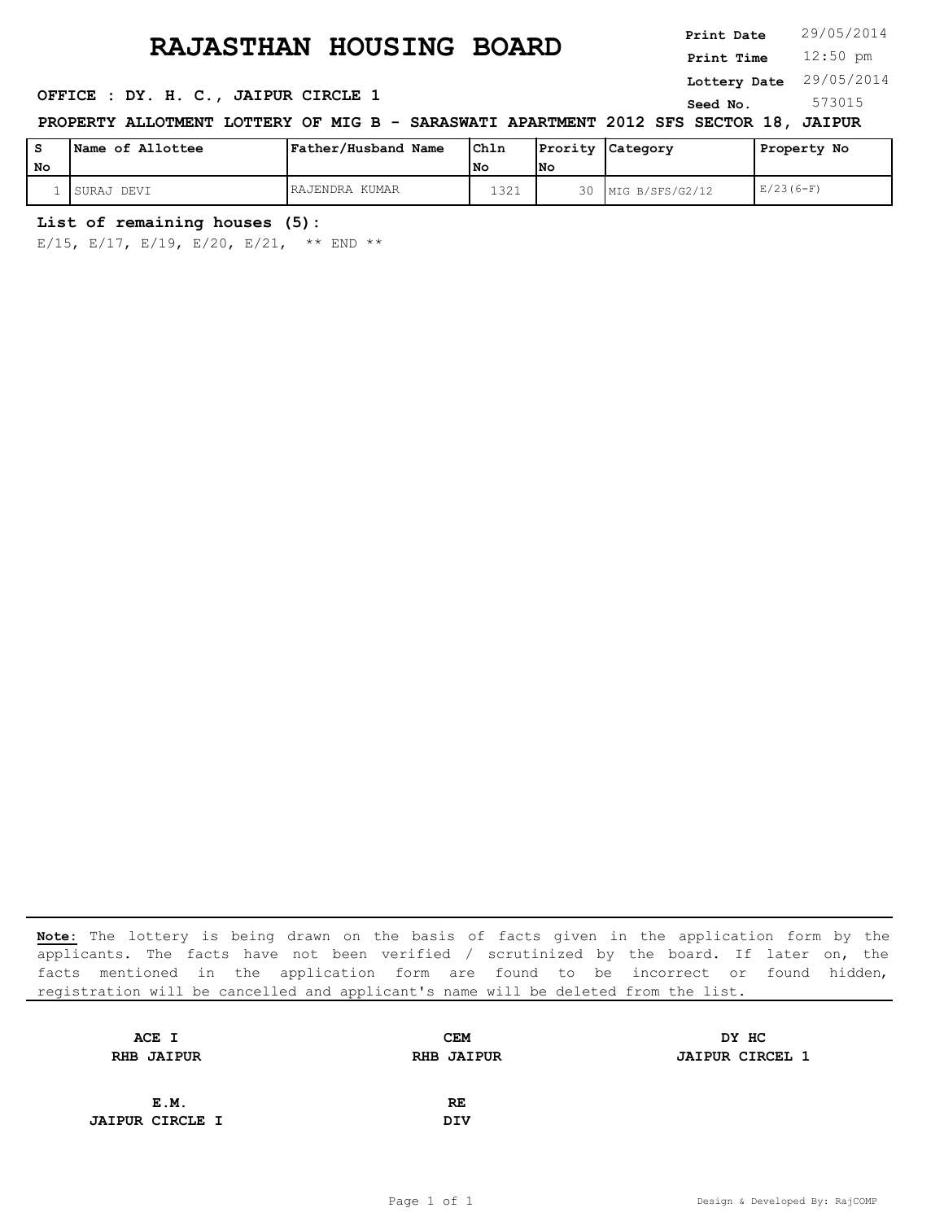# RAJASTHAN HOUSING BOARD

**Print Date** 29/05/2014
**Print Time** 12:50 pm
**Lottery Date** 29/05/2014
**Seed No.** 573015

**OFFICE : DY. H. C., JAIPUR CIRCLE 1**

**PROPERTY ALLOTMENT LOTTERY OF MIG B - SARASWATI APARTMENT 2012 SFS SECTOR 18, JAIPUR**

| S No | Name of Allottee | Father/Husband Name | Chln No | Prority No | Category | Property No |
|---|---|---|---|---|---|---|
| 1 | SURAJ DEVI | RAJENDRA KUMAR | 1321 | 30 | MIG B/SFS/G2/12 | E/23(6-F) |

**List of remaining houses (5):**

E/15, E/17, E/19, E/20, E/21, ** END **

**Note:** The lottery is being drawn on the basis of facts given in the application form by the applicants. The facts have not been verified / scrutinized by the board. If later on, the facts mentioned in the application form are found to be incorrect or found hidden, registration will be cancelled and applicant's name will be deleted from the list.

| | | |
|---|---|---|
| **ACE I**<br>**RHB JAIPUR** | **CEM**<br>**RHB JAIPUR** | **DY HC**<br>**JAIPUR CIRCEL 1** |
| **E.M.**<br>**JAIPUR CIRCLE I** | **RE**<br>**DIV** | |

Design & Developed By: RajCOMP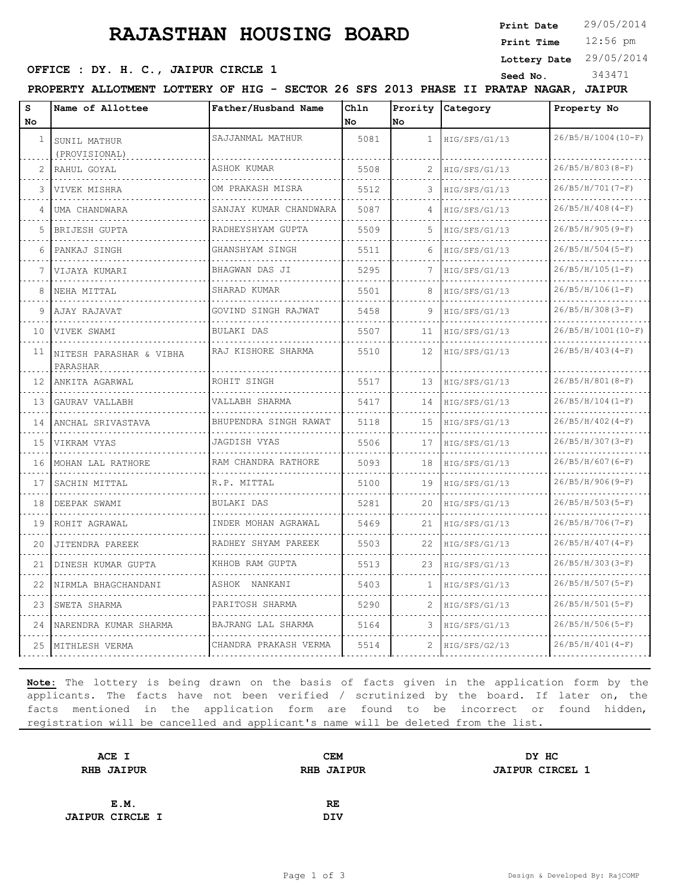# RAJASTHAN HOUSING BOARD

**Print Date** 29/05/2014
**Print Time** 12:56 pm
**Lottery Date** 29/05/2014
**Seed No.** 343471

**OFFICE : DY. H. C., JAIPUR CIRCLE 1**

**PROPERTY ALLOTMENT LOTTERY OF HIG - SECTOR 26 SFS 2013 PHASE II PRATAP NAGAR, JAIPUR**

| S No | Name of Allottee | Father/Husband Name | Chln No | Prority No | Category | Property No |
|---|---|---|---|---|---|---|
| 1 | SUNIL MATHUR (PROVISIONAL) | SAJJANMAL MATHUR | 5081 | 1 | HIG/SFS/G1/13 | 26/B5/H/1004(10-F) |
| 2 | RAHUL GOYAL | ASHOK KUMAR | 5508 | 2 | HIG/SFS/G1/13 | 26/B5/H/803(8-F) |
| 3 | VIVEK MISHRA | OM PRAKASH MISRA | 5512 | 3 | HIG/SFS/G1/13 | 26/B5/H/701(7-F) |
| 4 | UMA CHANDWARA | SANJAY KUMAR CHANDWARA | 5087 | 4 | HIG/SFS/G1/13 | 26/B5/H/408(4-F) |
| 5 | BRIJESH GUPTA | RADHEYSHYAM GUPTA | 5509 | 5 | HIG/SFS/G1/13 | 26/B5/H/905(9-F) |
| 6 | PANKAJ SINGH | GHANSHYAM SINGH | 5511 | 6 | HIG/SFS/G1/13 | 26/B5/H/504(5-F) |
| 7 | VIJAYA KUMARI | BHAGWAN DAS JI | 5295 | 7 | HIG/SFS/G1/13 | 26/B5/H/105(1-F) |
| 8 | NEHA MITTAL | SHARAD KUMAR | 5501 | 8 | HIG/SFS/G1/13 | 26/B5/H/106(1-F) |
| 9 | AJAY RAJAVAT | GOVIND SINGH RAJWAT | 5458 | 9 | HIG/SFS/G1/13 | 26/B5/H/308(3-F) |
| 10 | VIVEK SWAMI | BULAKI DAS | 5507 | 11 | HIG/SFS/G1/13 | 26/B5/H/1001(10-F) |
| 11 | NITESH PARASHAR & VIBHA PARASHAR | RAJ KISHORE SHARMA | 5510 | 12 | HIG/SFS/G1/13 | 26/B5/H/403(4-F) |
| 12 | ANKITA AGARWAL | ROHIT SINGH | 5517 | 13 | HIG/SFS/G1/13 | 26/B5/H/801(8-F) |
| 13 | GAURAV VALLABH | VALLABH SHARMA | 5417 | 14 | HIG/SFS/G1/13 | 26/B5/H/104(1-F) |
| 14 | ANCHAL SRIVASTAVA | BHUPENDRA SINGH RAWAT | 5118 | 15 | HIG/SFS/G1/13 | 26/B5/H/402(4-F) |
| 15 | VIKRAM VYAS | JAGDISH VYAS | 5506 | 17 | HIG/SFS/G1/13 | 26/B5/H/307(3-F) |
| 16 | MOHAN LAL RATHORE | RAM CHANDRA RATHORE | 5093 | 18 | HIG/SFS/G1/13 | 26/B5/H/607(6-F) |
| 17 | SACHIN MITTAL | R.P. MITTAL | 5100 | 19 | HIG/SFS/G1/13 | 26/B5/H/906(9-F) |
| 18 | DEEPAK SWAMI | BULAKI DAS | 5281 | 20 | HIG/SFS/G1/13 | 26/B5/H/503(5-F) |
| 19 | ROHIT AGRAWAL | INDER MOHAN AGRAWAL | 5469 | 21 | HIG/SFS/G1/13 | 26/B5/H/706(7-F) |
| 20 | JITENDRA PAREEK | RADHEY SHYAM PAREEK | 5503 | 22 | HIG/SFS/G1/13 | 26/B5/H/407(4-F) |
| 21 | DINESH KUMAR GUPTA | KHHOB RAM GUPTA | 5513 | 23 | HIG/SFS/G1/13 | 26/B5/H/303(3-F) |
| 22 | NIRMLA BHAGCHANDANI | ASHOK NANKANI | 5403 | 1 | HIG/SFS/G1/13 | 26/B5/H/507(5-F) |
| 23 | SWETA SHARMA | PARITOSH SHARMA | 5290 | 2 | HIG/SFS/G1/13 | 26/B5/H/501(5-F) |
| 24 | NARENDRA KUMAR SHARMA | BAJRANG LAL SHARMA | 5164 | 3 | HIG/SFS/G1/13 | 26/B5/H/506(5-F) |
| 25 | MITHLESH VERMA | CHANDRA PRAKASH VERMA | 5514 | 2 | HIG/SFS/G2/13 | 26/B5/H/401(4-F) |

**Note:** The lottery is being drawn on the basis of facts given in the application form by the applicants. The facts have not been verified / scrutinized by the board. If later on, the facts mentioned in the application form are found to be incorrect or found hidden, registration will be cancelled and applicant's name will be deleted from the list.

| **ACE I**<br>**RHB JAIPUR** | **CEM**<br>**RHB JAIPUR** | **DY HC**<br>**JAIPUR CIRCEL 1** |
|---|---|---|
| **E.M.**<br>**JAIPUR CIRCLE I** | **RE**<br>**DIV** | |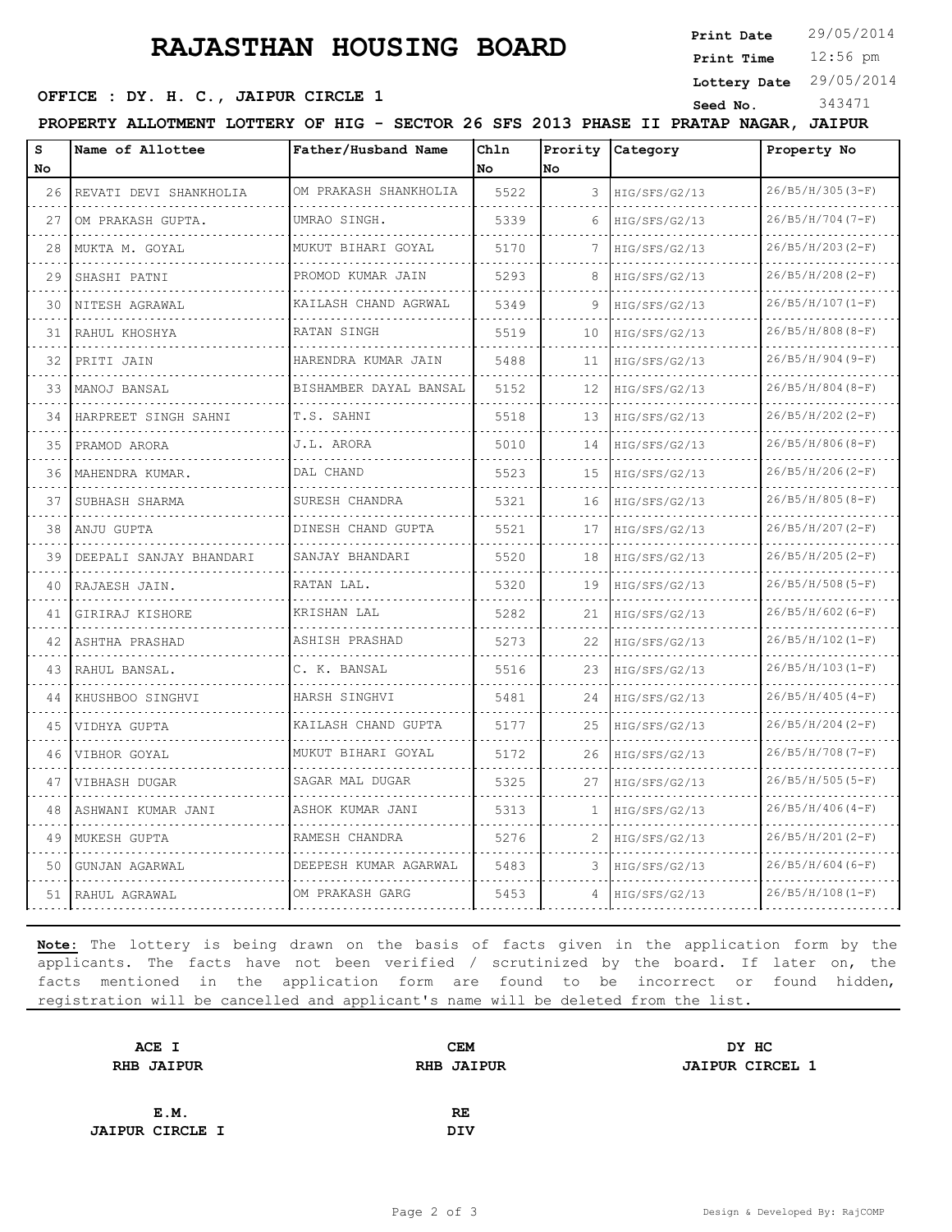# RAJASTHAN HOUSING BOARD

**Print Date** 29/05/2014
**Print Time** 12:56 pm
**Lottery Date** 29/05/2014
**Seed No.** 343471

**OFFICE : DY. H. C., JAIPUR CIRCLE 1**

**PROPERTY ALLOTMENT LOTTERY OF HIG - SECTOR 26 SFS 2013 PHASE II PRATAP NAGAR, JAIPUR**

| S No | Name of Allottee | Father/Husband Name | Chln No | Prority No | Category | Property No |
|---|---|---|---|---|---|---|
| 26 | REVATI DEVI SHANKHOLIA | OM PRAKASH SHANKHOLIA | 5522 | 3 | HIG/SFS/G2/13 | 26/B5/H/305(3-F) |
| 27 | OM PRAKASH GUPTA. | UMRAO SINGH. | 5339 | 6 | HIG/SFS/G2/13 | 26/B5/H/704(7-F) |
| 28 | MUKTA M. GOYAL | MUKUT BIHARI GOYAL | 5170 | 7 | HIG/SFS/G2/13 | 26/B5/H/203(2-F) |
| 29 | SHASHI PATNI | PROMOD KUMAR JAIN | 5293 | 8 | HIG/SFS/G2/13 | 26/B5/H/208(2-F) |
| 30 | NITESH AGRAWAL | KAILASH CHAND AGRWAL | 5349 | 9 | HIG/SFS/G2/13 | 26/B5/H/107(1-F) |
| 31 | RAHUL KHOSHYA | RATAN SINGH | 5519 | 10 | HIG/SFS/G2/13 | 26/B5/H/808(8-F) |
| 32 | PRITI JAIN | HARENDRA KUMAR JAIN | 5488 | 11 | HIG/SFS/G2/13 | 26/B5/H/904(9-F) |
| 33 | MANOJ BANSAL | BISHAMBER DAYAL BANSAL | 5152 | 12 | HIG/SFS/G2/13 | 26/B5/H/804(8-F) |
| 34 | HARPREET SINGH SAHNI | T.S. SAHNI | 5518 | 13 | HIG/SFS/G2/13 | 26/B5/H/202(2-F) |
| 35 | PRAMOD ARORA | J.L. ARORA | 5010 | 14 | HIG/SFS/G2/13 | 26/B5/H/806(8-F) |
| 36 | MAHENDRA KUMAR. | DAL CHAND | 5523 | 15 | HIG/SFS/G2/13 | 26/B5/H/206(2-F) |
| 37 | SUBHASH SHARMA | SURESH CHANDRA | 5321 | 16 | HIG/SFS/G2/13 | 26/B5/H/805(8-F) |
| 38 | ANJU GUPTA | DINESH CHAND GUPTA | 5521 | 17 | HIG/SFS/G2/13 | 26/B5/H/207(2-F) |
| 39 | DEEPALI SANJAY BHANDARI | SANJAY BHANDARI | 5520 | 18 | HIG/SFS/G2/13 | 26/B5/H/205(2-F) |
| 40 | RAJAESH JAIN. | RATAN LAL. | 5320 | 19 | HIG/SFS/G2/13 | 26/B5/H/508(5-F) |
| 41 | GIRIRAJ KISHORE | KRISHAN LAL | 5282 | 21 | HIG/SFS/G2/13 | 26/B5/H/602(6-F) |
| 42 | ASHTHA PRASHAD | ASHISH PRASHAD | 5273 | 22 | HIG/SFS/G2/13 | 26/B5/H/102(1-F) |
| 43 | RAHUL BANSAL. | C. K. BANSAL | 5516 | 23 | HIG/SFS/G2/13 | 26/B5/H/103(1-F) |
| 44 | KHUSHBOO SINGHVI | HARSH SINGHVI | 5481 | 24 | HIG/SFS/G2/13 | 26/B5/H/405(4-F) |
| 45 | VIDHYA GUPTA | KAILASH CHAND GUPTA | 5177 | 25 | HIG/SFS/G2/13 | 26/B5/H/204(2-F) |
| 46 | VIBHOR GOYAL | MUKUT BIHARI GOYAL | 5172 | 26 | HIG/SFS/G2/13 | 26/B5/H/708(7-F) |
| 47 | VIBHASH DUGAR | SAGAR MAL DUGAR | 5325 | 27 | HIG/SFS/G2/13 | 26/B5/H/505(5-F) |
| 48 | ASHWANI KUMAR JANI | ASHOK KUMAR JANI | 5313 | 1 | HIG/SFS/G2/13 | 26/B5/H/406(4-F) |
| 49 | MUKESH GUPTA | RAMESH CHANDRA | 5276 | 2 | HIG/SFS/G2/13 | 26/B5/H/201(2-F) |
| 50 | GUNJAN AGARWAL | DEEPESH KUMAR AGARWAL | 5483 | 3 | HIG/SFS/G2/13 | 26/B5/H/604(6-F) |
| 51 | RAHUL AGRAWAL | OM PRAKASH GARG | 5453 | 4 | HIG/SFS/G2/13 | 26/B5/H/108(1-F) |

**Note:** The lottery is being drawn on the basis of facts given in the application form by the applicants. The facts have not been verified / scrutinized by the board. If later on, the facts mentioned in the application form are found to be incorrect or found hidden, registration will be cancelled and applicant's name will be deleted from the list.

| | | |
|---|---|---|
| **ACE I**<br>**RHB JAIPUR** | **CEM**<br>**RHB JAIPUR** | **DY HC**<br>**JAIPUR CIRCEL 1** |
| **E.M.**<br>**JAIPUR CIRCLE I** | **RE**<br>**DIV** | |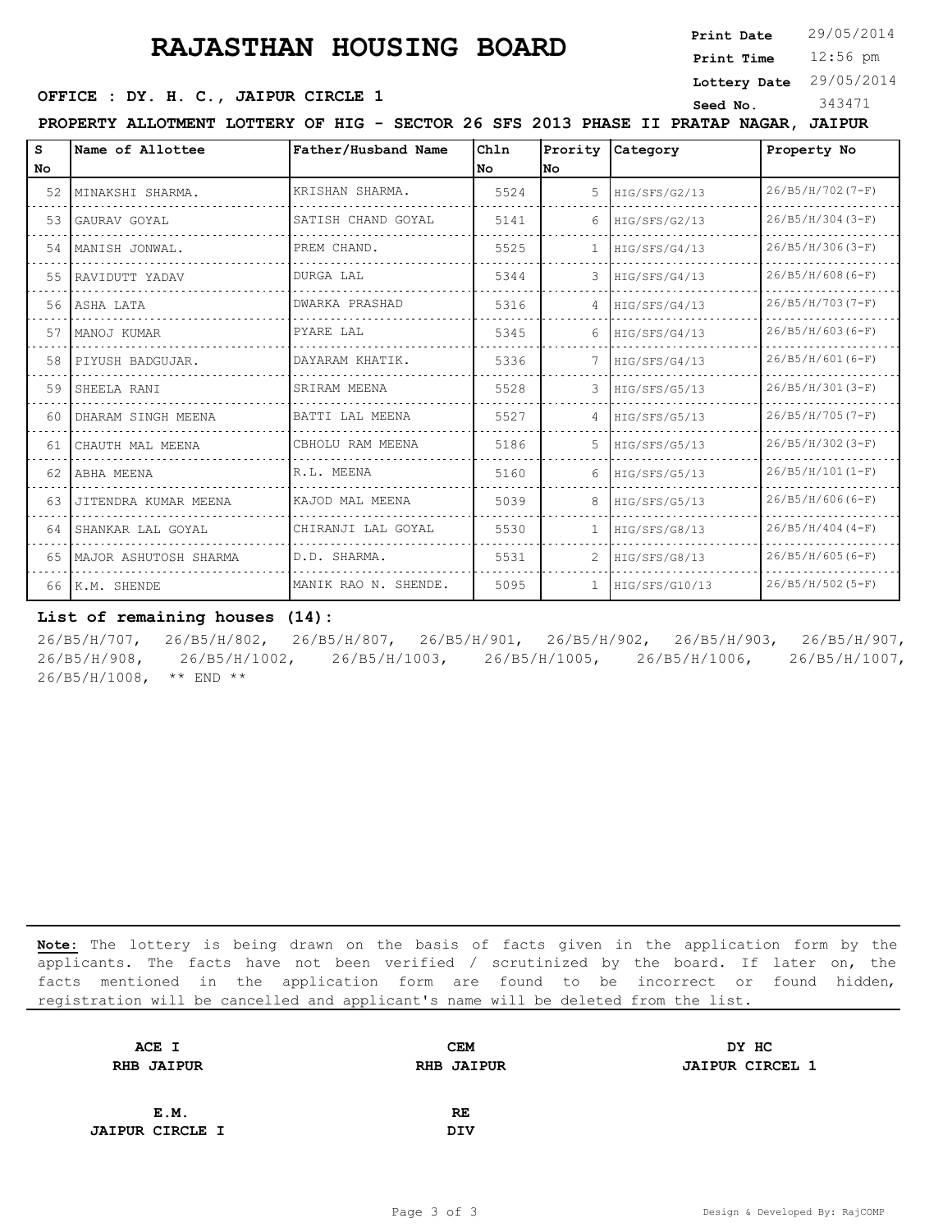# RAJASTHAN HOUSING BOARD

**Print Date** 29/05/2014
**Print Time** 12:56 pm
**Lottery Date** 29/05/2014
**Seed No.** 343471

**OFFICE : DY. H. C., JAIPUR CIRCLE 1**

**PROPERTY ALLOTMENT LOTTERY OF HIG - SECTOR 26 SFS 2013 PHASE II PRATAP NAGAR, JAIPUR**

| S No | Name of Allottee | Father/Husband Name | Chln No | Prority No | Category | Property No |
|---|---|---|---|---|---|---|
| 52 | MINAKSHI SHARMA. | KRISHAN SHARMA. | 5524 | 5 | HIG/SFS/G2/13 | 26/B5/H/702(7-F) |
| 53 | GAURAV GOYAL | SATISH CHAND GOYAL | 5141 | 6 | HIG/SFS/G2/13 | 26/B5/H/304(3-F) |
| 54 | MANISH JONWAL. | PREM CHAND. | 5525 | 1 | HIG/SFS/G4/13 | 26/B5/H/306(3-F) |
| 55 | RAVIDUTT YADAV | DURGA LAL | 5344 | 3 | HIG/SFS/G4/13 | 26/B5/H/608(6-F) |
| 56 | ASHA LATA | DWARKA PRASHAD | 5316 | 4 | HIG/SFS/G4/13 | 26/B5/H/703(7-F) |
| 57 | MANOJ KUMAR | PYARE LAL | 5345 | 6 | HIG/SFS/G4/13 | 26/B5/H/603(6-F) |
| 58 | PIYUSH BADGUJAR. | DAYARAM KHATIK. | 5336 | 7 | HIG/SFS/G4/13 | 26/B5/H/601(6-F) |
| 59 | SHEELA RANI | SRIRAM MEENA | 5528 | 3 | HIG/SFS/G5/13 | 26/B5/H/301(3-F) |
| 60 | DHARAM SINGH MEENA | BATTI LAL MEENA | 5527 | 4 | HIG/SFS/G5/13 | 26/B5/H/705(7-F) |
| 61 | CHAUTH MAL MEENA | CBHOLU RAM MEENA | 5186 | 5 | HIG/SFS/G5/13 | 26/B5/H/302(3-F) |
| 62 | ABHA MEENA | R.L. MEENA | 5160 | 6 | HIG/SFS/G5/13 | 26/B5/H/101(1-F) |
| 63 | JITENDRA KUMAR MEENA | KAJOD MAL MEENA | 5039 | 8 | HIG/SFS/G5/13 | 26/B5/H/606(6-F) |
| 64 | SHANKAR LAL GOYAL | CHIRANJI LAL GOYAL | 5530 | 1 | HIG/SFS/G8/13 | 26/B5/H/404(4-F) |
| 65 | MAJOR ASHUTOSH SHARMA | D.D. SHARMA. | 5531 | 2 | HIG/SFS/G8/13 | 26/B5/H/605(6-F) |
| 66 | K.M. SHENDE | MANIK RAO N. SHENDE. | 5095 | 1 | HIG/SFS/G10/13 | 26/B5/H/502(5-F) |

**List of remaining houses (14):**

26/B5/H/707, 26/B5/H/802, 26/B5/H/807, 26/B5/H/901, 26/B5/H/902, 26/B5/H/903, 26/B5/H/907, 26/B5/H/908, 26/B5/H/1002, 26/B5/H/1003, 26/B5/H/1005, 26/B5/H/1006, 26/B5/H/1007, 26/B5/H/1008, ** END **

**Note:** The lottery is being drawn on the basis of facts given in the application form by the applicants. The facts have not been verified / scrutinized by the board. If later on, the facts mentioned in the application form are found to be incorrect or found hidden, registration will be cancelled and applicant's name will be deleted from the list.

| | | |
|---|---|---|
| **ACE I**<br>**RHB JAIPUR** | **CEM**<br>**RHB JAIPUR** | **DY HC**<br>**JAIPUR CIRCEL 1** |
| **E.M.**<br>**JAIPUR CIRCLE I** | **RE**<br>**DIV** | |

Design & Developed By: RajCOMP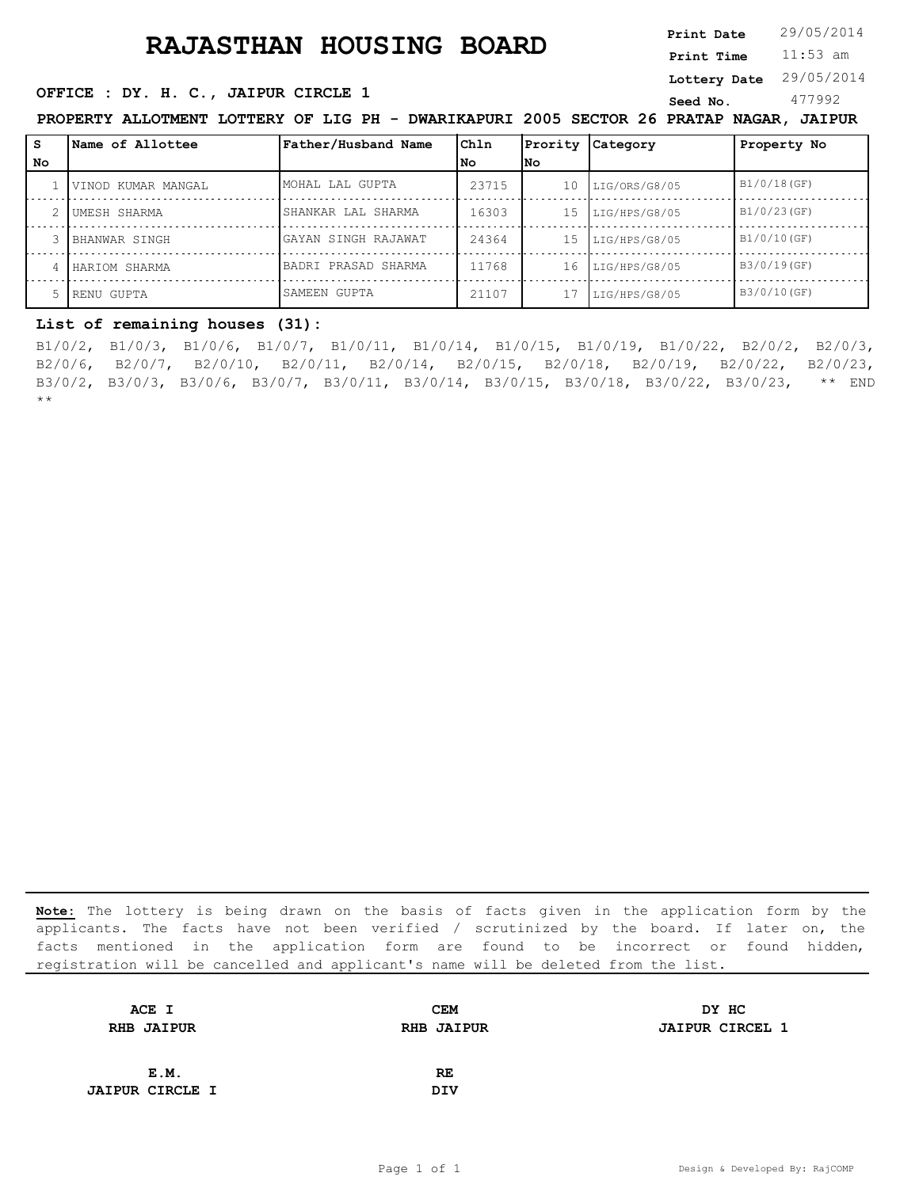# RAJASTHAN HOUSING BOARD

**Print Date** 29/05/2014
**Print Time** 11:53 am
**Lottery Date** 29/05/2014
**Seed No.** 477992

**OFFICE : DY. H. C., JAIPUR CIRCLE 1**

**PROPERTY ALLOTMENT LOTTERY OF LIG PH - DWARIKAPURI 2005 SECTOR 26 PRATAP NAGAR, JAIPUR**

| S No | Name of Allottee | Father/Husband Name | Chln No | Prority No | Category | Property No |
|---|---|---|---|---|---|---|
| 1 | VINOD KUMAR MANGAL | MOHAL LAL GUPTA | 23715 | 10 | LIG/ORS/G8/05 | B1/0/18(GF) |
| 2 | UMESH SHARMA | SHANKAR LAL SHARMA | 16303 | 15 | LIG/HPS/G8/05 | B1/0/23(GF) |
| 3 | BHANWAR SINGH | GAYAN SINGH RAJAWAT | 24364 | 15 | LIG/HPS/G8/05 | B1/0/10(GF) |
| 4 | HARIOM SHARMA | BADRI PRASAD SHARMA | 11768 | 16 | LIG/HPS/G8/05 | B3/0/19(GF) |
| 5 | RENU GUPTA | SAMEEN GUPTA | 21107 | 17 | LIG/HPS/G8/05 | B3/0/10(GF) |

**List of remaining houses (31):**

B1/0/2, B1/0/3, B1/0/6, B1/0/7, B1/0/11, B1/0/14, B1/0/15, B1/0/19, B1/0/22, B2/0/2, B2/0/3, B2/0/6, B2/0/7, B2/0/10, B2/0/11, B2/0/14, B2/0/15, B2/0/18, B2/0/19, B2/0/22, B2/0/23, B3/0/2, B3/0/3, B3/0/6, B3/0/7, B3/0/11, B3/0/14, B3/0/15, B3/0/18, B3/0/22, B3/0/23, ** END **

**Note:** The lottery is being drawn on the basis of facts given in the application form by the applicants. The facts have not been verified / scrutinized by the board. If later on, the facts mentioned in the application form are found to be incorrect or found hidden, registration will be cancelled and applicant's name will be deleted from the list.

| | | |
|---|---|---|
| **ACE I**<br>**RHB JAIPUR** | **CEM**<br>**RHB JAIPUR** | **DY HC**<br>**JAIPUR CIRCEL 1** |
| **E.M.**<br>**JAIPUR CIRCLE I** | **RE**<br>**DIV** | |

Design & Developed By: RajCOMP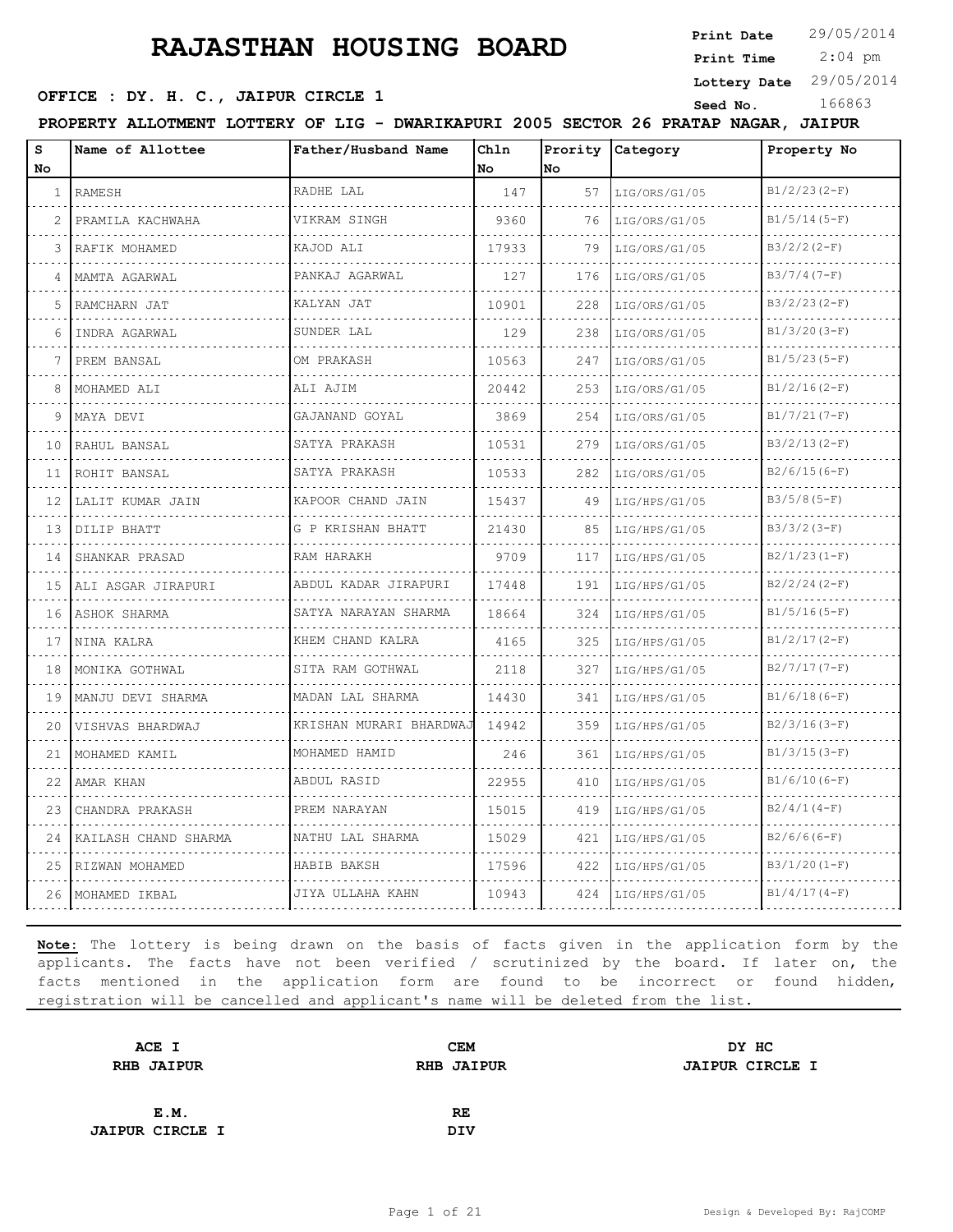# RAJASTHAN HOUSING BOARD

**Print Date** 29/05/2014
**Print Time** 2:04 pm
**Lottery Date** 29/05/2014
**Seed No.** 166863

**OFFICE : DY. H. C., JAIPUR CIRCLE 1**

**PROPERTY ALLOTMENT LOTTERY OF LIG - DWARIKAPURI 2005 SECTOR 26 PRATAP NAGAR, JAIPUR**

| S No | Name of Allottee | Father/Husband Name | Chln No | Prority No | Category | Property No |
|---|---|---|---|---|---|---|
| 1 | RAMESH | RADHE LAL | 147 | 57 | LIG/ORS/G1/05 | B1/2/23(2-F) |
| 2 | PRAMILA KACHWAHA | VIKRAM SINGH | 9360 | 76 | LIG/ORS/G1/05 | B1/5/14(5-F) |
| 3 | RAFIK MOHAMED | KAJOD ALI | 17933 | 79 | LIG/ORS/G1/05 | B3/2/2(2-F) |
| 4 | MAMTA AGARWAL | PANKAJ AGARWAL | 127 | 176 | LIG/ORS/G1/05 | B3/7/4(7-F) |
| 5 | RAMCHARN JAT | KALYAN JAT | 10901 | 228 | LIG/ORS/G1/05 | B3/2/23(2-F) |
| 6 | INDRA AGARWAL | SUNDER LAL | 129 | 238 | LIG/ORS/G1/05 | B1/3/20(3-F) |
| 7 | PREM BANSAL | OM PRAKASH | 10563 | 247 | LIG/ORS/G1/05 | B1/5/23(5-F) |
| 8 | MOHAMED ALI | ALI AJIM | 20442 | 253 | LIG/ORS/G1/05 | B1/2/16(2-F) |
| 9 | MAYA DEVI | GAJANAND GOYAL | 3869 | 254 | LIG/ORS/G1/05 | B1/7/21(7-F) |
| 10 | RAHUL BANSAL | SATYA PRAKASH | 10531 | 279 | LIG/ORS/G1/05 | B3/2/13(2-F) |
| 11 | ROHIT BANSAL | SATYA PRAKASH | 10533 | 282 | LIG/ORS/G1/05 | B2/6/15(6-F) |
| 12 | LALIT KUMAR JAIN | KAPOOR CHAND JAIN | 15437 | 49 | LIG/HPS/G1/05 | B3/5/8(5-F) |
| 13 | DILIP BHATT | G P KRISHAN BHATT | 21430 | 85 | LIG/HPS/G1/05 | B3/3/2(3-F) |
| 14 | SHANKAR PRASAD | RAM HARAKH | 9709 | 117 | LIG/HPS/G1/05 | B2/1/23(1-F) |
| 15 | ALI ASGAR JIRAPURI | ABDUL KADAR JIRAPURI | 17448 | 191 | LIG/HPS/G1/05 | B2/2/24(2-F) |
| 16 | ASHOK SHARMA | SATYA NARAYAN SHARMA | 18664 | 324 | LIG/HPS/G1/05 | B1/5/16(5-F) |
| 17 | NINA KALRA | KHEM CHAND KALRA | 4165 | 325 | LIG/HPS/G1/05 | B1/2/17(2-F) |
| 18 | MONIKA GOTHWAL | SITA RAM GOTHWAL | 2118 | 327 | LIG/HPS/G1/05 | B2/7/17(7-F) |
| 19 | MANJU DEVI SHARMA | MADAN LAL SHARMA | 14430 | 341 | LIG/HPS/G1/05 | B1/6/18(6-F) |
| 20 | VISHVAS BHARDWAJ | KRISHAN MURARI BHARDWAJ | 14942 | 359 | LIG/HPS/G1/05 | B2/3/16(3-F) |
| 21 | MOHAMED KAMIL | MOHAMED HAMID | 246 | 361 | LIG/HPS/G1/05 | B1/3/15(3-F) |
| 22 | AMAR KHAN | ABDUL RASID | 22955 | 410 | LIG/HPS/G1/05 | B1/6/10(6-F) |
| 23 | CHANDRA PRAKASH | PREM NARAYAN | 15015 | 419 | LIG/HPS/G1/05 | B2/4/1(4-F) |
| 24 | KAILASH CHAND SHARMA | NATHU LAL SHARMA | 15029 | 421 | LIG/HPS/G1/05 | B2/6/6(6-F) |
| 25 | RIZWAN MOHAMED | HABIB BAKSH | 17596 | 422 | LIG/HPS/G1/05 | B3/1/20(1-F) |
| 26 | MOHAMED IKBAL | JIYA ULLAHA KAHN | 10943 | 424 | LIG/HPS/G1/05 | B1/4/17(4-F) |

**Note:** The lottery is being drawn on the basis of facts given in the application form by the applicants. The facts have not been verified / scrutinized by the board. If later on, the facts mentioned in the application form are found to be incorrect or found hidden, registration will be cancelled and applicant's name will be deleted from the list.

| | | |
|---|---|---|
| **ACE I**<br>**RHB JAIPUR** | **CEM**<br>**RHB JAIPUR** | **DY HC**<br>**JAIPUR CIRCLE I** |
| **E.M.**<br>**JAIPUR CIRCLE I** | **RE**<br>**DIV** | |

Design & Developed By: RajCOMP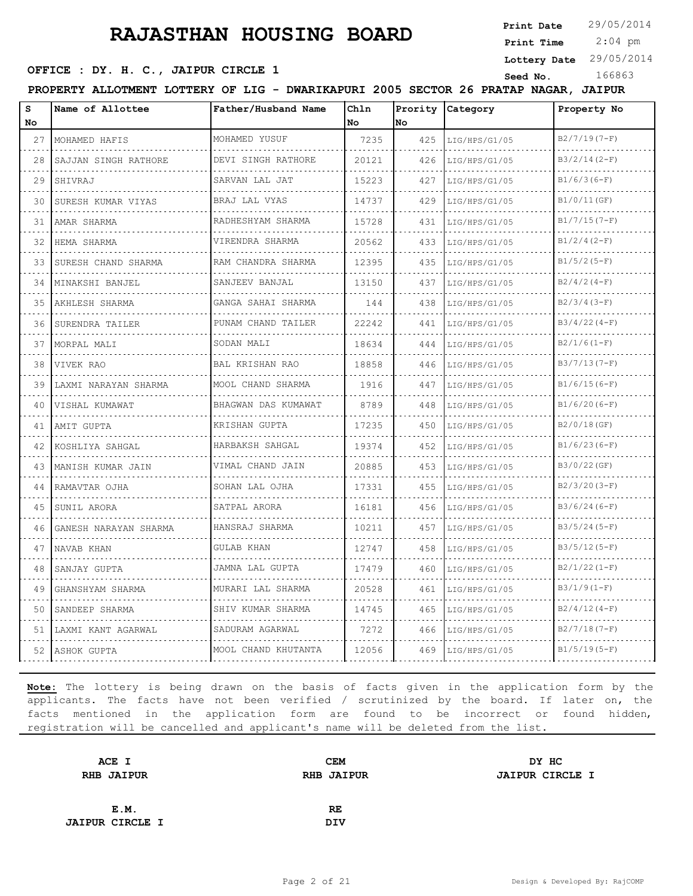# RAJASTHAN HOUSING BOARD

**Print Date** 29/05/2014
**Print Time** 2:04 pm
**Lottery Date** 29/05/2014
**Seed No.** 166863

**OFFICE : DY. H. C., JAIPUR CIRCLE 1**

**PROPERTY ALLOTMENT LOTTERY OF LIG - DWARIKAPURI 2005 SECTOR 26 PRATAP NAGAR, JAIPUR**

| S No | Name of Allottee | Father/Husband Name | Chln No | Prority No | Category | Property No |
|---|---|---|---|---|---|---|
| 27 | MOHAMED HAFIS | MOHAMED YUSUF | 7235 | 425 | LIG/HPS/G1/05 | B2/7/19(7-F) |
| 28 | SAJJAN SINGH RATHORE | DEVI SINGH RATHORE | 20121 | 426 | LIG/HPS/G1/05 | B3/2/14(2-F) |
| 29 | SHIVRAJ | SARVAN LAL JAT | 15223 | 427 | LIG/HPS/G1/05 | B1/6/3(6-F) |
| 30 | SURESH KUMAR VIYAS | BRAJ LAL VYAS | 14737 | 429 | LIG/HPS/G1/05 | B1/0/11(GF) |
| 31 | AMAR SHARMA | RADHESHYAM SHARMA | 15728 | 431 | LIG/HPS/G1/05 | B1/7/15(7-F) |
| 32 | HEMA SHARMA | VIRENDRA SHARMA | 20562 | 433 | LIG/HPS/G1/05 | B1/2/4(2-F) |
| 33 | SURESH CHAND SHARMA | RAM CHANDRA SHARMA | 12395 | 435 | LIG/HPS/G1/05 | B1/5/2(5-F) |
| 34 | MINAKSHI BANJEL | SANJEEV BANJAL | 13150 | 437 | LIG/HPS/G1/05 | B2/4/2(4-F) |
| 35 | AKHLESH SHARMA | GANGA SAHAI SHARMA | 144 | 438 | LIG/HPS/G1/05 | B2/3/4(3-F) |
| 36 | SURENDRA TAILER | PUNAM CHAND TAILER | 22242 | 441 | LIG/HPS/G1/05 | B3/4/22(4-F) |
| 37 | MORPAL MALI | SODAN MALI | 18634 | 444 | LIG/HPS/G1/05 | B2/1/6(1-F) |
| 38 | VIVEK RAO | BAL KRISHAN RAO | 18858 | 446 | LIG/HPS/G1/05 | B3/7/13(7-F) |
| 39 | LAXMI NARAYAN SHARMA | MOOL CHAND SHARMA | 1916 | 447 | LIG/HPS/G1/05 | B1/6/15(6-F) |
| 40 | VISHAL KUMAWAT | BHAGWAN DAS KUMAWAT | 8789 | 448 | LIG/HPS/G1/05 | B1/6/20(6-F) |
| 41 | AMIT GUPTA | KRISHAN GUPTA | 17235 | 450 | LIG/HPS/G1/05 | B2/0/18(GF) |
| 42 | KOSHLIYA SAHGAL | HARBAKSH SAHGAL | 19374 | 452 | LIG/HPS/G1/05 | B1/6/23(6-F) |
| 43 | MANISH KUMAR JAIN | VIMAL CHAND JAIN | 20885 | 453 | LIG/HPS/G1/05 | B3/0/22(GF) |
| 44 | RAMAVTAR OJHA | SOHAN LAL OJHA | 17331 | 455 | LIG/HPS/G1/05 | B2/3/20(3-F) |
| 45 | SUNIL ARORA | SATPAL ARORA | 16181 | 456 | LIG/HPS/G1/05 | B3/6/24(6-F) |
| 46 | GANESH NARAYAN SHARMA | HANSRAJ SHARMA | 10211 | 457 | LIG/HPS/G1/05 | B3/5/24(5-F) |
| 47 | NAVAB KHAN | GULAB KHAN | 12747 | 458 | LIG/HPS/G1/05 | B3/5/12(5-F) |
| 48 | SANJAY GUPTA | JAMNA LAL GUPTA | 17479 | 460 | LIG/HPS/G1/05 | B2/1/22(1-F) |
| 49 | GHANSHYAM SHARMA | MURARI LAL SHARMA | 20528 | 461 | LIG/HPS/G1/05 | B3/1/9(1-F) |
| 50 | SANDEEP SHARMA | SHIV KUMAR SHARMA | 14745 | 465 | LIG/HPS/G1/05 | B2/4/12(4-F) |
| 51 | LAXMI KANT AGARWAL | SADURAM AGARWAL | 7272 | 466 | LIG/HPS/G1/05 | B2/7/18(7-F) |
| 52 | ASHOK GUPTA | MOOL CHAND KHUTANTA | 12056 | 469 | LIG/HPS/G1/05 | B1/5/19(5-F) |

**Note:** The lottery is being drawn on the basis of facts given in the application form by the applicants. The facts have not been verified / scrutinized by the board. If later on, the facts mentioned in the application form are found to be incorrect or found hidden, registration will be cancelled and applicant's name will be deleted from the list.

**ACE I**
**RHB JAIPUR**

**CEM**
**RHB JAIPUR**

**DY HC**
**JAIPUR CIRCLE I**

**E.M.**
**JAIPUR CIRCLE I**

**RE**
**DIV**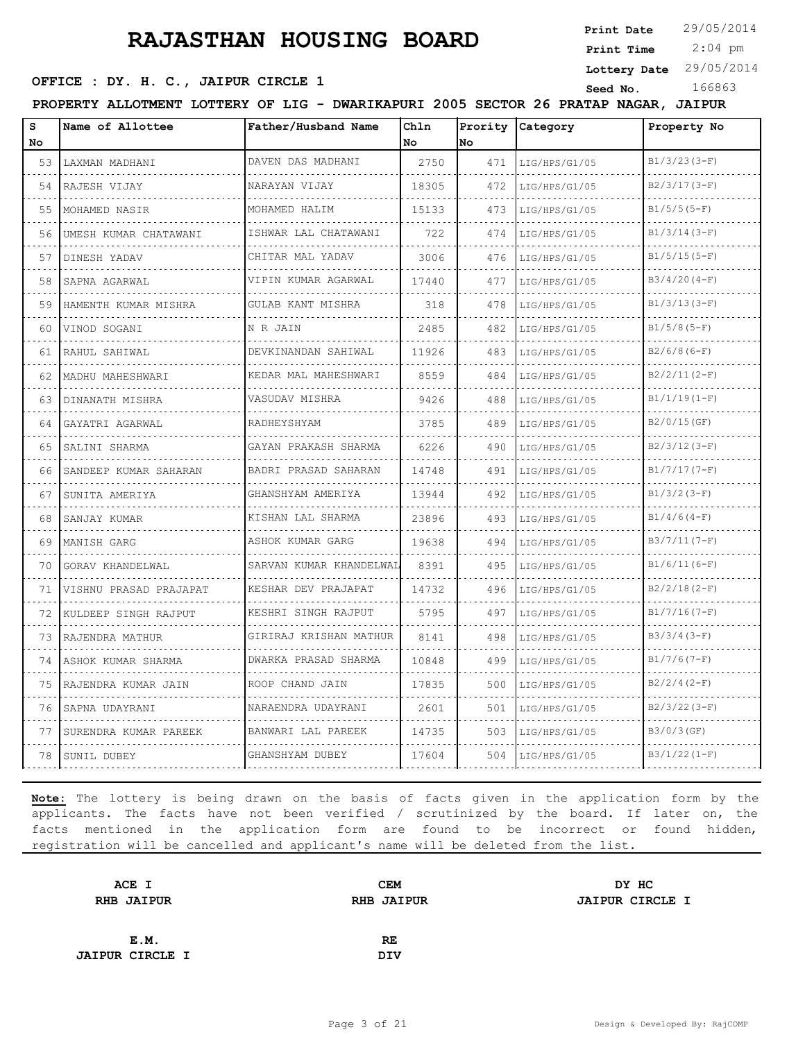# RAJASTHAN HOUSING BOARD

**Print Date** 29/05/2014
**Print Time** 2:04 pm
**Lottery Date** 29/05/2014
**Seed No.** 166863

**OFFICE : DY. H. C., JAIPUR CIRCLE 1**

**PROPERTY ALLOTMENT LOTTERY OF LIG - DWARIKAPURI 2005 SECTOR 26 PRATAP NAGAR, JAIPUR**

| S No | Name of Allottee | Father/Husband Name | Chln No | Prority No | Category | Property No |
|---|---|---|---|---|---|---|
| 53 | LAXMAN MADHANI | DAVEN DAS MADHANI | 2750 | 471 | LIG/HPS/G1/05 | B1/3/23(3-F) |
| 54 | RAJESH VIJAY | NARAYAN VIJAY | 18305 | 472 | LIG/HPS/G1/05 | B2/3/17(3-F) |
| 55 | MOHAMED NASIR | MOHAMED HALIM | 15133 | 473 | LIG/HPS/G1/05 | B1/5/5(5-F) |
| 56 | UMESH KUMAR CHATAWANI | ISHWAR LAL CHATAWANI | 722 | 474 | LIG/HPS/G1/05 | B1/3/14(3-F) |
| 57 | DINESH YADAV | CHITAR MAL YADAV | 3006 | 476 | LIG/HPS/G1/05 | B1/5/15(5-F) |
| 58 | SAPNA AGARWAL | VIPIN KUMAR AGARWAL | 17440 | 477 | LIG/HPS/G1/05 | B3/4/20(4-F) |
| 59 | HAMENTH KUMAR MISHRA | GULAB KANT MISHRA | 318 | 478 | LIG/HPS/G1/05 | B1/3/13(3-F) |
| 60 | VINOD SOGANI | N R JAIN | 2485 | 482 | LIG/HPS/G1/05 | B1/5/8(5-F) |
| 61 | RAHUL SAHIWAL | DEVKINANDAN SAHIWAL | 11926 | 483 | LIG/HPS/G1/05 | B2/6/8(6-F) |
| 62 | MADHU MAHESHWARI | KEDAR MAL MAHESHWARI | 8559 | 484 | LIG/HPS/G1/05 | B2/2/11(2-F) |
| 63 | DINANATH MISHRA | VASUDAV MISHRA | 9426 | 488 | LIG/HPS/G1/05 | B1/1/19(1-F) |
| 64 | GAYATRI AGARWAL | RADHEYSHYAM | 3785 | 489 | LIG/HPS/G1/05 | B2/0/15(GF) |
| 65 | SALINI SHARMA | GAYAN PRAKASH SHARMA | 6226 | 490 | LIG/HPS/G1/05 | B2/3/12(3-F) |
| 66 | SANDEEP KUMAR SAHARAN | BADRI PRASAD SAHARAN | 14748 | 491 | LIG/HPS/G1/05 | B1/7/17(7-F) |
| 67 | SUNITA AMERIYA | GHANSHYAM AMERIYA | 13944 | 492 | LIG/HPS/G1/05 | B1/3/2(3-F) |
| 68 | SANJAY KUMAR | KISHAN LAL SHARMA | 23896 | 493 | LIG/HPS/G1/05 | B1/4/6(4-F) |
| 69 | MANISH GARG | ASHOK KUMAR GARG | 19638 | 494 | LIG/HPS/G1/05 | B3/7/11(7-F) |
| 70 | GORAV KHANDELWAL | SARVAN KUMAR KHANDELWAL | 8391 | 495 | LIG/HPS/G1/05 | B1/6/11(6-F) |
| 71 | VISHNU PRASAD PRAJAPAT | KESHAR DEV PRAJAPAT | 14732 | 496 | LIG/HPS/G1/05 | B2/2/18(2-F) |
| 72 | KULDEEP SINGH RAJPUT | KESHRI SINGH RAJPUT | 5795 | 497 | LIG/HPS/G1/05 | B1/7/16(7-F) |
| 73 | RAJENDRA MATHUR | GIRIRAJ KRISHAN MATHUR | 8141 | 498 | LIG/HPS/G1/05 | B3/3/4(3-F) |
| 74 | ASHOK KUMAR SHARMA | DWARKA PRASAD SHARMA | 10848 | 499 | LIG/HPS/G1/05 | B1/7/6(7-F) |
| 75 | RAJENDRA KUMAR JAIN | ROOP CHAND JAIN | 17835 | 500 | LIG/HPS/G1/05 | B2/2/4(2-F) |
| 76 | SAPNA UDAYRANI | NARAENDRA UDAYRANI | 2601 | 501 | LIG/HPS/G1/05 | B2/3/22(3-F) |
| 77 | SURENDRA KUMAR PAREEK | BANWARI LAL PAREEK | 14735 | 503 | LIG/HPS/G1/05 | B3/0/3(GF) |
| 78 | SUNIL DUBEY | GHANSHYAM DUBEY | 17604 | 504 | LIG/HPS/G1/05 | B3/1/22(1-F) |

**Note:** The lottery is being drawn on the basis of facts given in the application form by the applicants. The facts have not been verified / scrutinized by the board. If later on, the facts mentioned in the application form are found to be incorrect or found hidden, registration will be cancelled and applicant's name will be deleted from the list.

**ACE I**
**RHB JAIPUR**

**CEM**
**RHB JAIPUR**

**DY HC**
**JAIPUR CIRCLE I**

**E.M.**
**JAIPUR CIRCLE I**

**RE**
**DIV**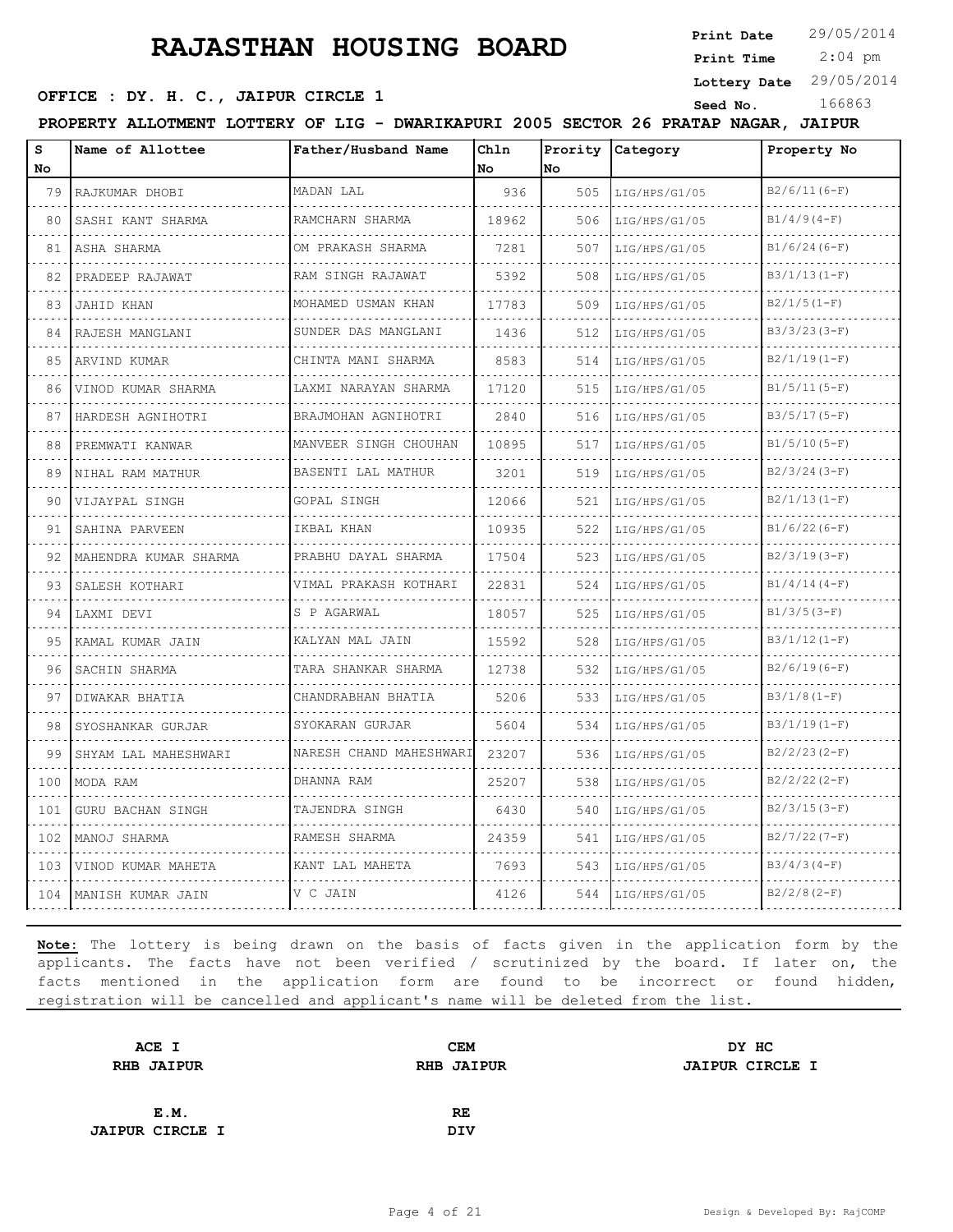# RAJASTHAN HOUSING BOARD

**Print Date** 29/05/2014
**Print Time** 2:04 pm
**Lottery Date** 29/05/2014
**Seed No.** 166863

**OFFICE : DY. H. C., JAIPUR CIRCLE 1**

**PROPERTY ALLOTMENT LOTTERY OF LIG - DWARIKAPURI 2005 SECTOR 26 PRATAP NAGAR, JAIPUR**

| S No | Name of Allottee | Father/Husband Name | Chln No | Prority No | Category | Property No |
|---|---|---|---|---|---|---|
| 79 | RAJKUMAR DHOBI | MADAN LAL | 936 | 505 | LIG/HPS/G1/05 | B2/6/11(6-F) |
| 80 | SASHI KANT SHARMA | RAMCHARN SHARMA | 18962 | 506 | LIG/HPS/G1/05 | B1/4/9(4-F) |
| 81 | ASHA SHARMA | OM PRAKASH SHARMA | 7281 | 507 | LIG/HPS/G1/05 | B1/6/24(6-F) |
| 82 | PRADEEP RAJAWAT | RAM SINGH RAJAWAT | 5392 | 508 | LIG/HPS/G1/05 | B3/1/13(1-F) |
| 83 | JAHID KHAN | MOHAMED USMAN KHAN | 17783 | 509 | LIG/HPS/G1/05 | B2/1/5(1-F) |
| 84 | RAJESH MANGLANI | SUNDER DAS MANGLANI | 1436 | 512 | LIG/HPS/G1/05 | B3/3/23(3-F) |
| 85 | ARVIND KUMAR | CHINTA MANI SHARMA | 8583 | 514 | LIG/HPS/G1/05 | B2/1/19(1-F) |
| 86 | VINOD KUMAR SHARMA | LAXMI NARAYAN SHARMA | 17120 | 515 | LIG/HPS/G1/05 | B1/5/11(5-F) |
| 87 | HARDESH AGNIHOTRI | BRAJMOHAN AGNIHOTRI | 2840 | 516 | LIG/HPS/G1/05 | B3/5/17(5-F) |
| 88 | PREMWATI KANWAR | MANVEER SINGH CHOUHAN | 10895 | 517 | LIG/HPS/G1/05 | B1/5/10(5-F) |
| 89 | NIHAL RAM MATHUR | BASENTI LAL MATHUR | 3201 | 519 | LIG/HPS/G1/05 | B2/3/24(3-F) |
| 90 | VIJAYPAL SINGH | GOPAL SINGH | 12066 | 521 | LIG/HPS/G1/05 | B2/1/13(1-F) |
| 91 | SAHINA PARVEEN | IKBAL KHAN | 10935 | 522 | LIG/HPS/G1/05 | B1/6/22(6-F) |
| 92 | MAHENDRA KUMAR SHARMA | PRABHU DAYAL SHARMA | 17504 | 523 | LIG/HPS/G1/05 | B2/3/19(3-F) |
| 93 | SALESH KOTHARI | VIMAL PRAKASH KOTHARI | 22831 | 524 | LIG/HPS/G1/05 | B1/4/14(4-F) |
| 94 | LAXMI DEVI | S P AGARWAL | 18057 | 525 | LIG/HPS/G1/05 | B1/3/5(3-F) |
| 95 | KAMAL KUMAR JAIN | KALYAN MAL JAIN | 15592 | 528 | LIG/HPS/G1/05 | B3/1/12(1-F) |
| 96 | SACHIN SHARMA | TARA SHANKAR SHARMA | 12738 | 532 | LIG/HPS/G1/05 | B2/6/19(6-F) |
| 97 | DIWAKAR BHATIA | CHANDRABHAN BHATIA | 5206 | 533 | LIG/HPS/G1/05 | B3/1/8(1-F) |
| 98 | SYOSHANKAR GURJAR | SYOKARAN GURJAR | 5604 | 534 | LIG/HPS/G1/05 | B3/1/19(1-F) |
| 99 | SHYAM LAL MAHESHWARI | NARESH CHAND MAHESHWARI | 23207 | 536 | LIG/HPS/G1/05 | B2/2/23(2-F) |
| 100 | MODA RAM | DHANNA RAM | 25207 | 538 | LIG/HPS/G1/05 | B2/2/22(2-F) |
| 101 | GURU BACHAN SINGH | TAJENDRA SINGH | 6430 | 540 | LIG/HPS/G1/05 | B2/3/15(3-F) |
| 102 | MANOJ SHARMA | RAMESH SHARMA | 24359 | 541 | LIG/HPS/G1/05 | B2/7/22(7-F) |
| 103 | VINOD KUMAR MAHETA | KANT LAL MAHETA | 7693 | 543 | LIG/HPS/G1/05 | B3/4/3(4-F) |
| 104 | MANISH KUMAR JAIN | V C JAIN | 4126 | 544 | LIG/HPS/G1/05 | B2/2/8(2-F) |

**Note:** The lottery is being drawn on the basis of facts given in the application form by the applicants. The facts have not been verified / scrutinized by the board. If later on, the facts mentioned in the application form are found to be incorrect or found hidden, registration will be cancelled and applicant's name will be deleted from the list.

| | | |
|---|---|---|
| **ACE I**<br>**RHB JAIPUR** | **CEM**<br>**RHB JAIPUR** | **DY HC**<br>**JAIPUR CIRCLE I** |
| **E.M.**<br>**JAIPUR CIRCLE I** | **RE**<br>**DIV** | |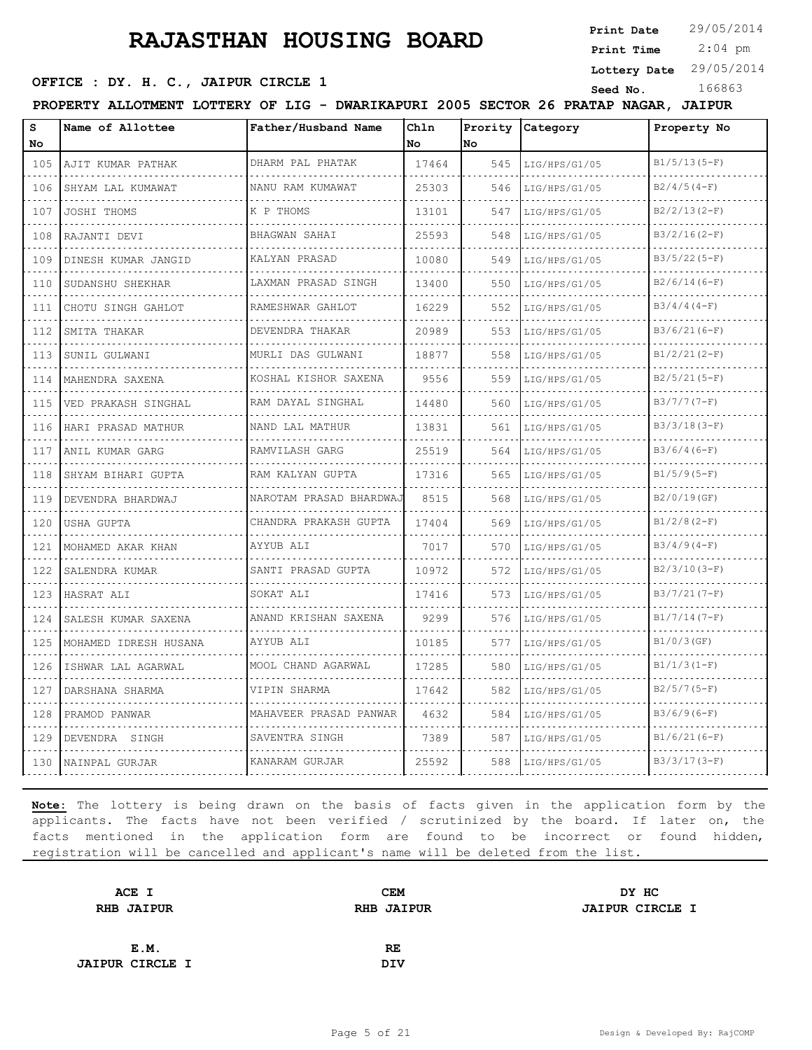# RAJASTHAN HOUSING BOARD

**Print Date** 29/05/2014
**Print Time** 2:04 pm
**Lottery Date** 29/05/2014
**Seed No.** 166863

**OFFICE : DY. H. C., JAIPUR CIRCLE 1**

**PROPERTY ALLOTMENT LOTTERY OF LIG - DWARIKAPURI 2005 SECTOR 26 PRATAP NAGAR, JAIPUR**

| S No | Name of Allottee | Father/Husband Name | Chln No | Prority No | Category | Property No |
|---|---|---|---|---|---|---|
| 105 | AJIT KUMAR PATHAK | DHARM PAL PHATAK | 17464 | 545 | LIG/HPS/G1/05 | B1/5/13(5-F) |
| 106 | SHYAM LAL KUMAWAT | NANU RAM KUMAWAT | 25303 | 546 | LIG/HPS/G1/05 | B2/4/5(4-F) |
| 107 | JOSHI THOMS | K P THOMS | 13101 | 547 | LIG/HPS/G1/05 | B2/2/13(2-F) |
| 108 | RAJANTI DEVI | BHAGWAN SAHAI | 25593 | 548 | LIG/HPS/G1/05 | B3/2/16(2-F) |
| 109 | DINESH KUMAR JANGID | KALYAN PRASAD | 10080 | 549 | LIG/HPS/G1/05 | B3/5/22(5-F) |
| 110 | SUDANSHU SHEKHAR | LAXMAN PRASAD SINGH | 13400 | 550 | LIG/HPS/G1/05 | B2/6/14(6-F) |
| 111 | CHOTU SINGH GAHLOT | RAMESHWAR GAHLOT | 16229 | 552 | LIG/HPS/G1/05 | B3/4/4(4-F) |
| 112 | SMITA THAKAR | DEVENDRA THAKAR | 20989 | 553 | LIG/HPS/G1/05 | B3/6/21(6-F) |
| 113 | SUNIL GULWANI | MURLI DAS GULWANI | 18877 | 558 | LIG/HPS/G1/05 | B1/2/21(2-F) |
| 114 | MAHENDRA SAXENA | KOSHAL KISHOR SAXENA | 9556 | 559 | LIG/HPS/G1/05 | B2/5/21(5-F) |
| 115 | VED PRAKASH SINGHAL | RAM DAYAL SINGHAL | 14480 | 560 | LIG/HPS/G1/05 | B3/7/7(7-F) |
| 116 | HARI PRASAD MATHUR | NAND LAL MATHUR | 13831 | 561 | LIG/HPS/G1/05 | B3/3/18(3-F) |
| 117 | ANIL KUMAR GARG | RAMVILASH GARG | 25519 | 564 | LIG/HPS/G1/05 | B3/6/4(6-F) |
| 118 | SHYAM BIHARI GUPTA | RAM KALYAN GUPTA | 17316 | 565 | LIG/HPS/G1/05 | B1/5/9(5-F) |
| 119 | DEVENDRA BHARDWAJ | NAROTAM PRASAD BHARDWAJ | 8515 | 568 | LIG/HPS/G1/05 | B2/0/19(GF) |
| 120 | USHA GUPTA | CHANDRA PRAKASH GUPTA | 17404 | 569 | LIG/HPS/G1/05 | B1/2/8(2-F) |
| 121 | MOHAMED AKAR KHAN | AYYUB ALI | 7017 | 570 | LIG/HPS/G1/05 | B3/4/9(4-F) |
| 122 | SALENDRA KUMAR | SANTI PRASAD GUPTA | 10972 | 572 | LIG/HPS/G1/05 | B2/3/10(3-F) |
| 123 | HASRAT ALI | SOKAT ALI | 17416 | 573 | LIG/HPS/G1/05 | B3/7/21(7-F) |
| 124 | SALESH KUMAR SAXENA | ANAND KRISHAN SAXENA | 9299 | 576 | LIG/HPS/G1/05 | B1/7/14(7-F) |
| 125 | MOHAMED IDRESH HUSANA | AYYUB ALI | 10185 | 577 | LIG/HPS/G1/05 | B1/0/3(GF) |
| 126 | ISHWAR LAL AGARWAL | MOOL CHAND AGARWAL | 17285 | 580 | LIG/HPS/G1/05 | B1/1/3(1-F) |
| 127 | DARSHANA SHARMA | VIPIN SHARMA | 17642 | 582 | LIG/HPS/G1/05 | B2/5/7(5-F) |
| 128 | PRAMOD PANWAR | MAHAVEER PRASAD PANWAR | 4632 | 584 | LIG/HPS/G1/05 | B3/6/9(6-F) |
| 129 | DEVENDRA SINGH | SAVENTRA SINGH | 7389 | 587 | LIG/HPS/G1/05 | B1/6/21(6-F) |
| 130 | NAINPAL GURJAR | KANARAM GURJAR | 25592 | 588 | LIG/HPS/G1/05 | B3/3/17(3-F) |

**Note:** The lottery is being drawn on the basis of facts given in the application form by the applicants. The facts have not been verified / scrutinized by the board. If later on, the facts mentioned in the application form are found to be incorrect or found hidden, registration will be cancelled and applicant's name will be deleted from the list.

| ACE I | CEM | DY HC |
|---|---|---|
| RHB JAIPUR | RHB JAIPUR | JAIPUR CIRCLE I |
| E.M. | RE | |
| JAIPUR CIRCLE I | DIV | |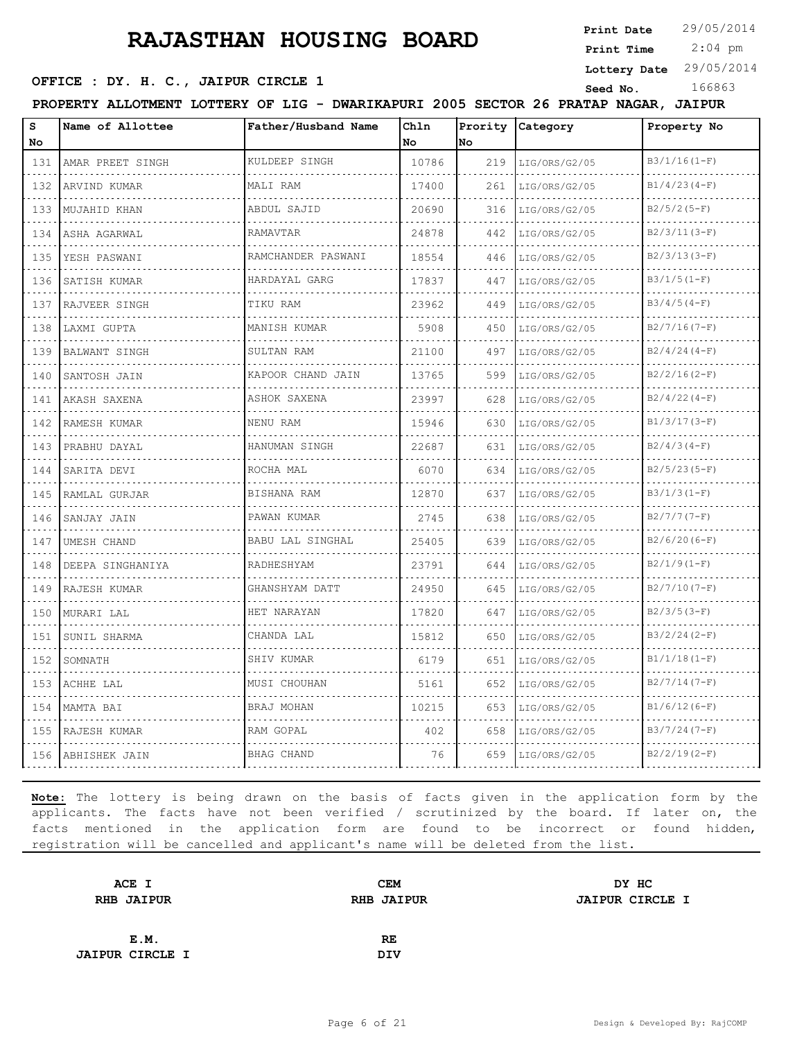# RAJASTHAN HOUSING BOARD

**Print Date** 29/05/2014
**Print Time** 2:04 pm
**Lottery Date** 29/05/2014
**Seed No.** 166863

**OFFICE : DY. H. C., JAIPUR CIRCLE 1**

**PROPERTY ALLOTMENT LOTTERY OF LIG - DWARIKAPURI 2005 SECTOR 26 PRATAP NAGAR, JAIPUR**

| S No | Name of Allottee | Father/Husband Name | Chln No | Prority No | Category | Property No |
|---|---|---|---|---|---|---|
| 131 | AMAR PREET SINGH | KULDEEP SINGH | 10786 | 219 | LIG/ORS/G2/05 | B3/1/16(1-F) |
| 132 | ARVIND KUMAR | MALI RAM | 17400 | 261 | LIG/ORS/G2/05 | B1/4/23(4-F) |
| 133 | MUJAHID KHAN | ABDUL SAJID | 20690 | 316 | LIG/ORS/G2/05 | B2/5/2(5-F) |
| 134 | ASHA AGARWAL | RAMAVTAR | 24878 | 442 | LIG/ORS/G2/05 | B2/3/11(3-F) |
| 135 | YESH PASWANI | RAMCHANDER PASWANI | 18554 | 446 | LIG/ORS/G2/05 | B2/3/13(3-F) |
| 136 | SATISH KUMAR | HARDAYAL GARG | 17837 | 447 | LIG/ORS/G2/05 | B3/1/5(1-F) |
| 137 | RAJVEER SINGH | TIKU RAM | 23962 | 449 | LIG/ORS/G2/05 | B3/4/5(4-F) |
| 138 | LAXMI GUPTA | MANISH KUMAR | 5908 | 450 | LIG/ORS/G2/05 | B2/7/16(7-F) |
| 139 | BALWANT SINGH | SULTAN RAM | 21100 | 497 | LIG/ORS/G2/05 | B2/4/24(4-F) |
| 140 | SANTOSH JAIN | KAPOOR CHAND JAIN | 13765 | 599 | LIG/ORS/G2/05 | B2/2/16(2-F) |
| 141 | AKASH SAXENA | ASHOK SAXENA | 23997 | 628 | LIG/ORS/G2/05 | B2/4/22(4-F) |
| 142 | RAMESH KUMAR | NENU RAM | 15946 | 630 | LIG/ORS/G2/05 | B1/3/17(3-F) |
| 143 | PRABHU DAYAL | HANUMAN SINGH | 22687 | 631 | LIG/ORS/G2/05 | B2/4/3(4-F) |
| 144 | SARITA DEVI | ROCHA MAL | 6070 | 634 | LIG/ORS/G2/05 | B2/5/23(5-F) |
| 145 | RAMLAL GURJAR | BISHANA RAM | 12870 | 637 | LIG/ORS/G2/05 | B3/1/3(1-F) |
| 146 | SANJAY JAIN | PAWAN KUMAR | 2745 | 638 | LIG/ORS/G2/05 | B2/7/7(7-F) |
| 147 | UMESH CHAND | BABU LAL SINGHAL | 25405 | 639 | LIG/ORS/G2/05 | B2/6/20(6-F) |
| 148 | DEEPA SINGHANIYA | RADHESHYAM | 23791 | 644 | LIG/ORS/G2/05 | B2/1/9(1-F) |
| 149 | RAJESH KUMAR | GHANSHYAM DATT | 24950 | 645 | LIG/ORS/G2/05 | B2/7/10(7-F) |
| 150 | MURARI LAL | HET NARAYAN | 17820 | 647 | LIG/ORS/G2/05 | B2/3/5(3-F) |
| 151 | SUNIL SHARMA | CHANDA LAL | 15812 | 650 | LIG/ORS/G2/05 | B3/2/24(2-F) |
| 152 | SOMNATH | SHIV KUMAR | 6179 | 651 | LIG/ORS/G2/05 | B1/1/18(1-F) |
| 153 | ACHHE LAL | MUSI CHOUHAN | 5161 | 652 | LIG/ORS/G2/05 | B2/7/14(7-F) |
| 154 | MAMTA BAI | BRAJ MOHAN | 10215 | 653 | LIG/ORS/G2/05 | B1/6/12(6-F) |
| 155 | RAJESH KUMAR | RAM GOPAL | 402 | 658 | LIG/ORS/G2/05 | B3/7/24(7-F) |
| 156 | ABHISHEK JAIN | BHAG CHAND | 76 | 659 | LIG/ORS/G2/05 | B2/2/19(2-F) |

**Note:** The lottery is being drawn on the basis of facts given in the application form by the applicants. The facts have not been verified / scrutinized by the board. If later on, the facts mentioned in the application form are found to be incorrect or found hidden, registration will be cancelled and applicant's name will be deleted from the list.

| **ACE I**<br>**RHB JAIPUR** | **CEM**<br>**RHB JAIPUR** | **DY HC**<br>**JAIPUR CIRCLE I** |
|---|---|---|
| **E.M.**<br>**JAIPUR CIRCLE I** | **RE**<br>**DIV** | |

Design & Developed By: RajCOMP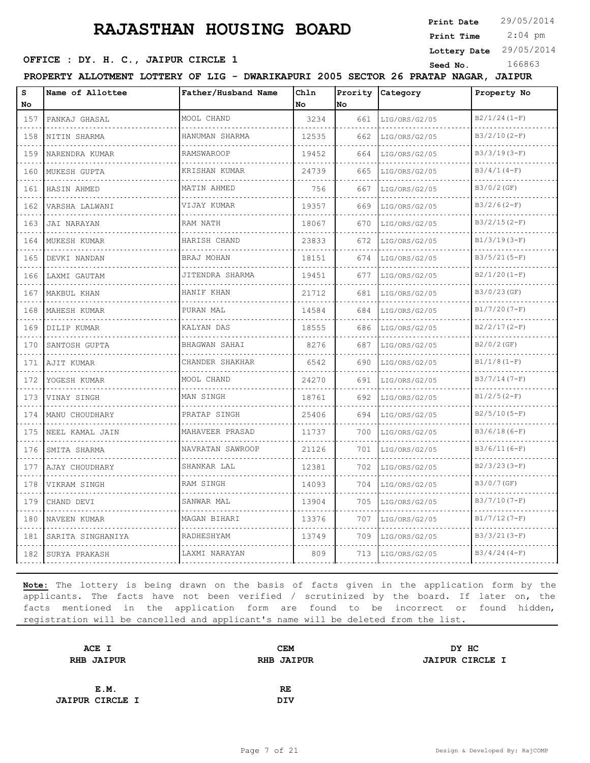# RAJASTHAN HOUSING BOARD

**Print Date** 29/05/2014
**Print Time** 2:04 pm
**Lottery Date** 29/05/2014
**Seed No.** 166863

**OFFICE : DY. H. C., JAIPUR CIRCLE 1**

**PROPERTY ALLOTMENT LOTTERY OF LIG - DWARIKAPURI 2005 SECTOR 26 PRATAP NAGAR, JAIPUR**

| S No | Name of Allottee | Father/Husband Name | Chln No | Prority No | Category | Property No |
|---|---|---|---|---|---|---|
| 157 | PANKAJ GHASAL | MOOL CHAND | 3234 | 661 | LIG/ORS/G2/05 | B2/1/24(1-F) |
| 158 | NITIN SHARMA | HANUMAN SHARMA | 12535 | 662 | LIG/ORS/G2/05 | B3/2/10(2-F) |
| 159 | NARENDRA KUMAR | RAMSWAROOP | 19452 | 664 | LIG/ORS/G2/05 | B3/3/19(3-F) |
| 160 | MUKESH GUPTA | KRISHAN KUMAR | 24739 | 665 | LIG/ORS/G2/05 | B3/4/1(4-F) |
| 161 | HASIN AHMED | MATIN AHMED | 756 | 667 | LIG/ORS/G2/05 | B3/0/2(GF) |
| 162 | VARSHA LALWANI | VIJAY KUMAR | 19357 | 669 | LIG/ORS/G2/05 | B3/2/6(2-F) |
| 163 | JAI NARAYAN | RAM NATH | 18067 | 670 | LIG/ORS/G2/05 | B3/2/15(2-F) |
| 164 | MUKESH KUMAR | HARISH CHAND | 23833 | 672 | LIG/ORS/G2/05 | B1/3/19(3-F) |
| 165 | DEVKI NANDAN | BRAJ MOHAN | 18151 | 674 | LIG/ORS/G2/05 | B3/5/21(5-F) |
| 166 | LAXMI GAUTAM | JITENDRA SHARMA | 19451 | 677 | LIG/ORS/G2/05 | B2/1/20(1-F) |
| 167 | MAKBUL KHAN | HANIF KHAN | 21712 | 681 | LIG/ORS/G2/05 | B3/0/23(GF) |
| 168 | MAHESH KUMAR | PURAN MAL | 14584 | 684 | LIG/ORS/G2/05 | B1/7/20(7-F) |
| 169 | DILIP KUMAR | KALYAN DAS | 18555 | 686 | LIG/ORS/G2/05 | B2/2/17(2-F) |
| 170 | SANTOSH GUPTA | BHAGWAN SAHAI | 8276 | 687 | LIG/ORS/G2/05 | B2/0/2(GF) |
| 171 | AJIT KUMAR | CHANDER SHAKHAR | 6542 | 690 | LIG/ORS/G2/05 | B1/1/8(1-F) |
| 172 | YOGESH KUMAR | MOOL CHAND | 24270 | 691 | LIG/ORS/G2/05 | B3/7/14(7-F) |
| 173 | VINAY SINGH | MAN SINGH | 18761 | 692 | LIG/ORS/G2/05 | B1/2/5(2-F) |
| 174 | MANU CHOUDHARY | PRATAP SINGH | 25406 | 694 | LIG/ORS/G2/05 | B2/5/10(5-F) |
| 175 | NEEL KAMAL JAIN | MAHAVEER PRASAD | 11737 | 700 | LIG/ORS/G2/05 | B3/6/18(6-F) |
| 176 | SMITA SHARMA | NAVRATAN SAWROOP | 21126 | 701 | LIG/ORS/G2/05 | B3/6/11(6-F) |
| 177 | AJAY CHOUDHARY | SHANKAR LAL | 12381 | 702 | LIG/ORS/G2/05 | B2/3/23(3-F) |
| 178 | VIKRAM SINGH | RAM SINGH | 14093 | 704 | LIG/ORS/G2/05 | B3/0/7(GF) |
| 179 | CHAND DEVI | SANWAR MAL | 13904 | 705 | LIG/ORS/G2/05 | B3/7/10(7-F) |
| 180 | NAVEEN KUMAR | MAGAN BIHARI | 13376 | 707 | LIG/ORS/G2/05 | B1/7/12(7-F) |
| 181 | SARITA SINGHANIYA | RADHESHYAM | 13749 | 709 | LIG/ORS/G2/05 | B3/3/21(3-F) |
| 182 | SURYA PRAKASH | LAXMI NARAYAN | 809 | 713 | LIG/ORS/G2/05 | B3/4/24(4-F) |

**Note:** The lottery is being drawn on the basis of facts given in the application form by the applicants. The facts have not been verified / scrutinized by the board. If later on, the facts mentioned in the application form are found to be incorrect or found hidden, registration will be cancelled and applicant's name will be deleted from the list.

| | | |
|---|---|---|
| **ACE I** | **CEM** | **DY HC** |
| **RHB JAIPUR** | **RHB JAIPUR** | **JAIPUR CIRCLE I** |
| **E.M.** | **RE** | |
| **JAIPUR CIRCLE I** | **DIV** | |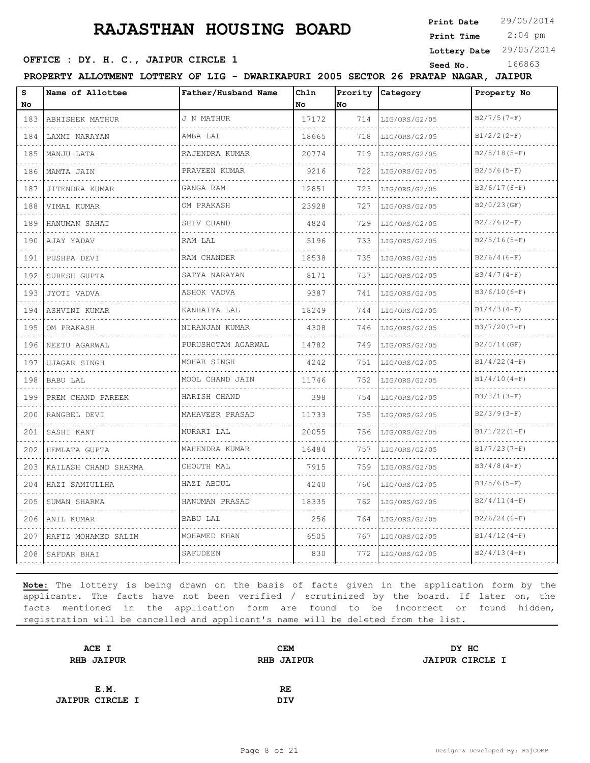# RAJASTHAN HOUSING BOARD

**Print Date** 29/05/2014
**Print Time** 2:04 pm
**Lottery Date** 29/05/2014
**Seed No.** 166863

**OFFICE : DY. H. C., JAIPUR CIRCLE 1**

**PROPERTY ALLOTMENT LOTTERY OF LIG - DWARIKAPURI 2005 SECTOR 26 PRATAP NAGAR, JAIPUR**

| S No | Name of Allottee | Father/Husband Name | Chln No | Prority No | Category | Property No |
|---|---|---|---|---|---|---|
| 183 | ABHISHEK MATHUR | J N MATHUR | 17172 | 714 | LIG/ORS/G2/05 | B2/7/5(7-F) |
| 184 | LAXMI NARAYAN | AMBA LAL | 18665 | 718 | LIG/ORS/G2/05 | B1/2/2(2-F) |
| 185 | MANJU LATA | RAJENDRA KUMAR | 20774 | 719 | LIG/ORS/G2/05 | B2/5/18(5-F) |
| 186 | MAMTA JAIN | PRAVEEN KUMAR | 9216 | 722 | LIG/ORS/G2/05 | B2/5/6(5-F) |
| 187 | JITENDRA KUMAR | GANGA RAM | 12851 | 723 | LIG/ORS/G2/05 | B3/6/17(6-F) |
| 188 | VIMAL KUMAR | OM PRAKASH | 23928 | 727 | LIG/ORS/G2/05 | B2/0/23(GF) |
| 189 | HANUMAN SAHAI | SHIV CHAND | 4824 | 729 | LIG/ORS/G2/05 | B2/2/6(2-F) |
| 190 | AJAY YADAV | RAM LAL | 5196 | 733 | LIG/ORS/G2/05 | B2/5/16(5-F) |
| 191 | PUSHPA DEVI | RAM CHANDER | 18538 | 735 | LIG/ORS/G2/05 | B2/6/4(6-F) |
| 192 | SURESH GUPTA | SATYA NARAYAN | 8171 | 737 | LIG/ORS/G2/05 | B3/4/7(4-F) |
| 193 | JYOTI VADVA | ASHOK VADVA | 9387 | 741 | LIG/ORS/G2/05 | B3/6/10(6-F) |
| 194 | ASHVINI KUMAR | KANHAIYA LAL | 18249 | 744 | LIG/ORS/G2/05 | B1/4/3(4-F) |
| 195 | OM PRAKASH | NIRANJAN KUMAR | 4308 | 746 | LIG/ORS/G2/05 | B3/7/20(7-F) |
| 196 | NEETU AGARWAL | PURUSHOTAM AGARWAL | 14782 | 749 | LIG/ORS/G2/05 | B2/0/14(GF) |
| 197 | UJAGAR SINGH | MOHAR SINGH | 4242 | 751 | LIG/ORS/G2/05 | B1/4/22(4-F) |
| 198 | BABU LAL | MOOL CHAND JAIN | 11746 | 752 | LIG/ORS/G2/05 | B1/4/10(4-F) |
| 199 | PREM CHAND PAREEK | HARISH CHAND | 398 | 754 | LIG/ORS/G2/05 | B3/3/1(3-F) |
| 200 | RANGBEL DEVI | MAHAVEER PRASAD | 11733 | 755 | LIG/ORS/G2/05 | B2/3/9(3-F) |
| 201 | SASHI KANT | MURARI LAL | 20055 | 756 | LIG/ORS/G2/05 | B1/1/22(1-F) |
| 202 | HEMLATA GUPTA | MAHENDRA KUMAR | 16484 | 757 | LIG/ORS/G2/05 | B1/7/23(7-F) |
| 203 | KAILASH CHAND SHARMA | CHOUTH MAL | 7915 | 759 | LIG/ORS/G2/05 | B3/4/8(4-F) |
| 204 | HAZI SAMIULLHA | HAZI ABDUL | 4240 | 760 | LIG/ORS/G2/05 | B3/5/6(5-F) |
| 205 | SUMAN SHARMA | HANUMAN PRASAD | 18335 | 762 | LIG/ORS/G2/05 | B2/4/11(4-F) |
| 206 | ANIL KUMAR | BABU LAL | 256 | 764 | LIG/ORS/G2/05 | B2/6/24(6-F) |
| 207 | HAFIZ MOHAMED SALIM | MOHAMED KHAN | 6505 | 767 | LIG/ORS/G2/05 | B1/4/12(4-F) |
| 208 | SAFDAR BHAI | SAFUDEEN | 830 | 772 | LIG/ORS/G2/05 | B2/4/13(4-F) |

**Note:** The lottery is being drawn on the basis of facts given in the application form by the applicants. The facts have not been verified / scrutinized by the board. If later on, the facts mentioned in the application form are found to be incorrect or found hidden, registration will be cancelled and applicant's name will be deleted from the list.

| | | |
|---|---|---|
| **ACE I**<br>**RHB JAIPUR** | **CEM**<br>**RHB JAIPUR** | **DY HC**<br>**JAIPUR CIRCLE I** |
| **E.M.**<br>**JAIPUR CIRCLE I** | **RE**<br>**DIV** | |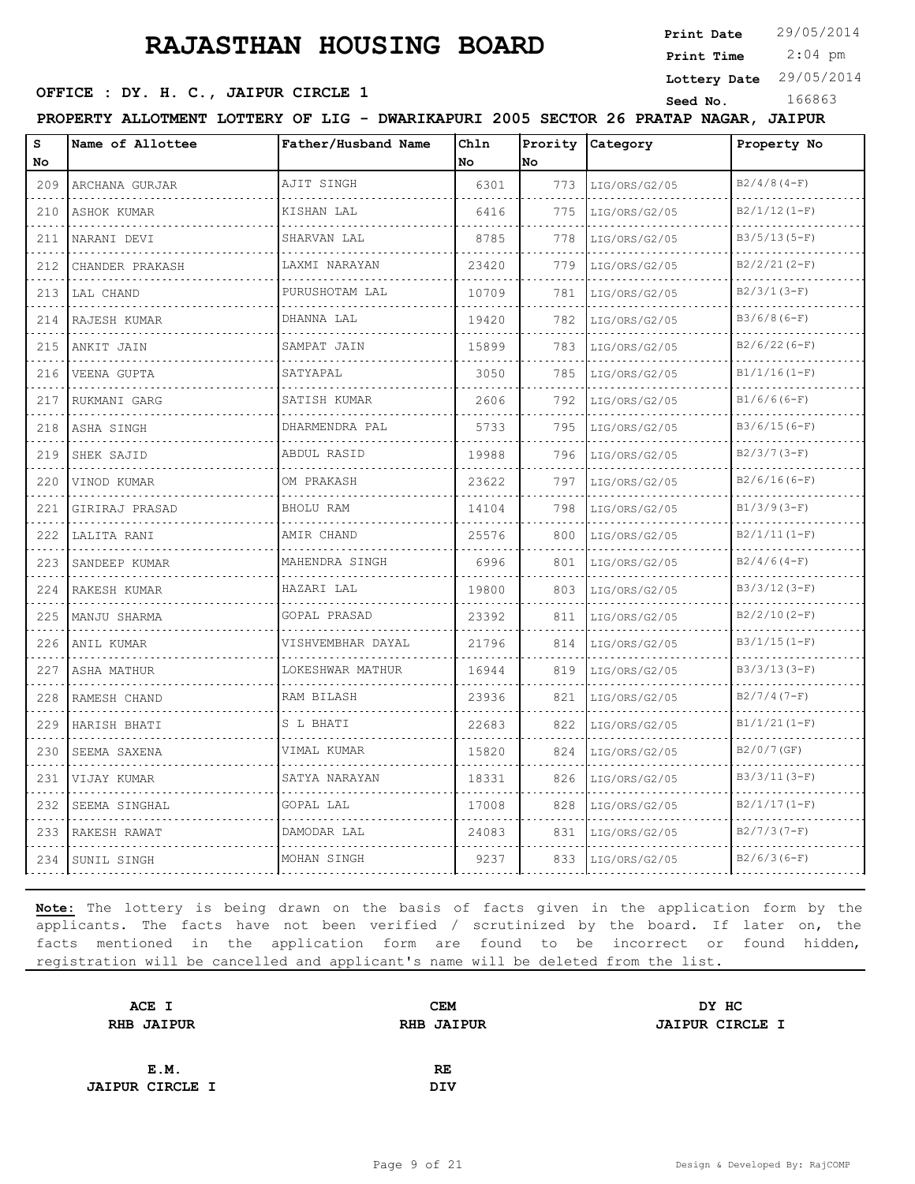# RAJASTHAN HOUSING BOARD

**Print Date** 29/05/2014
**Print Time** 2:04 pm
**Lottery Date** 29/05/2014
**Seed No.** 166863

**OFFICE : DY. H. C., JAIPUR CIRCLE 1**

**PROPERTY ALLOTMENT LOTTERY OF LIG - DWARIKAPURI 2005 SECTOR 26 PRATAP NAGAR, JAIPUR**

| S No | Name of Allottee | Father/Husband Name | Chln No | Prority No | Category | Property No |
|---|---|---|---|---|---|---|
| 209 | ARCHANA GURJAR | AJIT SINGH | 6301 | 773 | LIG/ORS/G2/05 | B2/4/8(4-F) |
| 210 | ASHOK KUMAR | KISHAN LAL | 6416 | 775 | LIG/ORS/G2/05 | B2/1/12(1-F) |
| 211 | NARANI DEVI | SHARVAN LAL | 8785 | 778 | LIG/ORS/G2/05 | B3/5/13(5-F) |
| 212 | CHANDER PRAKASH | LAXMI NARAYAN | 23420 | 779 | LIG/ORS/G2/05 | B2/2/21(2-F) |
| 213 | LAL CHAND | PURUSHOTAM LAL | 10709 | 781 | LIG/ORS/G2/05 | B2/3/1(3-F) |
| 214 | RAJESH KUMAR | DHANNA LAL | 19420 | 782 | LIG/ORS/G2/05 | B3/6/8(6-F) |
| 215 | ANKIT JAIN | SAMPAT JAIN | 15899 | 783 | LIG/ORS/G2/05 | B2/6/22(6-F) |
| 216 | VEENA GUPTA | SATYAPAL | 3050 | 785 | LIG/ORS/G2/05 | B1/1/16(1-F) |
| 217 | RUKMANI GARG | SATISH KUMAR | 2606 | 792 | LIG/ORS/G2/05 | B1/6/6(6-F) |
| 218 | ASHA SINGH | DHARMENDRA PAL | 5733 | 795 | LIG/ORS/G2/05 | B3/6/15(6-F) |
| 219 | SHEK SAJID | ABDUL RASID | 19988 | 796 | LIG/ORS/G2/05 | B2/3/7(3-F) |
| 220 | VINOD KUMAR | OM PRAKASH | 23622 | 797 | LIG/ORS/G2/05 | B2/6/16(6-F) |
| 221 | GIRIRAJ PRASAD | BHOLU RAM | 14104 | 798 | LIG/ORS/G2/05 | B1/3/9(3-F) |
| 222 | LALITA RANI | AMIR CHAND | 25576 | 800 | LIG/ORS/G2/05 | B2/1/11(1-F) |
| 223 | SANDEEP KUMAR | MAHENDRA SINGH | 6996 | 801 | LIG/ORS/G2/05 | B2/4/6(4-F) |
| 224 | RAKESH KUMAR | HAZARI LAL | 19800 | 803 | LIG/ORS/G2/05 | B3/3/12(3-F) |
| 225 | MANJU SHARMA | GOPAL PRASAD | 23392 | 811 | LIG/ORS/G2/05 | B2/2/10(2-F) |
| 226 | ANIL KUMAR | VISHVEMBHAR DAYAL | 21796 | 814 | LIG/ORS/G2/05 | B3/1/15(1-F) |
| 227 | ASHA MATHUR | LOKESHWAR MATHUR | 16944 | 819 | LIG/ORS/G2/05 | B3/3/13(3-F) |
| 228 | RAMESH CHAND | RAM BILASH | 23936 | 821 | LIG/ORS/G2/05 | B2/7/4(7-F) |
| 229 | HARISH BHATI | S L BHATI | 22683 | 822 | LIG/ORS/G2/05 | B1/1/21(1-F) |
| 230 | SEEMA SAXENA | VIMAL KUMAR | 15820 | 824 | LIG/ORS/G2/05 | B2/0/7(GF) |
| 231 | VIJAY KUMAR | SATYA NARAYAN | 18331 | 826 | LIG/ORS/G2/05 | B3/3/11(3-F) |
| 232 | SEEMA SINGHAL | GOPAL LAL | 17008 | 828 | LIG/ORS/G2/05 | B2/1/17(1-F) |
| 233 | RAKESH RAWAT | DAMODAR LAL | 24083 | 831 | LIG/ORS/G2/05 | B2/7/3(7-F) |
| 234 | SUNIL SINGH | MOHAN SINGH | 9237 | 833 | LIG/ORS/G2/05 | B2/6/3(6-F) |

**Note:** The lottery is being drawn on the basis of facts given in the application form by the applicants. The facts have not been verified / scrutinized by the board. If later on, the facts mentioned in the application form are found to be incorrect or found hidden, registration will be cancelled and applicant's name will be deleted from the list.

| ACE I<br>RHB JAIPUR | CEM<br>RHB JAIPUR | DY HC<br>JAIPUR CIRCLE I |
|---|---|---|
| E.M.<br>JAIPUR CIRCLE I | RE<br>DIV | |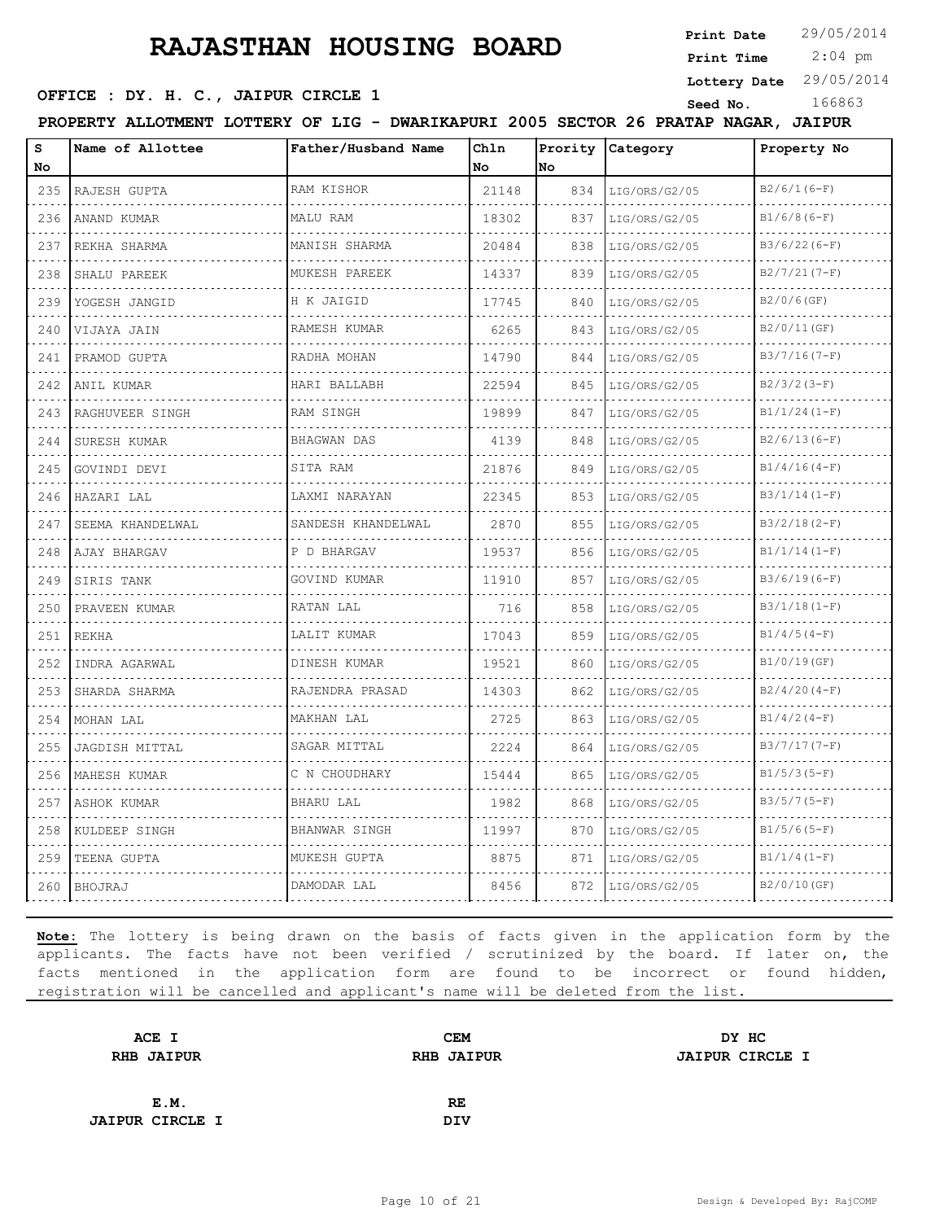# RAJASTHAN HOUSING BOARD

**Print Date** 29/05/2014
**Print Time** 2:04 pm
**Lottery Date** 29/05/2014
**Seed No.** 166863

**OFFICE : DY. H. C., JAIPUR CIRCLE 1**

**PROPERTY ALLOTMENT LOTTERY OF LIG - DWARIKAPURI 2005 SECTOR 26 PRATAP NAGAR, JAIPUR**

| S No | Name of Allottee | Father/Husband Name | Chln No | Prority No | Category | Property No |
|---|---|---|---|---|---|---|
| 235 | RAJESH GUPTA | RAM KISHOR | 21148 | 834 | LIG/ORS/G2/05 | B2/6/1(6-F) |
| 236 | ANAND KUMAR | MALU RAM | 18302 | 837 | LIG/ORS/G2/05 | B1/6/8(6-F) |
| 237 | REKHA SHARMA | MANISH SHARMA | 20484 | 838 | LIG/ORS/G2/05 | B3/6/22(6-F) |
| 238 | SHALU PAREEK | MUKESH PAREEK | 14337 | 839 | LIG/ORS/G2/05 | B2/7/21(7-F) |
| 239 | YOGESH JANGID | H K JAIGID | 17745 | 840 | LIG/ORS/G2/05 | B2/0/6(GF) |
| 240 | VIJAYA JAIN | RAMESH KUMAR | 6265 | 843 | LIG/ORS/G2/05 | B2/0/11(GF) |
| 241 | PRAMOD GUPTA | RADHA MOHAN | 14790 | 844 | LIG/ORS/G2/05 | B3/7/16(7-F) |
| 242 | ANIL KUMAR | HARI BALLABH | 22594 | 845 | LIG/ORS/G2/05 | B2/3/2(3-F) |
| 243 | RAGHUVEER SINGH | RAM SINGH | 19899 | 847 | LIG/ORS/G2/05 | B1/1/24(1-F) |
| 244 | SURESH KUMAR | BHAGWAN DAS | 4139 | 848 | LIG/ORS/G2/05 | B2/6/13(6-F) |
| 245 | GOVINDI DEVI | SITA RAM | 21876 | 849 | LIG/ORS/G2/05 | B1/4/16(4-F) |
| 246 | HAZARI LAL | LAXMI NARAYAN | 22345 | 853 | LIG/ORS/G2/05 | B3/1/14(1-F) |
| 247 | SEEMA KHANDELWAL | SANDESH KHANDELWAL | 2870 | 855 | LIG/ORS/G2/05 | B3/2/18(2-F) |
| 248 | AJAY BHARGAV | P D BHARGAV | 19537 | 856 | LIG/ORS/G2/05 | B1/1/14(1-F) |
| 249 | SIRIS TANK | GOVIND KUMAR | 11910 | 857 | LIG/ORS/G2/05 | B3/6/19(6-F) |
| 250 | PRAVEEN KUMAR | RATAN LAL | 716 | 858 | LIG/ORS/G2/05 | B3/1/18(1-F) |
| 251 | REKHA | LALIT KUMAR | 17043 | 859 | LIG/ORS/G2/05 | B1/4/5(4-F) |
| 252 | INDRA AGARWAL | DINESH KUMAR | 19521 | 860 | LIG/ORS/G2/05 | B1/0/19(GF) |
| 253 | SHARDA SHARMA | RAJENDRA PRASAD | 14303 | 862 | LIG/ORS/G2/05 | B2/4/20(4-F) |
| 254 | MOHAN LAL | MAKHAN LAL | 2725 | 863 | LIG/ORS/G2/05 | B1/4/2(4-F) |
| 255 | JAGDISH MITTAL | SAGAR MITTAL | 2224 | 864 | LIG/ORS/G2/05 | B3/7/17(7-F) |
| 256 | MAHESH KUMAR | C N CHOUDHARY | 15444 | 865 | LIG/ORS/G2/05 | B1/5/3(5-F) |
| 257 | ASHOK KUMAR | BHARU LAL | 1982 | 868 | LIG/ORS/G2/05 | B3/5/7(5-F) |
| 258 | KULDEEP SINGH | BHANWAR SINGH | 11997 | 870 | LIG/ORS/G2/05 | B1/5/6(5-F) |
| 259 | TEENA GUPTA | MUKESH GUPTA | 8875 | 871 | LIG/ORS/G2/05 | B1/1/4(1-F) |
| 260 | BHOJRAJ | DAMODAR LAL | 8456 | 872 | LIG/ORS/G2/05 | B2/0/10(GF) |

**Note:** The lottery is being drawn on the basis of facts given in the application form by the applicants. The facts have not been verified / scrutinized by the board. If later on, the facts mentioned in the application form are found to be incorrect or found hidden, registration will be cancelled and applicant's name will be deleted from the list.

| **ACE I** | **CEM** | **DY HC** |
|---|---|---|
| **RHB JAIPUR** | **RHB JAIPUR** | **JAIPUR CIRCLE I** |
| **E.M.** | **RE** | |
| **JAIPUR CIRCLE I** | **DIV** | |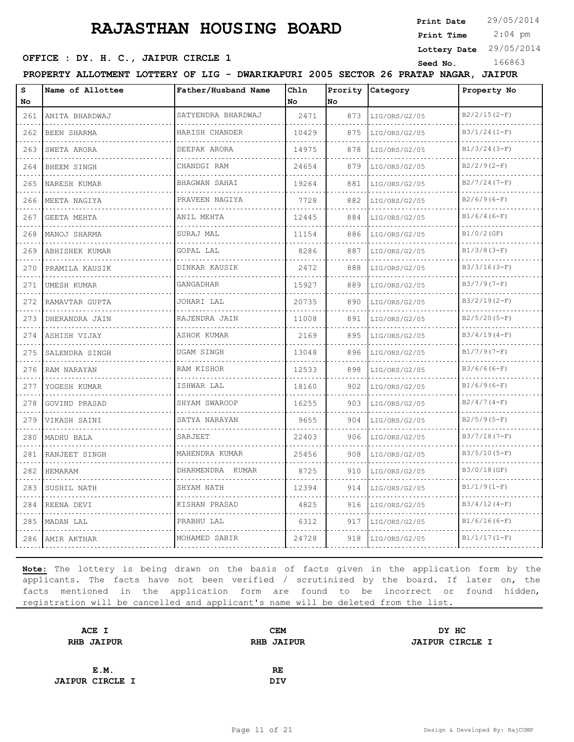# RAJASTHAN HOUSING BOARD

**Print Date** 29/05/2014
**Print Time** 2:04 pm
**Lottery Date** 29/05/2014
**Seed No.** 166863

**OFFICE : DY. H. C., JAIPUR CIRCLE 1**

**PROPERTY ALLOTMENT LOTTERY OF LIG - DWARIKAPURI 2005 SECTOR 26 PRATAP NAGAR, JAIPUR**

| S No | Name of Allottee | Father/Husband Name | Chln No | Prority No | Category | Property No |
|---|---|---|---|---|---|---|
| 261 | ANITA BHARDWAJ | SATYENDRA BHARDWAJ | 2471 | 873 | LIG/ORS/G2/05 | B2/2/15(2-F) |
| 262 | BEEN SHARMA | HARISH CHANDER | 10429 | 875 | LIG/ORS/G2/05 | B3/1/24(1-F) |
| 263 | SWETA ARORA | DEEPAK ARORA | 14975 | 878 | LIG/ORS/G2/05 | B1/3/24(3-F) |
| 264 | BHEEM SINGH | CHANDGI RAM | 24654 | 879 | LIG/ORS/G2/05 | B2/2/9(2-F) |
| 265 | NARESH KUMAR | BHAGWAN SAHAI | 19264 | 881 | LIG/ORS/G2/05 | B2/7/24(7-F) |
| 266 | MEETA NAGIYA | PRAVEEN NAGIYA | 7728 | 882 | LIG/ORS/G2/05 | B2/6/9(6-F) |
| 267 | GEETA MEHTA | ANIL MEHTA | 12445 | 884 | LIG/ORS/G2/05 | B1/6/4(6-F) |
| 268 | MANOJ SHARMA | SURAJ MAL | 11154 | 886 | LIG/ORS/G2/05 | B1/0/2(GF) |
| 269 | ABHISHEK KUMAR | GOPAL LAL | 8286 | 887 | LIG/ORS/G2/05 | B1/3/8(3-F) |
| 270 | PRAMILA KAUSIK | DINKAR KAUSIK | 2472 | 888 | LIG/ORS/G2/05 | B3/3/16(3-F) |
| 271 | UMESH KUMAR | GANGADHAR | 15927 | 889 | LIG/ORS/G2/05 | B3/7/9(7-F) |
| 272 | RAMAVTAR GUPTA | JOHARI LAL | 20735 | 890 | LIG/ORS/G2/05 | B3/2/19(2-F) |
| 273 | DHERANDRA JAIN | RAJENDRA JAIN | 11008 | 891 | LIG/ORS/G2/05 | B2/5/20(5-F) |
| 274 | ASHISH VIJAY | ASHOK KUMAR | 2169 | 895 | LIG/ORS/G2/05 | B3/4/19(4-F) |
| 275 | SALENDRA SINGH | UGAM SINGH | 13048 | 896 | LIG/ORS/G2/05 | B1/7/9(7-F) |
| 276 | RAM NARAYAN | RAM KISHOR | 12533 | 898 | LIG/ORS/G2/05 | B3/6/6(6-F) |
| 277 | YOGESH KUMAR | ISHWAR LAL | 18160 | 902 | LIG/ORS/G2/05 | B1/6/9(6-F) |
| 278 | GOVIND PRASAD | SHYAM SWAROOP | 16255 | 903 | LIG/ORS/G2/05 | B2/4/7(4-F) |
| 279 | VIKASH SAINI | SATYA NARAYAN | 9655 | 904 | LIG/ORS/G2/05 | B2/5/9(5-F) |
| 280 | MADHU BALA | SARJEET | 22403 | 906 | LIG/ORS/G2/05 | B3/7/18(7-F) |
| 281 | RANJEET SINGH | MAHENDRA KUMAR | 25456 | 908 | LIG/ORS/G2/05 | B3/5/10(5-F) |
| 282 | HEMARAM | DHARMENDRA KUMAR | 8725 | 910 | LIG/ORS/G2/05 | B3/0/18(GF) |
| 283 | SUSHIL NATH | SHYAM NATH | 12394 | 914 | LIG/ORS/G2/05 | B1/1/9(1-F) |
| 284 | REENA DEVI | KISHAN PRASAD | 4825 | 916 | LIG/ORS/G2/05 | B3/4/12(4-F) |
| 285 | MADAN LAL | PRABHU LAL | 6312 | 917 | LIG/ORS/G2/05 | B1/6/16(6-F) |
| 286 | AMIR AKTHAR | MOHAMED SABIR | 24728 | 918 | LIG/ORS/G2/05 | B1/1/17(1-F) |

**Note:** The lottery is being drawn on the basis of facts given in the application form by the applicants. The facts have not been verified / scrutinized by the board. If later on, the facts mentioned in the application form are found to be incorrect or found hidden, registration will be cancelled and applicant's name will be deleted from the list.

| | | |
|---|---|---|
| **ACE I**<br>**RHB JAIPUR** | **CEM**<br>**RHB JAIPUR** | **DY HC**<br>**JAIPUR CIRCLE I** |
| **E.M.**<br>**JAIPUR CIRCLE I** | **RE**<br>**DIV** | |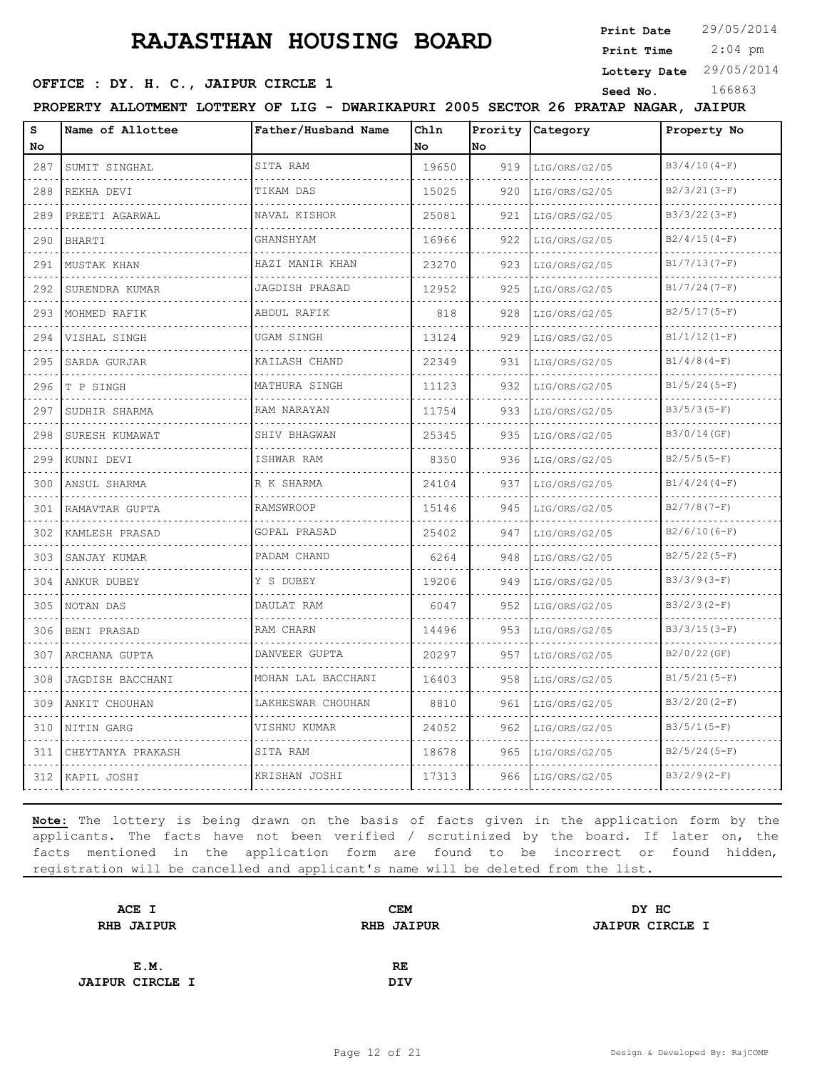# RAJASTHAN HOUSING BOARD

**Print Date** 29/05/2014
**Print Time** 2:04 pm
**Lottery Date** 29/05/2014
**Seed No.** 166863

**OFFICE : DY. H. C., JAIPUR CIRCLE 1**

**PROPERTY ALLOTMENT LOTTERY OF LIG - DWARIKAPURI 2005 SECTOR 26 PRATAP NAGAR, JAIPUR**

| S No | Name of Allottee | Father/Husband Name | Chln No | Prority No | Category | Property No |
|---|---|---|---|---|---|---|
| 287 | SUMIT SINGHAL | SITA RAM | 19650 | 919 | LIG/ORS/G2/05 | B3/4/10(4-F) |
| 288 | REKHA DEVI | TIKAM DAS | 15025 | 920 | LIG/ORS/G2/05 | B2/3/21(3-F) |
| 289 | PREETI AGARWAL | NAVAL KISHOR | 25081 | 921 | LIG/ORS/G2/05 | B3/3/22(3-F) |
| 290 | BHARTI | GHANSHYAM | 16966 | 922 | LIG/ORS/G2/05 | B2/4/15(4-F) |
| 291 | MUSTAK KHAN | HAZI MANIR KHAN | 23270 | 923 | LIG/ORS/G2/05 | B1/7/13(7-F) |
| 292 | SURENDRA KUMAR | JAGDISH PRASAD | 12952 | 925 | LIG/ORS/G2/05 | B1/7/24(7-F) |
| 293 | MOHMED RAFIK | ABDUL RAFIK | 818 | 928 | LIG/ORS/G2/05 | B2/5/17(5-F) |
| 294 | VISHAL SINGH | UGAM SINGH | 13124 | 929 | LIG/ORS/G2/05 | B1/1/12(1-F) |
| 295 | SARDA GURJAR | KAILASH CHAND | 22349 | 931 | LIG/ORS/G2/05 | B1/4/8(4-F) |
| 296 | T P SINGH | MATHURA SINGH | 11123 | 932 | LIG/ORS/G2/05 | B1/5/24(5-F) |
| 297 | SUDHIR SHARMA | RAM NARAYAN | 11754 | 933 | LIG/ORS/G2/05 | B3/5/3(5-F) |
| 298 | SURESH KUMAWAT | SHIV BHAGWAN | 25345 | 935 | LIG/ORS/G2/05 | B3/0/14(GF) |
| 299 | KUNNI DEVI | ISHWAR RAM | 8350 | 936 | LIG/ORS/G2/05 | B2/5/5(5-F) |
| 300 | ANSUL SHARMA | R K SHARMA | 24104 | 937 | LIG/ORS/G2/05 | B1/4/24(4-F) |
| 301 | RAMAVTAR GUPTA | RAMSWROOP | 15146 | 945 | LIG/ORS/G2/05 | B2/7/8(7-F) |
| 302 | KAMLESH PRASAD | GOPAL PRASAD | 25402 | 947 | LIG/ORS/G2/05 | B2/6/10(6-F) |
| 303 | SANJAY KUMAR | PADAM CHAND | 6264 | 948 | LIG/ORS/G2/05 | B2/5/22(5-F) |
| 304 | ANKUR DUBEY | Y S DUBEY | 19206 | 949 | LIG/ORS/G2/05 | B3/3/9(3-F) |
| 305 | NOTAN DAS | DAULAT RAM | 6047 | 952 | LIG/ORS/G2/05 | B3/2/3(2-F) |
| 306 | BENI PRASAD | RAM CHARN | 14496 | 953 | LIG/ORS/G2/05 | B3/3/15(3-F) |
| 307 | ARCHANA GUPTA | DANVEER GUPTA | 20297 | 957 | LIG/ORS/G2/05 | B2/0/22(GF) |
| 308 | JAGDISH BACCHANI | MOHAN LAL BACCHANI | 16403 | 958 | LIG/ORS/G2/05 | B1/5/21(5-F) |
| 309 | ANKIT CHOUHAN | LAKHESWAR CHOUHAN | 8810 | 961 | LIG/ORS/G2/05 | B3/2/20(2-F) |
| 310 | NITIN GARG | VISHNU KUMAR | 24052 | 962 | LIG/ORS/G2/05 | B3/5/1(5-F) |
| 311 | CHEYTANYA PRAKASH | SITA RAM | 18678 | 965 | LIG/ORS/G2/05 | B2/5/24(5-F) |
| 312 | KAPIL JOSHI | KRISHAN JOSHI | 17313 | 966 | LIG/ORS/G2/05 | B3/2/9(2-F) |

**Note:** The lottery is being drawn on the basis of facts given in the application form by the applicants. The facts have not been verified / scrutinized by the board. If later on, the facts mentioned in the application form are found to be incorrect or found hidden, registration will be cancelled and applicant's name will be deleted from the list.

| | | |
|---|---|---|
| **ACE I**<br>**RHB JAIPUR** | **CEM**<br>**RHB JAIPUR** | **DY HC**<br>**JAIPUR CIRCLE I** |
| **E.M.**<br>**JAIPUR CIRCLE I** | **RE**<br>**DIV** | |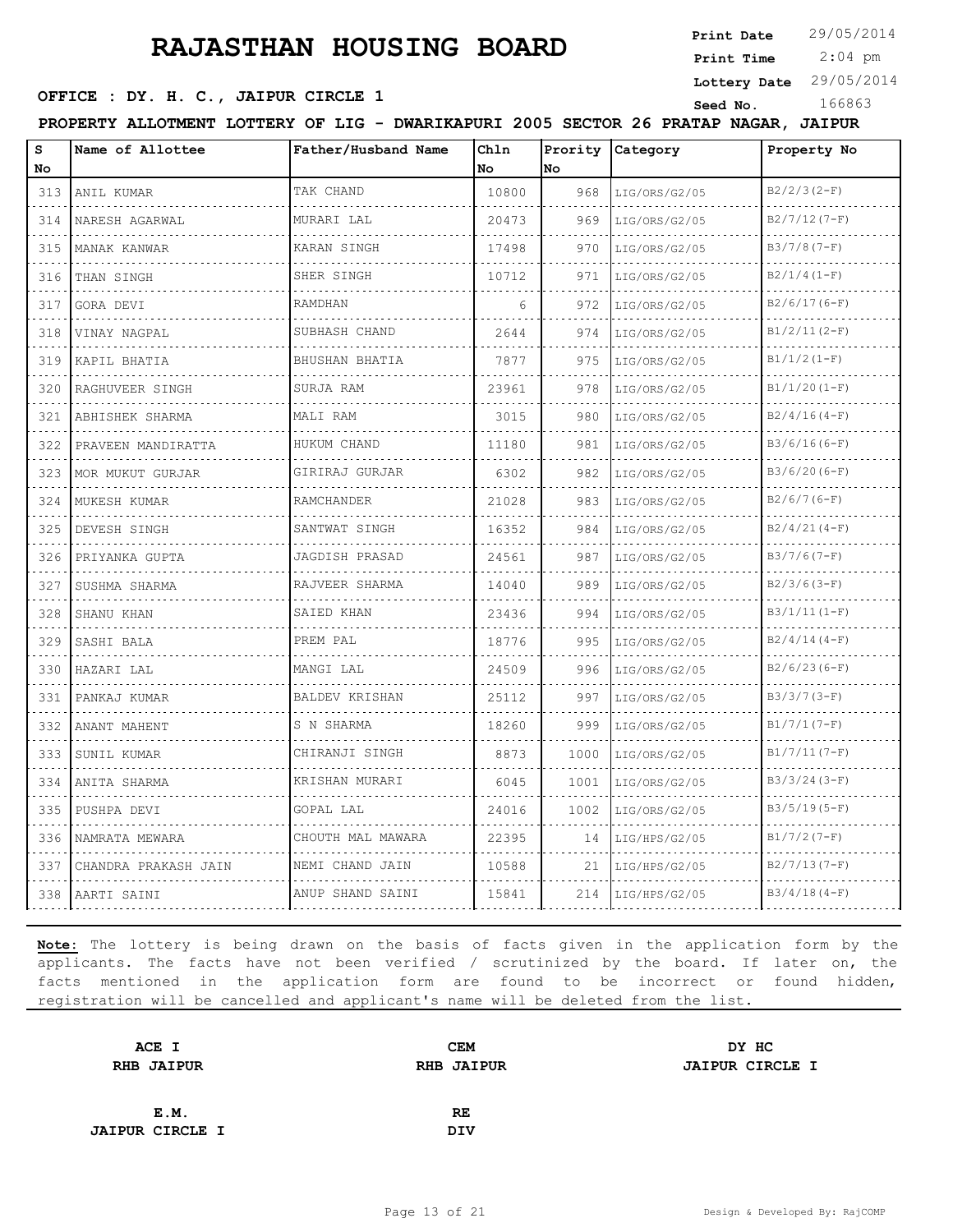# RAJASTHAN HOUSING BOARD

**Print Date** 29/05/2014
**Print Time** 2:04 pm
**Lottery Date** 29/05/2014
**Seed No.** 166863

**OFFICE : DY. H. C., JAIPUR CIRCLE 1**

**PROPERTY ALLOTMENT LOTTERY OF LIG - DWARIKAPURI 2005 SECTOR 26 PRATAP NAGAR, JAIPUR**

| S No | Name of Allottee | Father/Husband Name | Chln No | Prority No | Category | Property No |
|---|---|---|---|---|---|---|
| 313 | ANIL KUMAR | TAK CHAND | 10800 | 968 | LIG/ORS/G2/05 | B2/2/3(2-F) |
| 314 | NARESH AGARWAL | MURARI LAL | 20473 | 969 | LIG/ORS/G2/05 | B2/7/12(7-F) |
| 315 | MANAK KANWAR | KARAN SINGH | 17498 | 970 | LIG/ORS/G2/05 | B3/7/8(7-F) |
| 316 | THAN SINGH | SHER SINGH | 10712 | 971 | LIG/ORS/G2/05 | B2/1/4(1-F) |
| 317 | GORA DEVI | RAMDHAN | 6 | 972 | LIG/ORS/G2/05 | B2/6/17(6-F) |
| 318 | VINAY NAGPAL | SUBHASH CHAND | 2644 | 974 | LIG/ORS/G2/05 | B1/2/11(2-F) |
| 319 | KAPIL BHATIA | BHUSHAN BHATIA | 7877 | 975 | LIG/ORS/G2/05 | B1/1/2(1-F) |
| 320 | RAGHUVEER SINGH | SURJA RAM | 23961 | 978 | LIG/ORS/G2/05 | B1/1/20(1-F) |
| 321 | ABHISHEK SHARMA | MALI RAM | 3015 | 980 | LIG/ORS/G2/05 | B2/4/16(4-F) |
| 322 | PRAVEEN MANDIRATTA | HUKUM CHAND | 11180 | 981 | LIG/ORS/G2/05 | B3/6/16(6-F) |
| 323 | MOR MUKUT GURJAR | GIRIRAJ GURJAR | 6302 | 982 | LIG/ORS/G2/05 | B3/6/20(6-F) |
| 324 | MUKESH KUMAR | RAMCHANDER | 21028 | 983 | LIG/ORS/G2/05 | B2/6/7(6-F) |
| 325 | DEVESH SINGH | SANTWAT SINGH | 16352 | 984 | LIG/ORS/G2/05 | B2/4/21(4-F) |
| 326 | PRIYANKA GUPTA | JAGDISH PRASAD | 24561 | 987 | LIG/ORS/G2/05 | B3/7/6(7-F) |
| 327 | SUSHMA SHARMA | RAJVEER SHARMA | 14040 | 989 | LIG/ORS/G2/05 | B2/3/6(3-F) |
| 328 | SHANU KHAN | SAIED KHAN | 23436 | 994 | LIG/ORS/G2/05 | B3/1/11(1-F) |
| 329 | SASHI BALA | PREM PAL | 18776 | 995 | LIG/ORS/G2/05 | B2/4/14(4-F) |
| 330 | HAZARI LAL | MANGI LAL | 24509 | 996 | LIG/ORS/G2/05 | B2/6/23(6-F) |
| 331 | PANKAJ KUMAR | BALDEV KRISHAN | 25112 | 997 | LIG/ORS/G2/05 | B3/3/7(3-F) |
| 332 | ANANT MAHENT | S N SHARMA | 18260 | 999 | LIG/ORS/G2/05 | B1/7/1(7-F) |
| 333 | SUNIL KUMAR | CHIRANJI SINGH | 8873 | 1000 | LIG/ORS/G2/05 | B1/7/11(7-F) |
| 334 | ANITA SHARMA | KRISHAN MURARI | 6045 | 1001 | LIG/ORS/G2/05 | B3/3/24(3-F) |
| 335 | PUSHPA DEVI | GOPAL LAL | 24016 | 1002 | LIG/ORS/G2/05 | B3/5/19(5-F) |
| 336 | NAMRATA MEWARA | CHOUTH MAL MAWARA | 22395 | 14 | LIG/HPS/G2/05 | B1/7/2(7-F) |
| 337 | CHANDRA PRAKASH JAIN | NEMI CHAND JAIN | 10588 | 21 | LIG/HPS/G2/05 | B2/7/13(7-F) |
| 338 | AARTI SAINI | ANUP SHAND SAINI | 15841 | 214 | LIG/HPS/G2/05 | B3/4/18(4-F) |

**Note:** The lottery is being drawn on the basis of facts given in the application form by the applicants. The facts have not been verified / scrutinized by the board. If later on, the facts mentioned in the application form are found to be incorrect or found hidden, registration will be cancelled and applicant's name will be deleted from the list.

| | | |
|---|---|---|
| **ACE I**<br>**RHB JAIPUR** | **CEM**<br>**RHB JAIPUR** | **DY HC**<br>**JAIPUR CIRCLE I** |
| **E.M.**<br>**JAIPUR CIRCLE I** | **RE**<br>**DIV** | |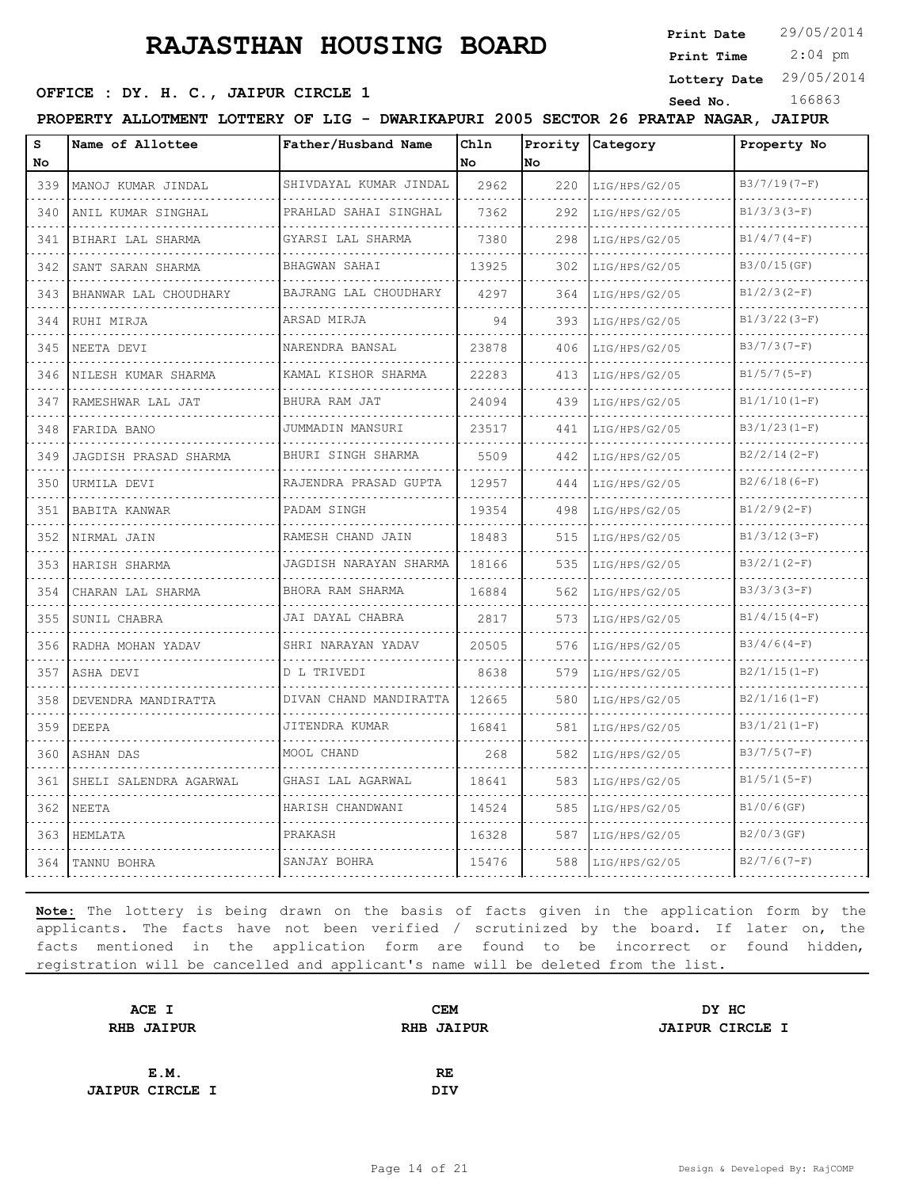# RAJASTHAN HOUSING BOARD

**Print Date** 29/05/2014
**Print Time** 2:04 pm
**Lottery Date** 29/05/2014
**Seed No.** 166863

**OFFICE : DY. H. C., JAIPUR CIRCLE 1**

**PROPERTY ALLOTMENT LOTTERY OF LIG - DWARIKAPURI 2005 SECTOR 26 PRATAP NAGAR, JAIPUR**

| S No | Name of Allottee | Father/Husband Name | Chln No | Prority No | Category | Property No |
|---|---|---|---|---|---|---|
| 339 | MANOJ KUMAR JINDAL | SHIVDAYAL KUMAR JINDAL | 2962 | 220 | LIG/HPS/G2/05 | B3/7/19(7-F) |
| 340 | ANIL KUMAR SINGHAL | PRAHLAD SAHAI SINGHAL | 7362 | 292 | LIG/HPS/G2/05 | B1/3/3(3-F) |
| 341 | BIHARI LAL SHARMA | GYARSI LAL SHARMA | 7380 | 298 | LIG/HPS/G2/05 | B1/4/7(4-F) |
| 342 | SANT SARAN SHARMA | BHAGWAN SAHAI | 13925 | 302 | LIG/HPS/G2/05 | B3/0/15(GF) |
| 343 | BHANWAR LAL CHOUDHARY | BAJRANG LAL CHOUDHARY | 4297 | 364 | LIG/HPS/G2/05 | B1/2/3(2-F) |
| 344 | RUHI MIRJA | ARSAD MIRJA | 94 | 393 | LIG/HPS/G2/05 | B1/3/22(3-F) |
| 345 | NEETA DEVI | NARENDRA BANSAL | 23878 | 406 | LIG/HPS/G2/05 | B3/7/3(7-F) |
| 346 | NILESH KUMAR SHARMA | KAMAL KISHOR SHARMA | 22283 | 413 | LIG/HPS/G2/05 | B1/5/7(5-F) |
| 347 | RAMESHWAR LAL JAT | BHURA RAM JAT | 24094 | 439 | LIG/HPS/G2/05 | B1/1/10(1-F) |
| 348 | FARIDA BANO | JUMMADIN MANSURI | 23517 | 441 | LIG/HPS/G2/05 | B3/1/23(1-F) |
| 349 | JAGDISH PRASAD SHARMA | BHURI SINGH SHARMA | 5509 | 442 | LIG/HPS/G2/05 | B2/2/14(2-F) |
| 350 | URMILA DEVI | RAJENDRA PRASAD GUPTA | 12957 | 444 | LIG/HPS/G2/05 | B2/6/18(6-F) |
| 351 | BABITA KANWAR | PADAM SINGH | 19354 | 498 | LIG/HPS/G2/05 | B1/2/9(2-F) |
| 352 | NIRMAL JAIN | RAMESH CHAND JAIN | 18483 | 515 | LIG/HPS/G2/05 | B1/3/12(3-F) |
| 353 | HARISH SHARMA | JAGDISH NARAYAN SHARMA | 18166 | 535 | LIG/HPS/G2/05 | B3/2/1(2-F) |
| 354 | CHARAN LAL SHARMA | BHORA RAM SHARMA | 16884 | 562 | LIG/HPS/G2/05 | B3/3/3(3-F) |
| 355 | SUNIL CHABRA | JAI DAYAL CHABRA | 2817 | 573 | LIG/HPS/G2/05 | B1/4/15(4-F) |
| 356 | RADHA MOHAN YADAV | SHRI NARAYAN YADAV | 20505 | 576 | LIG/HPS/G2/05 | B3/4/6(4-F) |
| 357 | ASHA DEVI | D L TRIVEDI | 8638 | 579 | LIG/HPS/G2/05 | B2/1/15(1-F) |
| 358 | DEVENDRA MANDIRATTA | DIVAN CHAND MANDIRATTA | 12665 | 580 | LIG/HPS/G2/05 | B2/1/16(1-F) |
| 359 | DEEPA | JITENDRA KUMAR | 16841 | 581 | LIG/HPS/G2/05 | B3/1/21(1-F) |
| 360 | ASHAN DAS | MOOL CHAND | 268 | 582 | LIG/HPS/G2/05 | B3/7/5(7-F) |
| 361 | SHELI SALENDRA AGARWAL | GHASI LAL AGARWAL | 18641 | 583 | LIG/HPS/G2/05 | B1/5/1(5-F) |
| 362 | NEETA | HARISH CHANDWANI | 14524 | 585 | LIG/HPS/G2/05 | B1/0/6(GF) |
| 363 | HEMLATA | PRAKASH | 16328 | 587 | LIG/HPS/G2/05 | B2/0/3(GF) |
| 364 | TANNU BOHRA | SANJAY BOHRA | 15476 | 588 | LIG/HPS/G2/05 | B2/7/6(7-F) |

**Note:** The lottery is being drawn on the basis of facts given in the application form by the applicants. The facts have not been verified / scrutinized by the board. If later on, the facts mentioned in the application form are found to be incorrect or found hidden, registration will be cancelled and applicant's name will be deleted from the list.

| | | |
|---|---|---|
| **ACE I** <br> **RHB JAIPUR** | **CEM** <br> **RHB JAIPUR** | **DY HC** <br> **JAIPUR CIRCLE I** |
| **E.M.** <br> **JAIPUR CIRCLE I** | **RE** <br> **DIV** | |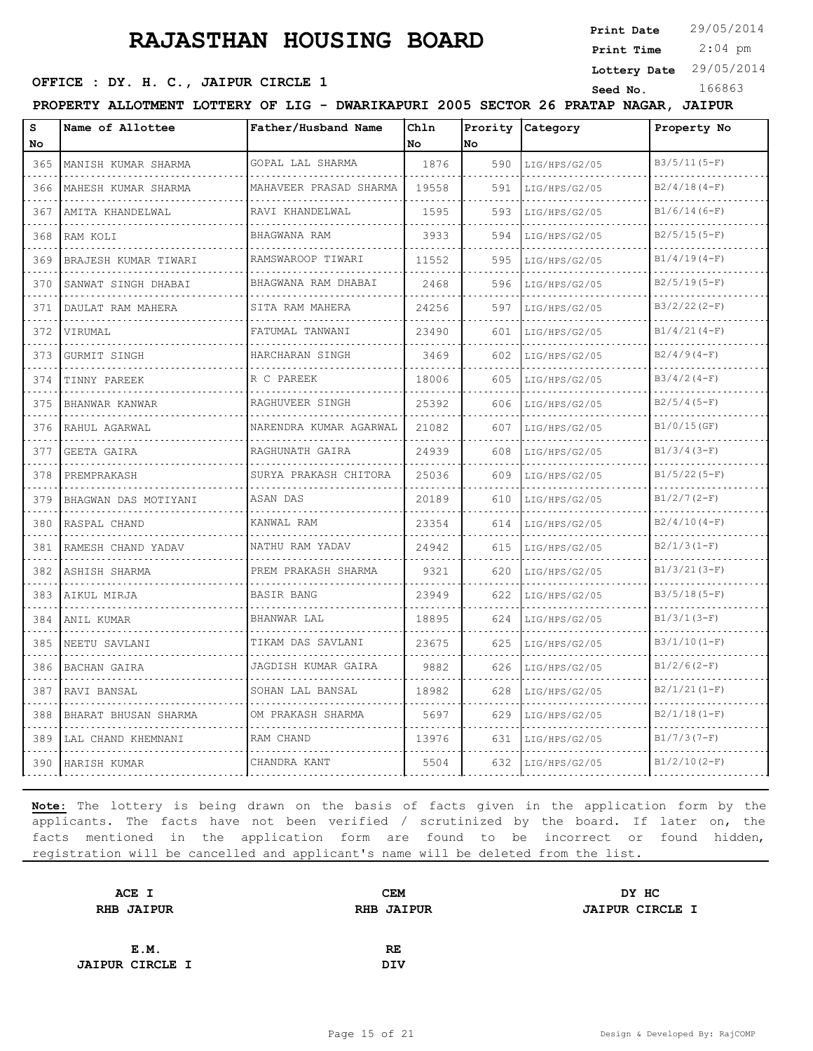# RAJASTHAN HOUSING BOARD

**Print Date** 29/05/2014
**Print Time** 2:04 pm
**Lottery Date** 29/05/2014
**Seed No.** 166863

**OFFICE : DY. H. C., JAIPUR CIRCLE 1**

**PROPERTY ALLOTMENT LOTTERY OF LIG - DWARIKAPURI 2005 SECTOR 26 PRATAP NAGAR, JAIPUR**

| S No | Name of Allottee | Father/Husband Name | Chln No | Prority No | Category | Property No |
|---|---|---|---|---|---|---|
| 365 | MANISH KUMAR SHARMA | GOPAL LAL SHARMA | 1876 | 590 | LIG/HPS/G2/05 | B3/5/11(5-F) |
| 366 | MAHESH KUMAR SHARMA | MAHAVEER PRASAD SHARMA | 19558 | 591 | LIG/HPS/G2/05 | B2/4/18(4-F) |
| 367 | AMITA KHANDELWAL | RAVI KHANDELWAL | 1595 | 593 | LIG/HPS/G2/05 | B1/6/14(6-F) |
| 368 | RAM KOLI | BHAGWANA RAM | 3933 | 594 | LIG/HPS/G2/05 | B2/5/15(5-F) |
| 369 | BRAJESH KUMAR TIWARI | RAMSWAROOP TIWARI | 11552 | 595 | LIG/HPS/G2/05 | B1/4/19(4-F) |
| 370 | SANWAT SINGH DHABAI | BHAGWANA RAM DHABAI | 2468 | 596 | LIG/HPS/G2/05 | B2/5/19(5-F) |
| 371 | DAULAT RAM MAHERA | SITA RAM MAHERA | 24256 | 597 | LIG/HPS/G2/05 | B3/2/22(2-F) |
| 372 | VIRUMAL | FATUMAL TANWANI | 23490 | 601 | LIG/HPS/G2/05 | B1/4/21(4-F) |
| 373 | GURMIT SINGH | HARCHARAN SINGH | 3469 | 602 | LIG/HPS/G2/05 | B2/4/9(4-F) |
| 374 | TINNY PAREEK | R C PAREEK | 18006 | 605 | LIG/HPS/G2/05 | B3/4/2(4-F) |
| 375 | BHANWAR KANWAR | RAGHUVEER SINGH | 25392 | 606 | LIG/HPS/G2/05 | B2/5/4(5-F) |
| 376 | RAHUL AGARWAL | NARENDRA KUMAR AGARWAL | 21082 | 607 | LIG/HPS/G2/05 | B1/0/15(GF) |
| 377 | GEETA GAIRA | RAGHUNATH GAIRA | 24939 | 608 | LIG/HPS/G2/05 | B1/3/4(3-F) |
| 378 | PREMPRAKASH | SURYA PRAKASH CHITORA | 25036 | 609 | LIG/HPS/G2/05 | B1/5/22(5-F) |
| 379 | BHAGWAN DAS MOTIYANI | ASAN DAS | 20189 | 610 | LIG/HPS/G2/05 | B1/2/7(2-F) |
| 380 | RASPAL CHAND | KANWAL RAM | 23354 | 614 | LIG/HPS/G2/05 | B2/4/10(4-F) |
| 381 | RAMESH CHAND YADAV | NATHU RAM YADAV | 24942 | 615 | LIG/HPS/G2/05 | B2/1/3(1-F) |
| 382 | ASHISH SHARMA | PREM PRAKASH SHARMA | 9321 | 620 | LIG/HPS/G2/05 | B1/3/21(3-F) |
| 383 | AIKUL MIRJA | BASIR BANG | 23949 | 622 | LIG/HPS/G2/05 | B3/5/18(5-F) |
| 384 | ANIL KUMAR | BHANWAR LAL | 18895 | 624 | LIG/HPS/G2/05 | B1/3/1(3-F) |
| 385 | NEETU SAVLANI | TIKAM DAS SAVLANI | 23675 | 625 | LIG/HPS/G2/05 | B3/1/10(1-F) |
| 386 | BACHAN GAIRA | JAGDISH KUMAR GAIRA | 9882 | 626 | LIG/HPS/G2/05 | B1/2/6(2-F) |
| 387 | RAVI BANSAL | SOHAN LAL BANSAL | 18982 | 628 | LIG/HPS/G2/05 | B2/1/21(1-F) |
| 388 | BHARAT BHUSAN SHARMA | OM PRAKASH SHARMA | 5697 | 629 | LIG/HPS/G2/05 | B2/1/18(1-F) |
| 389 | LAL CHAND KHEMNANI | RAM CHAND | 13976 | 631 | LIG/HPS/G2/05 | B1/7/3(7-F) |
| 390 | HARISH KUMAR | CHANDRA KANT | 5504 | 632 | LIG/HPS/G2/05 | B1/2/10(2-F) |

**Note:** The lottery is being drawn on the basis of facts given in the application form by the applicants. The facts have not been verified / scrutinized by the board. If later on, the facts mentioned in the application form are found to be incorrect or found hidden, registration will be cancelled and applicant's name will be deleted from the list.

| | | |
|---|---|---|
| **ACE I**<br>**RHB JAIPUR** | **CEM**<br>**RHB JAIPUR** | **DY HC**<br>**JAIPUR CIRCLE I** |
| **E.M.**<br>**JAIPUR CIRCLE I** | **RE**<br>**DIV** | |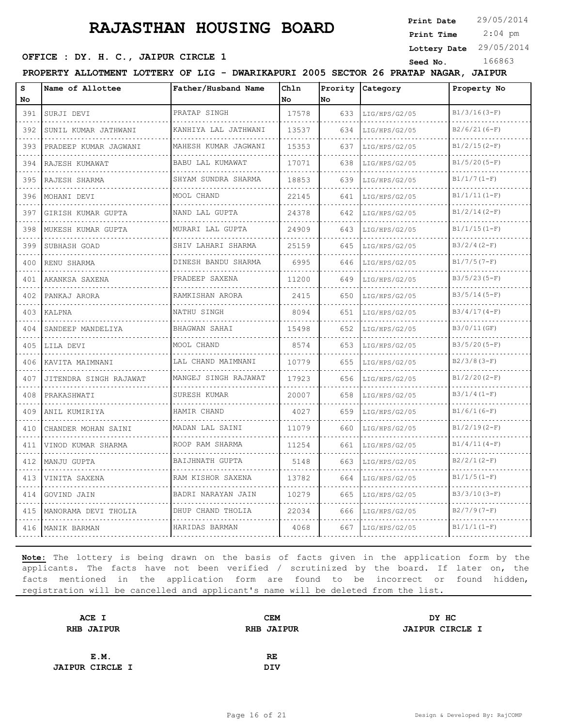# RAJASTHAN HOUSING BOARD

**Print Date** 29/05/2014
**Print Time** 2:04 pm
**Lottery Date** 29/05/2014
**Seed No.** 166863

**OFFICE : DY. H. C., JAIPUR CIRCLE 1**

**PROPERTY ALLOTMENT LOTTERY OF LIG - DWARIKAPURI 2005 SECTOR 26 PRATAP NAGAR, JAIPUR**

| S No | Name of Allottee | Father/Husband Name | Chln No | Prority No | Category | Property No |
|---|---|---|---|---|---|---|
| 391 | SURJI DEVI | PRATAP SINGH | 17578 | 633 | LIG/HPS/G2/05 | B1/3/16(3-F) |
| 392 | SUNIL KUMAR JATHWANI | KANHIYA LAL JATHWANI | 13537 | 634 | LIG/HPS/G2/05 | B2/6/21(6-F) |
| 393 | PRADEEP KUMAR JAGWANI | MAHESH KUMAR JAGWANI | 15353 | 637 | LIG/HPS/G2/05 | B1/2/15(2-F) |
| 394 | RAJESH KUMAWAT | BABU LAL KUMAWAT | 17071 | 638 | LIG/HPS/G2/05 | B1/5/20(5-F) |
| 395 | RAJESH SHARMA | SHYAM SUNDRA SHARMA | 18853 | 639 | LIG/HPS/G2/05 | B1/1/7(1-F) |
| 396 | MOHANI DEVI | MOOL CHAND | 22145 | 641 | LIG/HPS/G2/05 | B1/1/11(1-F) |
| 397 | GIRISH KUMAR GUPTA | NAND LAL GUPTA | 24378 | 642 | LIG/HPS/G2/05 | B1/2/14(2-F) |
| 398 | MUKESH KUMAR GUPTA | MURARI LAL GUPTA | 24909 | 643 | LIG/HPS/G2/05 | B1/1/15(1-F) |
| 399 | SUBHASH GOAD | SHIV LAHARI SHARMA | 25159 | 645 | LIG/HPS/G2/05 | B3/2/4(2-F) |
| 400 | RENU SHARMA | DINESH BANDU SHARMA | 6995 | 646 | LIG/HPS/G2/05 | B1/7/5(7-F) |
| 401 | AKANKSA SAXENA | PRADEEP SAXENA | 11200 | 649 | LIG/HPS/G2/05 | B3/5/23(5-F) |
| 402 | PANKAJ ARORA | RAMKISHAN ARORA | 2415 | 650 | LIG/HPS/G2/05 | B3/5/14(5-F) |
| 403 | KALPNA | NATHU SINGH | 8094 | 651 | LIG/HPS/G2/05 | B3/4/17(4-F) |
| 404 | SANDEEP MANDELIYA | BHAGWAN SAHAI | 15498 | 652 | LIG/HPS/G2/05 | B3/0/11(GF) |
| 405 | LILA DEVI | MOOL CHAND | 8574 | 653 | LIG/HPS/G2/05 | B3/5/20(5-F) |
| 406 | KAVITA MAIMNANI | LAL CHAND MAIMNANI | 10779 | 655 | LIG/HPS/G2/05 | B2/3/8(3-F) |
| 407 | JITENDRA SINGH RAJAWAT | MANGEJ SINGH RAJAWAT | 17923 | 656 | LIG/HPS/G2/05 | B1/2/20(2-F) |
| 408 | PRAKASHWATI | SURESH KUMAR | 20007 | 658 | LIG/HPS/G2/05 | B3/1/4(1-F) |
| 409 | ANIL KUMIRIYA | HAMIR CHAND | 4027 | 659 | LIG/HPS/G2/05 | B1/6/1(6-F) |
| 410 | CHANDER MOHAN SAINI | MADAN LAL SAINI | 11079 | 660 | LIG/HPS/G2/05 | B1/2/19(2-F) |
| 411 | VINOD KUMAR SHARMA | ROOP RAM SHARMA | 11254 | 661 | LIG/HPS/G2/05 | B1/4/11(4-F) |
| 412 | MANJU GUPTA | BAIJHNATH GUPTA | 5148 | 663 | LIG/HPS/G2/05 | B2/2/1(2-F) |
| 413 | VINITA SAXENA | RAM KISHOR SAXENA | 13782 | 664 | LIG/HPS/G2/05 | B1/1/5(1-F) |
| 414 | GOVIND JAIN | BADRI NARAYAN JAIN | 10279 | 665 | LIG/HPS/G2/05 | B3/3/10(3-F) |
| 415 | MANORAMA DEVI THOLIA | DHUP CHAND THOLIA | 22034 | 666 | LIG/HPS/G2/05 | B2/7/9(7-F) |
| 416 | MANIK BARMAN | HARIDAS BARMAN | 4068 | 667 | LIG/HPS/G2/05 | B1/1/1(1-F) |

**Note:** The lottery is being drawn on the basis of facts given in the application form by the applicants. The facts have not been verified / scrutinized by the board. If later on, the facts mentioned in the application form are found to be incorrect or found hidden, registration will be cancelled and applicant's name will be deleted from the list.

| ACE I | CEM | DY HC |
|---|---|---|
| RHB JAIPUR | RHB JAIPUR | JAIPUR CIRCLE I |

| E.M. | RE |
|---|---|
| JAIPUR CIRCLE I | DIV |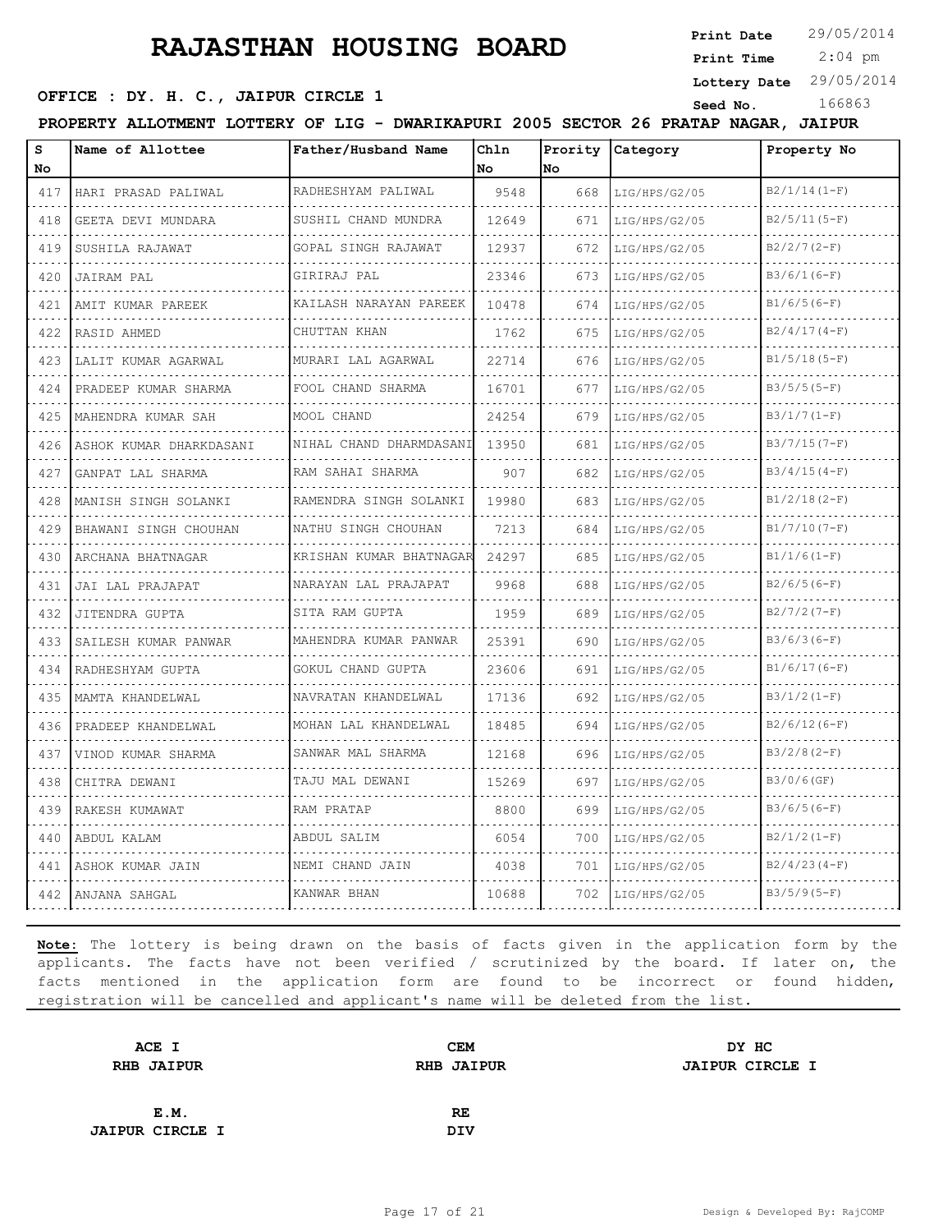# RAJASTHAN HOUSING BOARD

**Print Date** 29/05/2014
**Print Time** 2:04 pm
**Lottery Date** 29/05/2014
**Seed No.** 166863

**OFFICE : DY. H. C., JAIPUR CIRCLE 1**

**PROPERTY ALLOTMENT LOTTERY OF LIG - DWARIKAPURI 2005 SECTOR 26 PRATAP NAGAR, JAIPUR**

| S No | Name of Allottee | Father/Husband Name | Chln No | Prority No | Category | Property No |
|---|---|---|---|---|---|---|
| 417 | HARI PRASAD PALIWAL | RADHESHYAM PALIWAL | 9548 | 668 | LIG/HPS/G2/05 | B2/1/14(1-F) |
| 418 | GEETA DEVI MUNDARA | SUSHIL CHAND MUNDRA | 12649 | 671 | LIG/HPS/G2/05 | B2/5/11(5-F) |
| 419 | SUSHILA RAJAWAT | GOPAL SINGH RAJAWAT | 12937 | 672 | LIG/HPS/G2/05 | B2/2/7(2-F) |
| 420 | JAIRAM PAL | GIRIRAJ PAL | 23346 | 673 | LIG/HPS/G2/05 | B3/6/1(6-F) |
| 421 | AMIT KUMAR PAREEK | KAILASH NARAYAN PAREEK | 10478 | 674 | LIG/HPS/G2/05 | B1/6/5(6-F) |
| 422 | RASID AHMED | CHUTTAN KHAN | 1762 | 675 | LIG/HPS/G2/05 | B2/4/17(4-F) |
| 423 | LALIT KUMAR AGARWAL | MURARI LAL AGARWAL | 22714 | 676 | LIG/HPS/G2/05 | B1/5/18(5-F) |
| 424 | PRADEEP KUMAR SHARMA | FOOL CHAND SHARMA | 16701 | 677 | LIG/HPS/G2/05 | B3/5/5(5-F) |
| 425 | MAHENDRA KUMAR SAH | MOOL CHAND | 24254 | 679 | LIG/HPS/G2/05 | B3/1/7(1-F) |
| 426 | ASHOK KUMAR DHARKDASANI | NIHAL CHAND DHARMDASANI | 13950 | 681 | LIG/HPS/G2/05 | B3/7/15(7-F) |
| 427 | GANPAT LAL SHARMA | RAM SAHAI SHARMA | 907 | 682 | LIG/HPS/G2/05 | B3/4/15(4-F) |
| 428 | MANISH SINGH SOLANKI | RAMENDRA SINGH SOLANKI | 19980 | 683 | LIG/HPS/G2/05 | B1/2/18(2-F) |
| 429 | BHAWANI SINGH CHOUHAN | NATHU SINGH CHOUHAN | 7213 | 684 | LIG/HPS/G2/05 | B1/7/10(7-F) |
| 430 | ARCHANA BHATNAGAR | KRISHAN KUMAR BHATNAGAR | 24297 | 685 | LIG/HPS/G2/05 | B1/1/6(1-F) |
| 431 | JAI LAL PRAJAPAT | NARAYAN LAL PRAJAPAT | 9968 | 688 | LIG/HPS/G2/05 | B2/6/5(6-F) |
| 432 | JITENDRA GUPTA | SITA RAM GUPTA | 1959 | 689 | LIG/HPS/G2/05 | B2/7/2(7-F) |
| 433 | SAILESH KUMAR PANWAR | MAHENDRA KUMAR PANWAR | 25391 | 690 | LIG/HPS/G2/05 | B3/6/3(6-F) |
| 434 | RADHESHYAM GUPTA | GOKUL CHAND GUPTA | 23606 | 691 | LIG/HPS/G2/05 | B1/6/17(6-F) |
| 435 | MAMTA KHANDELWAL | NAVRATAN KHANDELWAL | 17136 | 692 | LIG/HPS/G2/05 | B3/1/2(1-F) |
| 436 | PRADEEP KHANDELWAL | MOHAN LAL KHANDELWAL | 18485 | 694 | LIG/HPS/G2/05 | B2/6/12(6-F) |
| 437 | VINOD KUMAR SHARMA | SANWAR MAL SHARMA | 12168 | 696 | LIG/HPS/G2/05 | B3/2/8(2-F) |
| 438 | CHITRA DEWANI | TAJU MAL DEWANI | 15269 | 697 | LIG/HPS/G2/05 | B3/0/6(GF) |
| 439 | RAKESH KUMAWAT | RAM PRATAP | 8800 | 699 | LIG/HPS/G2/05 | B3/6/5(6-F) |
| 440 | ABDUL KALAM | ABDUL SALIM | 6054 | 700 | LIG/HPS/G2/05 | B2/1/2(1-F) |
| 441 | ASHOK KUMAR JAIN | NEMI CHAND JAIN | 4038 | 701 | LIG/HPS/G2/05 | B2/4/23(4-F) |
| 442 | ANJANA SAHGAL | KANWAR BHAN | 10688 | 702 | LIG/HPS/G2/05 | B3/5/9(5-F) |

**Note:** The lottery is being drawn on the basis of facts given in the application form by the applicants. The facts have not been verified / scrutinized by the board. If later on, the facts mentioned in the application form are found to be incorrect or found hidden, registration will be cancelled and applicant's name will be deleted from the list.

| ACE I<br>RHB JAIPUR | CEM<br>RHB JAIPUR | DY HC<br>JAIPUR CIRCLE I |
|---|---|---|
| E.M.<br>JAIPUR CIRCLE I | RE<br>DIV | |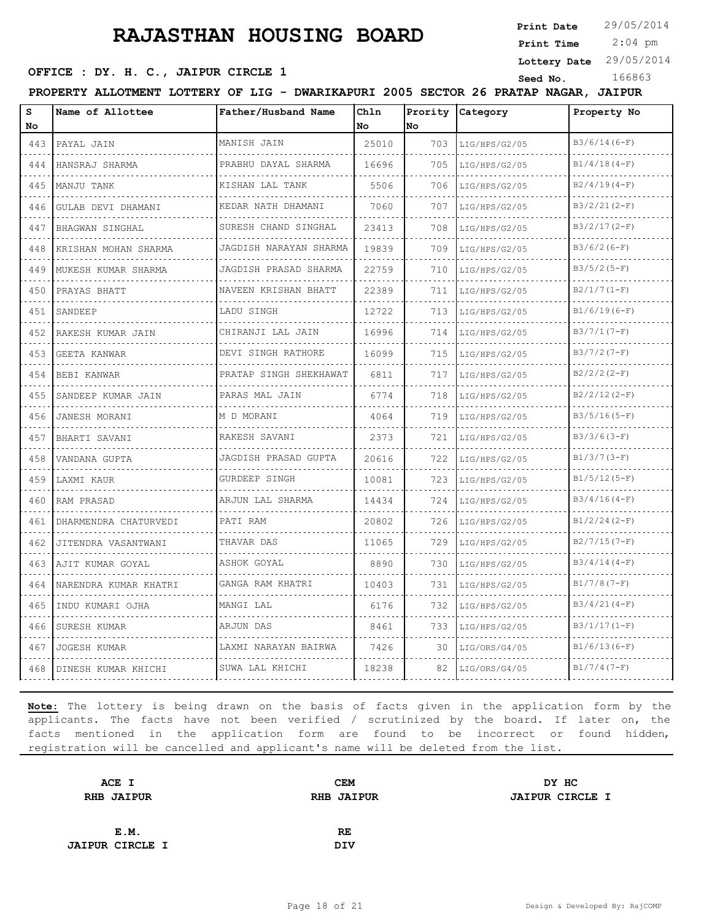# RAJASTHAN HOUSING BOARD

**Print Date** 29/05/2014
**Print Time** 2:04 pm
**Lottery Date** 29/05/2014
**Seed No.** 166863

**OFFICE : DY. H. C., JAIPUR CIRCLE 1**

**PROPERTY ALLOTMENT LOTTERY OF LIG - DWARIKAPURI 2005 SECTOR 26 PRATAP NAGAR, JAIPUR**

| S No | Name of Allottee | Father/Husband Name | Chln No | Prority No | Category | Property No |
|---|---|---|---|---|---|---|
| 443 | PAYAL JAIN | MANISH JAIN | 25010 | 703 | LIG/HPS/G2/05 | B3/6/14(6-F) |
| 444 | HANSRAJ SHARMA | PRABHU DAYAL SHARMA | 16696 | 705 | LIG/HPS/G2/05 | B1/4/18(4-F) |
| 445 | MANJU TANK | KISHAN LAL TANK | 5506 | 706 | LIG/HPS/G2/05 | B2/4/19(4-F) |
| 446 | GULAB DEVI DHAMANI | KEDAR NATH DHAMANI | 7060 | 707 | LIG/HPS/G2/05 | B3/2/21(2-F) |
| 447 | BHAGWAN SINGHAL | SURESH CHAND SINGHAL | 23413 | 708 | LIG/HPS/G2/05 | B3/2/17(2-F) |
| 448 | KRISHAN MOHAN SHARMA | JAGDISH NARAYAN SHARMA | 19839 | 709 | LIG/HPS/G2/05 | B3/6/2(6-F) |
| 449 | MUKESH KUMAR SHARMA | JAGDISH PRASAD SHARMA | 22759 | 710 | LIG/HPS/G2/05 | B3/5/2(5-F) |
| 450 | PRAYAS BHATT | NAVEEN KRISHAN BHATT | 22389 | 711 | LIG/HPS/G2/05 | B2/1/7(1-F) |
| 451 | SANDEEP | LADU SINGH | 12722 | 713 | LIG/HPS/G2/05 | B1/6/19(6-F) |
| 452 | RAKESH KUMAR JAIN | CHIRANJI LAL JAIN | 16996 | 714 | LIG/HPS/G2/05 | B3/7/1(7-F) |
| 453 | GEETA KANWAR | DEVI SINGH RATHORE | 16099 | 715 | LIG/HPS/G2/05 | B3/7/2(7-F) |
| 454 | BEBI KANWAR | PRATAP SINGH SHEKHAWAT | 6811 | 717 | LIG/HPS/G2/05 | B2/2/2(2-F) |
| 455 | SANDEEP KUMAR JAIN | PARAS MAL JAIN | 6774 | 718 | LIG/HPS/G2/05 | B2/2/12(2-F) |
| 456 | JANESH MORANI | M D MORANI | 4064 | 719 | LIG/HPS/G2/05 | B3/5/16(5-F) |
| 457 | BHARTI SAVANI | RAKESH SAVANI | 2373 | 721 | LIG/HPS/G2/05 | B3/3/6(3-F) |
| 458 | VANDANA GUPTA | JAGDISH PRASAD GUPTA | 20616 | 722 | LIG/HPS/G2/05 | B1/3/7(3-F) |
| 459 | LAXMI KAUR | GURDEEP SINGH | 10081 | 723 | LIG/HPS/G2/05 | B1/5/12(5-F) |
| 460 | RAM PRASAD | ARJUN LAL SHARMA | 14434 | 724 | LIG/HPS/G2/05 | B3/4/16(4-F) |
| 461 | DHARMENDRA CHATURVEDI | PATI RAM | 20802 | 726 | LIG/HPS/G2/05 | B1/2/24(2-F) |
| 462 | JITENDRA VASANTWANI | THAVAR DAS | 11065 | 729 | LIG/HPS/G2/05 | B2/7/15(7-F) |
| 463 | AJIT KUMAR GOYAL | ASHOK GOYAL | 8890 | 730 | LIG/HPS/G2/05 | B3/4/14(4-F) |
| 464 | NARENDRA KUMAR KHATRI | GANGA RAM KHATRI | 10403 | 731 | LIG/HPS/G2/05 | B1/7/8(7-F) |
| 465 | INDU KUMARI OJHA | MANGI LAL | 6176 | 732 | LIG/HPS/G2/05 | B3/4/21(4-F) |
| 466 | SURESH KUMAR | ARJUN DAS | 8461 | 733 | LIG/HPS/G2/05 | B3/1/17(1-F) |
| 467 | JOGESH KUMAR | LAXMI NARAYAN BAIRWA | 7426 | 30 | LIG/ORS/G4/05 | B1/6/13(6-F) |
| 468 | DINESH KUMAR KHICHI | SUWA LAL KHICHI | 18238 | 82 | LIG/ORS/G4/05 | B1/7/4(7-F) |

**Note:** The lottery is being drawn on the basis of facts given in the application form by the applicants. The facts have not been verified / scrutinized by the board. If later on, the facts mentioned in the application form are found to be incorrect or found hidden, registration will be cancelled and applicant's name will be deleted from the list.

**ACE I**
**RHB JAIPUR**

**CEM**
**RHB JAIPUR**

**DY HC**
**JAIPUR CIRCLE I**

**E.M.**
**JAIPUR CIRCLE I**

**RE**
**DIV**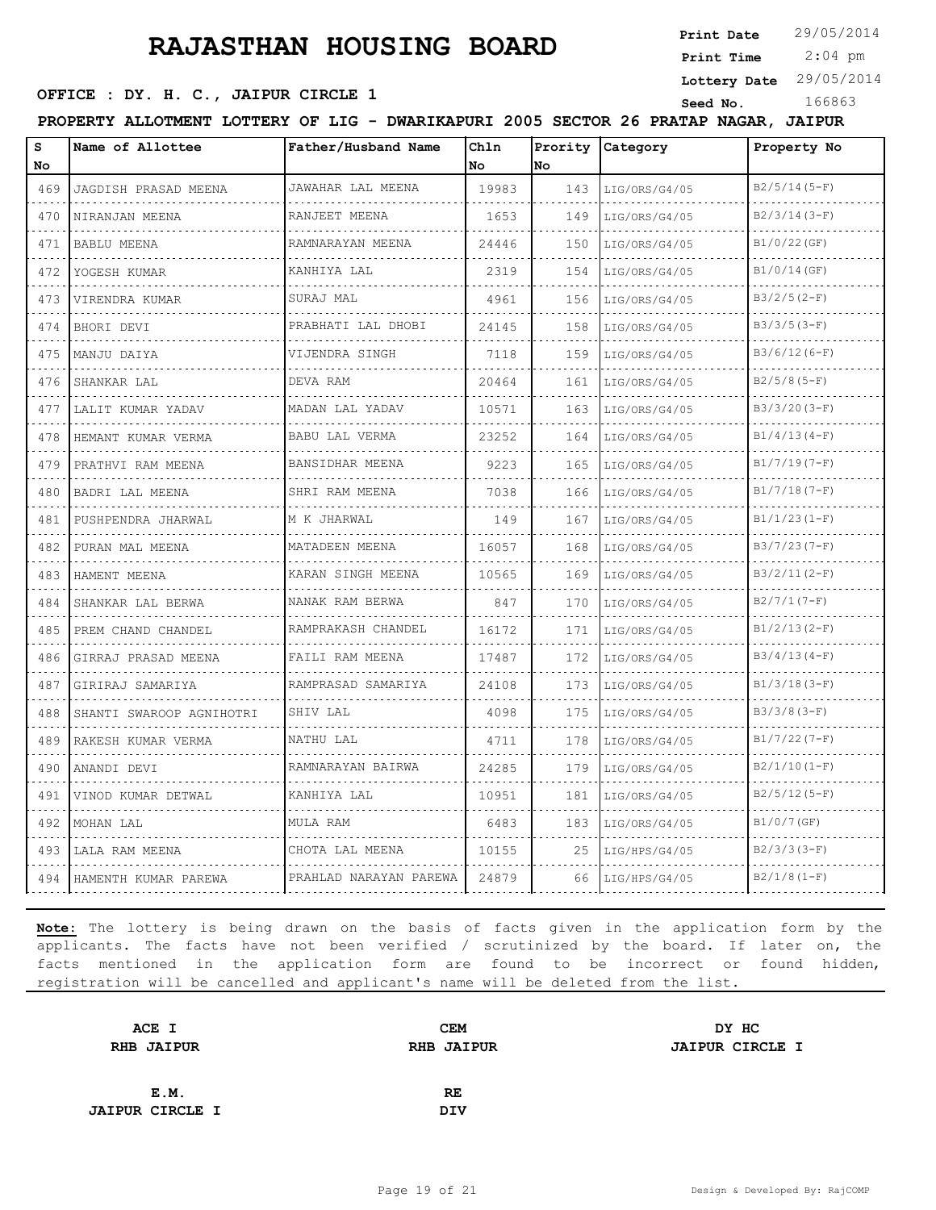# RAJASTHAN HOUSING BOARD

**Print Date** 29/05/2014
**Print Time** 2:04 pm
**Lottery Date** 29/05/2014
**Seed No.** 166863

**OFFICE : DY. H. C., JAIPUR CIRCLE 1**

**PROPERTY ALLOTMENT LOTTERY OF LIG - DWARIKAPURI 2005 SECTOR 26 PRATAP NAGAR, JAIPUR**

| S No | Name of Allottee | Father/Husband Name | Chln No | Prority No | Category | Property No |
|---|---|---|---|---|---|---|
| 469 | JAGDISH PRASAD MEENA | JAWAHAR LAL MEENA | 19983 | 143 | LIG/ORS/G4/05 | B2/5/14(5-F) |
| 470 | NIRANJAN MEENA | RANJEET MEENA | 1653 | 149 | LIG/ORS/G4/05 | B2/3/14(3-F) |
| 471 | BABLU MEENA | RAMNARAYAN MEENA | 24446 | 150 | LIG/ORS/G4/05 | B1/0/22(GF) |
| 472 | YOGESH KUMAR | KANHIYA LAL | 2319 | 154 | LIG/ORS/G4/05 | B1/0/14(GF) |
| 473 | VIRENDRA KUMAR | SURAJ MAL | 4961 | 156 | LIG/ORS/G4/05 | B3/2/5(2-F) |
| 474 | BHORI DEVI | PRABHATI LAL DHOBI | 24145 | 158 | LIG/ORS/G4/05 | B3/3/5(3-F) |
| 475 | MANJU DAIYA | VIJENDRA SINGH | 7118 | 159 | LIG/ORS/G4/05 | B3/6/12(6-F) |
| 476 | SHANKAR LAL | DEVA RAM | 20464 | 161 | LIG/ORS/G4/05 | B2/5/8(5-F) |
| 477 | LALIT KUMAR YADAV | MADAN LAL YADAV | 10571 | 163 | LIG/ORS/G4/05 | B3/3/20(3-F) |
| 478 | HEMANT KUMAR VERMA | BABU LAL VERMA | 23252 | 164 | LIG/ORS/G4/05 | B1/4/13(4-F) |
| 479 | PRATHVI RAM MEENA | BANSIDHAR MEENA | 9223 | 165 | LIG/ORS/G4/05 | B1/7/19(7-F) |
| 480 | BADRI LAL MEENA | SHRI RAM MEENA | 7038 | 166 | LIG/ORS/G4/05 | B1/7/18(7-F) |
| 481 | PUSHPENDRA JHARWAL | M K JHARWAL | 149 | 167 | LIG/ORS/G4/05 | B1/1/23(1-F) |
| 482 | PURAN MAL MEENA | MATADEEN MEENA | 16057 | 168 | LIG/ORS/G4/05 | B3/7/23(7-F) |
| 483 | HAMENT MEENA | KARAN SINGH MEENA | 10565 | 169 | LIG/ORS/G4/05 | B3/2/11(2-F) |
| 484 | SHANKAR LAL BERWA | NANAK RAM BERWA | 847 | 170 | LIG/ORS/G4/05 | B2/7/1(7-F) |
| 485 | PREM CHAND CHANDEL | RAMPRAKASH CHANDEL | 16172 | 171 | LIG/ORS/G4/05 | B1/2/13(2-F) |
| 486 | GIRRAJ PRASAD MEENA | FAILI RAM MEENA | 17487 | 172 | LIG/ORS/G4/05 | B3/4/13(4-F) |
| 487 | GIRIRAJ SAMARIYA | RAMPRASAD SAMARIYA | 24108 | 173 | LIG/ORS/G4/05 | B1/3/18(3-F) |
| 488 | SHANTI SWAROOP AGNIHOTRI | SHIV LAL | 4098 | 175 | LIG/ORS/G4/05 | B3/3/8(3-F) |
| 489 | RAKESH KUMAR VERMA | NATHU LAL | 4711 | 178 | LIG/ORS/G4/05 | B1/7/22(7-F) |
| 490 | ANANDI DEVI | RAMNARAYAN BAIRWA | 24285 | 179 | LIG/ORS/G4/05 | B2/1/10(1-F) |
| 491 | VINOD KUMAR DETWAL | KANHIYA LAL | 10951 | 181 | LIG/ORS/G4/05 | B2/5/12(5-F) |
| 492 | MOHAN LAL | MULA RAM | 6483 | 183 | LIG/ORS/G4/05 | B1/0/7(GF) |
| 493 | LALA RAM MEENA | CHOTA LAL MEENA | 10155 | 25 | LIG/HPS/G4/05 | B2/3/3(3-F) |
| 494 | HAMENTH KUMAR PAREWA | PRAHLAD NARAYAN PAREWA | 24879 | 66 | LIG/HPS/G4/05 | B2/1/8(1-F) |

**Note:** The lottery is being drawn on the basis of facts given in the application form by the applicants. The facts have not been verified / scrutinized by the board. If later on, the facts mentioned in the application form are found to be incorrect or found hidden, registration will be cancelled and applicant's name will be deleted from the list.

**ACE I**
**RHB JAIPUR**

**CEM**
**RHB JAIPUR**

**DY HC**
**JAIPUR CIRCLE I**

**E.M.**
**JAIPUR CIRCLE I**

**RE**
**DIV**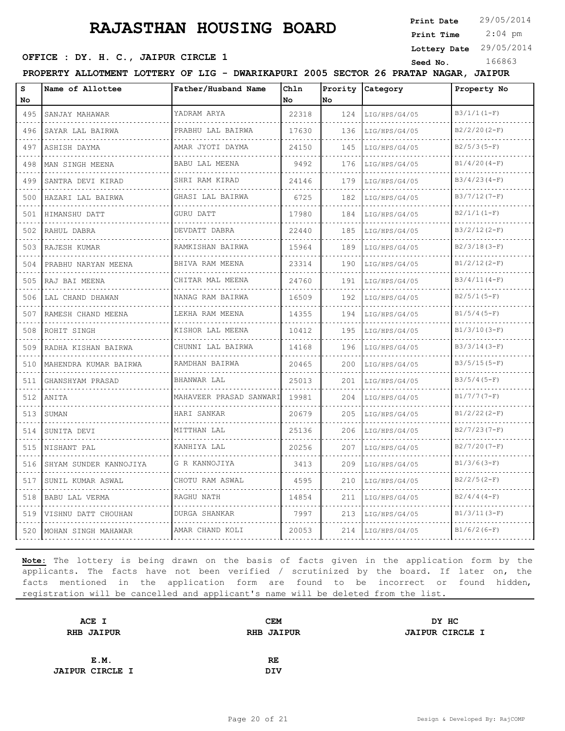# RAJASTHAN HOUSING BOARD

**Print Date** 29/05/2014
**Print Time** 2:04 pm
**Lottery Date** 29/05/2014
**Seed No.** 166863

**OFFICE : DY. H. C., JAIPUR CIRCLE 1**

**PROPERTY ALLOTMENT LOTTERY OF LIG - DWARIKAPURI 2005 SECTOR 26 PRATAP NAGAR, JAIPUR**

| S No | Name of Allottee | Father/Husband Name | Chln No | Prority No | Category | Property No |
|---|---|---|---|---|---|---|
| 495 | SANJAY MAHAWAR | YADRAM ARYA | 22318 | 124 | LIG/HPS/G4/05 | B3/1/1(1-F) |
| 496 | SAYAR LAL BAIRWA | PRABHU LAL BAIRWA | 17630 | 136 | LIG/HPS/G4/05 | B2/2/20(2-F) |
| 497 | ASHISH DAYMA | AMAR JYOTI DAYMA | 24150 | 145 | LIG/HPS/G4/05 | B2/5/3(5-F) |
| 498 | MAN SINGH MEENA | BABU LAL MEENA | 9492 | 176 | LIG/HPS/G4/05 | B1/4/20(4-F) |
| 499 | SANTRA DEVI KIRAD | SHRI RAM KIRAD | 24146 | 179 | LIG/HPS/G4/05 | B3/4/23(4-F) |
| 500 | HAZARI LAL BAIRWA | GHASI LAL BAIRWA | 6725 | 182 | LIG/HPS/G4/05 | B3/7/12(7-F) |
| 501 | HIMANSHU DATT | GURU DATT | 17980 | 184 | LIG/HPS/G4/05 | B2/1/1(1-F) |
| 502 | RAHUL DABRA | DEVDATT DABRA | 22440 | 185 | LIG/HPS/G4/05 | B3/2/12(2-F) |
| 503 | RAJESH KUMAR | RAMKISHAN BAIRWA | 15964 | 189 | LIG/HPS/G4/05 | B2/3/18(3-F) |
| 504 | PRABHU NARYAN MEENA | BHIVA RAM MEENA | 23314 | 190 | LIG/HPS/G4/05 | B1/2/12(2-F) |
| 505 | RAJ BAI MEENA | CHITAR MAL MEENA | 24760 | 191 | LIG/HPS/G4/05 | B3/4/11(4-F) |
| 506 | LAL CHAND DHAWAN | NANAG RAM BAIRWA | 16509 | 192 | LIG/HPS/G4/05 | B2/5/1(5-F) |
| 507 | RAMESH CHAND MEENA | LEKHA RAM MEENA | 14355 | 194 | LIG/HPS/G4/05 | B1/5/4(5-F) |
| 508 | ROHIT SINGH | KISHOR LAL MEENA | 10412 | 195 | LIG/HPS/G4/05 | B1/3/10(3-F) |
| 509 | RADHA KISHAN BAIRWA | CHUNNI LAL BAIRWA | 14168 | 196 | LIG/HPS/G4/05 | B3/3/14(3-F) |
| 510 | MAHENDRA KUMAR BAIRWA | RAMDHAN BAIRWA | 20465 | 200 | LIG/HPS/G4/05 | B3/5/15(5-F) |
| 511 | GHANSHYAM PRASAD | BHANWAR LAL | 25013 | 201 | LIG/HPS/G4/05 | B3/5/4(5-F) |
| 512 | ANITA | MAHAVEER PRASAD SANWARI | 19981 | 204 | LIG/HPS/G4/05 | B1/7/7(7-F) |
| 513 | SUMAN | HARI SANKAR | 20679 | 205 | LIG/HPS/G4/05 | B1/2/22(2-F) |
| 514 | SUNITA DEVI | MITTHAN LAL | 25136 | 206 | LIG/HPS/G4/05 | B2/7/23(7-F) |
| 515 | NISHANT PAL | KANHIYA LAL | 20256 | 207 | LIG/HPS/G4/05 | B2/7/20(7-F) |
| 516 | SHYAM SUNDER KANNOJIYA | G R KANNOJIYA | 3413 | 209 | LIG/HPS/G4/05 | B1/3/6(3-F) |
| 517 | SUNIL KUMAR ASWAL | CHOTU RAM ASWAL | 4595 | 210 | LIG/HPS/G4/05 | B2/2/5(2-F) |
| 518 | BABU LAL VERMA | RAGHU NATH | 14854 | 211 | LIG/HPS/G4/05 | B2/4/4(4-F) |
| 519 | VISHNU DATT CHOUHAN | DURGA SHANKAR | 7997 | 213 | LIG/HPS/G4/05 | B1/3/11(3-F) |
| 520 | MOHAN SINGH MAHAWAR | AMAR CHAND KOLI | 20053 | 214 | LIG/HPS/G4/05 | B1/6/2(6-F) |

**Note:** The lottery is being drawn on the basis of facts given in the application form by the applicants. The facts have not been verified / scrutinized by the board. If later on, the facts mentioned in the application form are found to be incorrect or found hidden, registration will be cancelled and applicant's name will be deleted from the list.

| ACE I<br>RHB JAIPUR | CEM<br>RHB JAIPUR | DY HC<br>JAIPUR CIRCLE I |
|---|---|---|
| E.M.<br>JAIPUR CIRCLE I | RE<br>DIV | |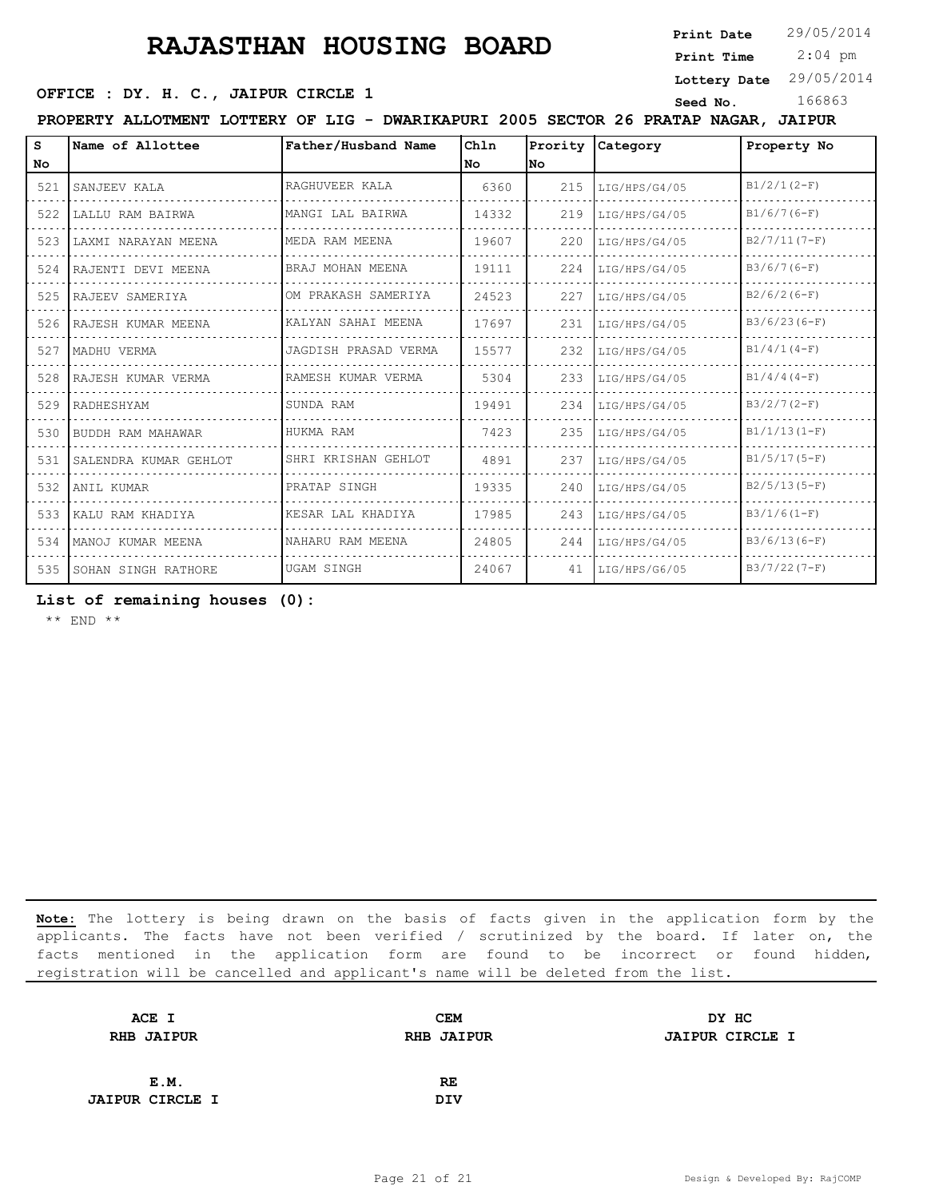# RAJASTHAN HOUSING BOARD

**Print Date** 29/05/2014
**Print Time** 2:04 pm
**Lottery Date** 29/05/2014
**Seed No.** 166863

**OFFICE : DY. H. C., JAIPUR CIRCLE 1**

**PROPERTY ALLOTMENT LOTTERY OF LIG - DWARIKAPURI 2005 SECTOR 26 PRATAP NAGAR, JAIPUR**

| S No | Name of Allottee | Father/Husband Name | Chln No | Prority No | Category | Property No |
|---|---|---|---|---|---|---|
| 521 | SANJEEV KALA | RAGHUVEER KALA | 6360 | 215 | LIG/HPS/G4/05 | B1/2/1(2-F) |
| 522 | LALLU RAM BAIRWA | MANGI LAL BAIRWA | 14332 | 219 | LIG/HPS/G4/05 | B1/6/7(6-F) |
| 523 | LAXMI NARAYAN MEENA | MEDA RAM MEENA | 19607 | 220 | LIG/HPS/G4/05 | B2/7/11(7-F) |
| 524 | RAJENTI DEVI MEENA | BRAJ MOHAN MEENA | 19111 | 224 | LIG/HPS/G4/05 | B3/6/7(6-F) |
| 525 | RAJEEV SAMERIYA | OM PRAKASH SAMERIYA | 24523 | 227 | LIG/HPS/G4/05 | B2/6/2(6-F) |
| 526 | RAJESH KUMAR MEENA | KALYAN SAHAI MEENA | 17697 | 231 | LIG/HPS/G4/05 | B3/6/23(6-F) |
| 527 | MADHU VERMA | JAGDISH PRASAD VERMA | 15577 | 232 | LIG/HPS/G4/05 | B1/4/1(4-F) |
| 528 | RAJESH KUMAR VERMA | RAMESH KUMAR VERMA | 5304 | 233 | LIG/HPS/G4/05 | B1/4/4(4-F) |
| 529 | RADHESHYAM | SUNDA RAM | 19491 | 234 | LIG/HPS/G4/05 | B3/2/7(2-F) |
| 530 | BUDDH RAM MAHAWAR | HUKMA RAM | 7423 | 235 | LIG/HPS/G4/05 | B1/1/13(1-F) |
| 531 | SALENDRA KUMAR GEHLOT | SHRI KRISHAN GEHLOT | 4891 | 237 | LIG/HPS/G4/05 | B1/5/17(5-F) |
| 532 | ANIL KUMAR | PRATAP SINGH | 19335 | 240 | LIG/HPS/G4/05 | B2/5/13(5-F) |
| 533 | KALU RAM KHADIYA | KESAR LAL KHADIYA | 17985 | 243 | LIG/HPS/G4/05 | B3/1/6(1-F) |
| 534 | MANOJ KUMAR MEENA | NAHARU RAM MEENA | 24805 | 244 | LIG/HPS/G4/05 | B3/6/13(6-F) |
| 535 | SOHAN SINGH RATHORE | UGAM SINGH | 24067 | 41 | LIG/HPS/G6/05 | B3/7/22(7-F) |

**List of remaining houses (0):**

** END **

**Note:** The lottery is being drawn on the basis of facts given in the application form by the applicants. The facts have not been verified / scrutinized by the board. If later on, the facts mentioned in the application form are found to be incorrect or found hidden, registration will be cancelled and applicant's name will be deleted from the list.

| | | |
|---|---|---|
| **ACE I**<br>**RHB JAIPUR** | **CEM**<br>**RHB JAIPUR** | **DY HC**<br>**JAIPUR CIRCLE I** |
| **E.M.**<br>**JAIPUR CIRCLE I** | **RE**<br>**DIV** | |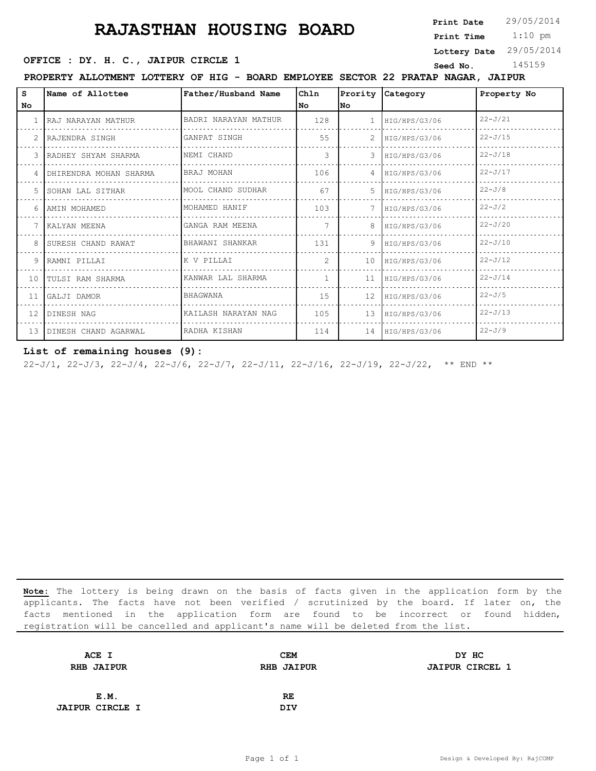# RAJASTHAN HOUSING BOARD

**Print Date** 29/05/2014
**Print Time** 1:10 pm
**Lottery Date** 29/05/2014
**Seed No.** 145159

**OFFICE : DY. H. C., JAIPUR CIRCLE 1**

**PROPERTY ALLOTMENT LOTTERY OF HIG - BOARD EMPLOYEE SECTOR 22 PRATAP NAGAR, JAIPUR**

| S No | Name of Allottee | Father/Husband Name | Chln No | Prority No | Category | Property No |
|---|---|---|---|---|---|---|
| 1 | RAJ NARAYAN MATHUR | BADRI NARAYAN MATHUR | 128 | 1 | HIG/HPS/G3/06 | 22-J/21 |
| 2 | RAJENDRA SINGH | GANPAT SINGH | 55 | 2 | HIG/HPS/G3/06 | 22-J/15 |
| 3 | RADHEY SHYAM SHARMA | NEMI CHAND | 3 | 3 | HIG/HPS/G3/06 | 22-J/18 |
| 4 | DHIRENDRA MOHAN SHARMA | BRAJ MOHAN | 106 | 4 | HIG/HPS/G3/06 | 22-J/17 |
| 5 | SOHAN LAL SITHAR | MOOL CHAND SUDHAR | 67 | 5 | HIG/HPS/G3/06 | 22-J/8 |
| 6 | AMIN MOHAMED | MOHAMED HANIF | 103 | 7 | HIG/HPS/G3/06 | 22-J/2 |
| 7 | KALYAN MEENA | GANGA RAM MEENA | 7 | 8 | HIG/HPS/G3/06 | 22-J/20 |
| 8 | SURESH CHAND RAWAT | BHAWANI SHANKAR | 131 | 9 | HIG/HPS/G3/06 | 22-J/10 |
| 9 | RAMNI PILLAI | K V PILLAI | 2 | 10 | HIG/HPS/G3/06 | 22-J/12 |
| 10 | TULSI RAM SHARMA | KANWAR LAL SHARMA | 1 | 11 | HIG/HPS/G3/06 | 22-J/14 |
| 11 | GALJI DAMOR | BHAGWANA | 15 | 12 | HIG/HPS/G3/06 | 22-J/5 |
| 12 | DINESH NAG | KAILASH NARAYAN NAG | 105 | 13 | HIG/HPS/G3/06 | 22-J/13 |
| 13 | DINESH CHAND AGARWAL | RADHA KISHAN | 114 | 14 | HIG/HPS/G3/06 | 22-J/9 |

**List of remaining houses (9):**

22-J/1, 22-J/3, 22-J/4, 22-J/6, 22-J/7, 22-J/11, 22-J/16, 22-J/19, 22-J/22, ** END **

**Note:** The lottery is being drawn on the basis of facts given in the application form by the applicants. The facts have not been verified / scrutinized by the board. If later on, the facts mentioned in the application form are found to be incorrect or found hidden, registration will be cancelled and applicant's name will be deleted from the list.

| | | |
|---|---|---|
| **ACE I** **RHB JAIPUR** | **CEM** **RHB JAIPUR** | **DY HC** **JAIPUR CIRCEL 1** |
| **E.M.** **JAIPUR CIRCLE I** | **RE** **DIV** | |

Design & Developed By: RajCOMP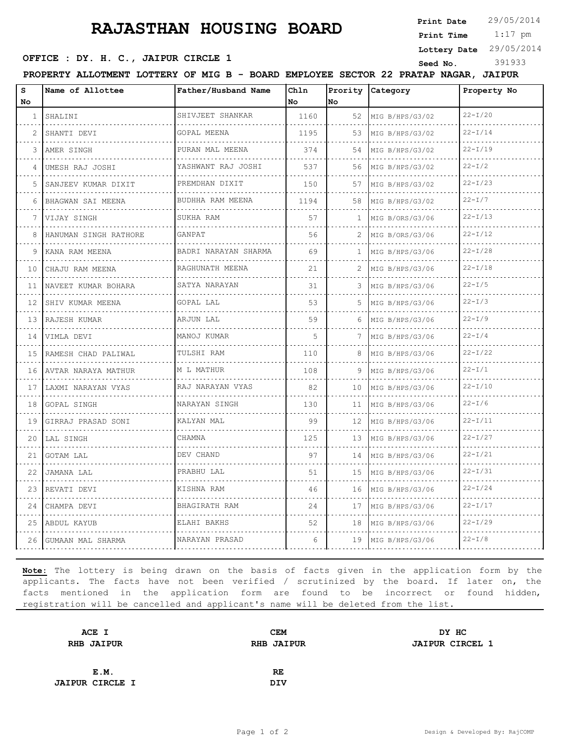# RAJASTHAN HOUSING BOARD

**Print Date** 29/05/2014
**Print Time** 1:17 pm
**Lottery Date** 29/05/2014
**Seed No.** 391933

**OFFICE : DY. H. C., JAIPUR CIRCLE 1**

**PROPERTY ALLOTMENT LOTTERY OF MIG B - BOARD EMPLOYEE SECTOR 22 PRATAP NAGAR, JAIPUR**

| S No | Name of Allottee | Father/Husband Name | Chln No | Prority No | Category | Property No |
|---|---|---|---|---|---|---|
| 1 | SHALINI | SHIVJEET SHANKAR | 1160 | 52 | MIG B/HPS/G3/02 | 22-I/20 |
| 2 | SHANTI DEVI | GOPAL MEENA | 1195 | 53 | MIG B/HPS/G3/02 | 22-I/14 |
| 3 | AMER SINGH | PURAN MAL MEENA | 374 | 54 | MIG B/HPS/G3/02 | 22-I/19 |
| 4 | UMESH RAJ JOSHI | YASHWANT RAJ JOSHI | 537 | 56 | MIG B/HPS/G3/02 | 22-I/2 |
| 5 | SANJEEV KUMAR DIXIT | PREMDHAN DIXIT | 150 | 57 | MIG B/HPS/G3/02 | 22-I/23 |
| 6 | BHAGWAN SAI MEENA | BUDHHA RAM MEENA | 1194 | 58 | MIG B/HPS/G3/02 | 22-I/7 |
| 7 | VIJAY SINGH | SUKHA RAM | 57 | 1 | MIG B/ORS/G3/06 | 22-I/13 |
| 8 | HANUMAN SINGH RATHORE | GANPAT | 56 | 2 | MIG B/ORS/G3/06 | 22-I/12 |
| 9 | KANA RAM MEENA | BADRI NARAYAN SHARMA | 69 | 1 | MIG B/HPS/G3/06 | 22-I/28 |
| 10 | CHAJU RAM MEENA | RAGHUNATH MEENA | 21 | 2 | MIG B/HPS/G3/06 | 22-I/18 |
| 11 | NAVEET KUMAR BOHARA | SATYA NARAYAN | 31 | 3 | MIG B/HPS/G3/06 | 22-I/5 |
| 12 | SHIV KUMAR MEENA | GOPAL LAL | 53 | 5 | MIG B/HPS/G3/06 | 22-I/3 |
| 13 | RAJESH KUMAR | ARJUN LAL | 59 | 6 | MIG B/HPS/G3/06 | 22-I/9 |
| 14 | VIMLA DEVI | MANOJ KUMAR | 5 | 7 | MIG B/HPS/G3/06 | 22-I/4 |
| 15 | RAMESH CHAD PALIWAL | TULSHI RAM | 110 | 8 | MIG B/HPS/G3/06 | 22-I/22 |
| 16 | AVTAR NARAYA MATHUR | M L MATHUR | 108 | 9 | MIG B/HPS/G3/06 | 22-I/1 |
| 17 | LAXMI NARAYAN VYAS | RAJ NARAYAN VYAS | 82 | 10 | MIG B/HPS/G3/06 | 22-I/10 |
| 18 | GOPAL SINGH | NARAYAN SINGH | 130 | 11 | MIG B/HPS/G3/06 | 22-I/6 |
| 19 | GIRRAJ PRASAD SONI | KALYAN MAL | 99 | 12 | MIG B/HPS/G3/06 | 22-I/11 |
| 20 | LAL SINGH | CHAMNA | 125 | 13 | MIG B/HPS/G3/06 | 22-I/27 |
| 21 | GOTAM LAL | DEV CHAND | 97 | 14 | MIG B/HPS/G3/06 | 22-I/21 |
| 22 | JAMANA LAL | PRABHU LAL | 51 | 15 | MIG B/HPS/G3/06 | 22-I/31 |
| 23 | REVATI DEVI | KISHNA RAM | 46 | 16 | MIG B/HPS/G3/06 | 22-I/24 |
| 24 | CHAMPA DEVI | BHAGIRATH RAM | 24 | 17 | MIG B/HPS/G3/06 | 22-I/17 |
| 25 | ABDUL KAYUB | ELAHI BAKHS | 52 | 18 | MIG B/HPS/G3/06 | 22-I/29 |
| 26 | GUMAAN MAL SHARMA | NARAYAN PRASAD | 6 | 19 | MIG B/HPS/G3/06 | 22-I/8 |

**Note:** The lottery is being drawn on the basis of facts given in the application form by the applicants. The facts have not been verified / scrutinized by the board. If later on, the facts mentioned in the application form are found to be incorrect or found hidden, registration will be cancelled and applicant's name will be deleted from the list.

| **ACE I** | **CEM** | **DY HC** |
|---|---|---|
| **RHB JAIPUR** | **RHB JAIPUR** | **JAIPUR CIRCEL 1** |
| **E.M.** | **RE** | |
| **JAIPUR CIRCLE I** | **DIV** | |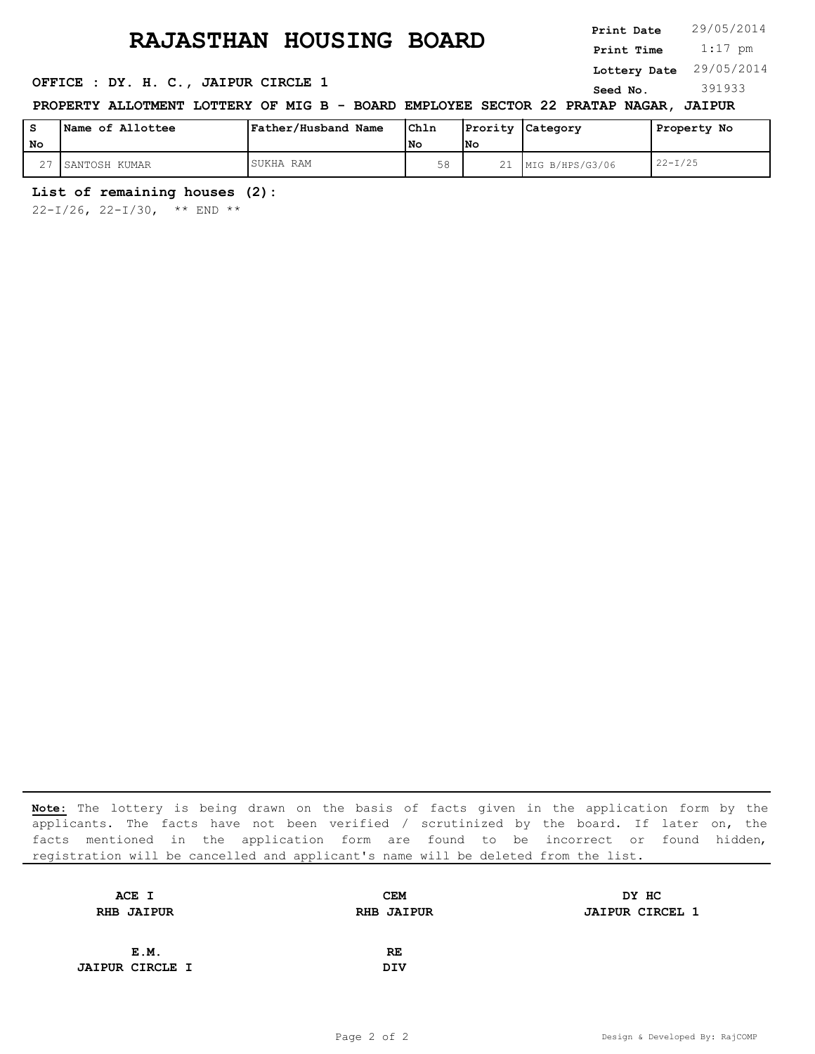# RAJASTHAN HOUSING BOARD

**Print Date** 29/05/2014
**Print Time** 1:17 pm
**Lottery Date** 29/05/2014
**Seed No.** 391933

**OFFICE : DY. H. C., JAIPUR CIRCLE 1**

**PROPERTY ALLOTMENT LOTTERY OF MIG B - BOARD EMPLOYEE SECTOR 22 PRATAP NAGAR, JAIPUR**

| S No | Name of Allottee | Father/Husband Name | Chln No | Prority No | Category | Property No |
|---|---|---|---|---|---|---|
| 27 | SANTOSH KUMAR | SUKHA RAM | 58 | 21 | MIG B/HPS/G3/06 | 22-I/25 |

**List of remaining houses (2):**

22-I/26, 22-I/30, ** END **

**Note:** The lottery is being drawn on the basis of facts given in the application form by the applicants. The facts have not been verified / scrutinized by the board. If later on, the facts mentioned in the application form are found to be incorrect or found hidden, registration will be cancelled and applicant's name will be deleted from the list.

| | | |
|---|---|---|
| **ACE I**<br>**RHB JAIPUR** | **CEM**<br>**RHB JAIPUR** | **DY HC**<br>**JAIPUR CIRCEL 1** |
| **E.M.**<br>**JAIPUR CIRCLE I** | **RE**<br>**DIV** | |

Design & Developed By: RajCOMP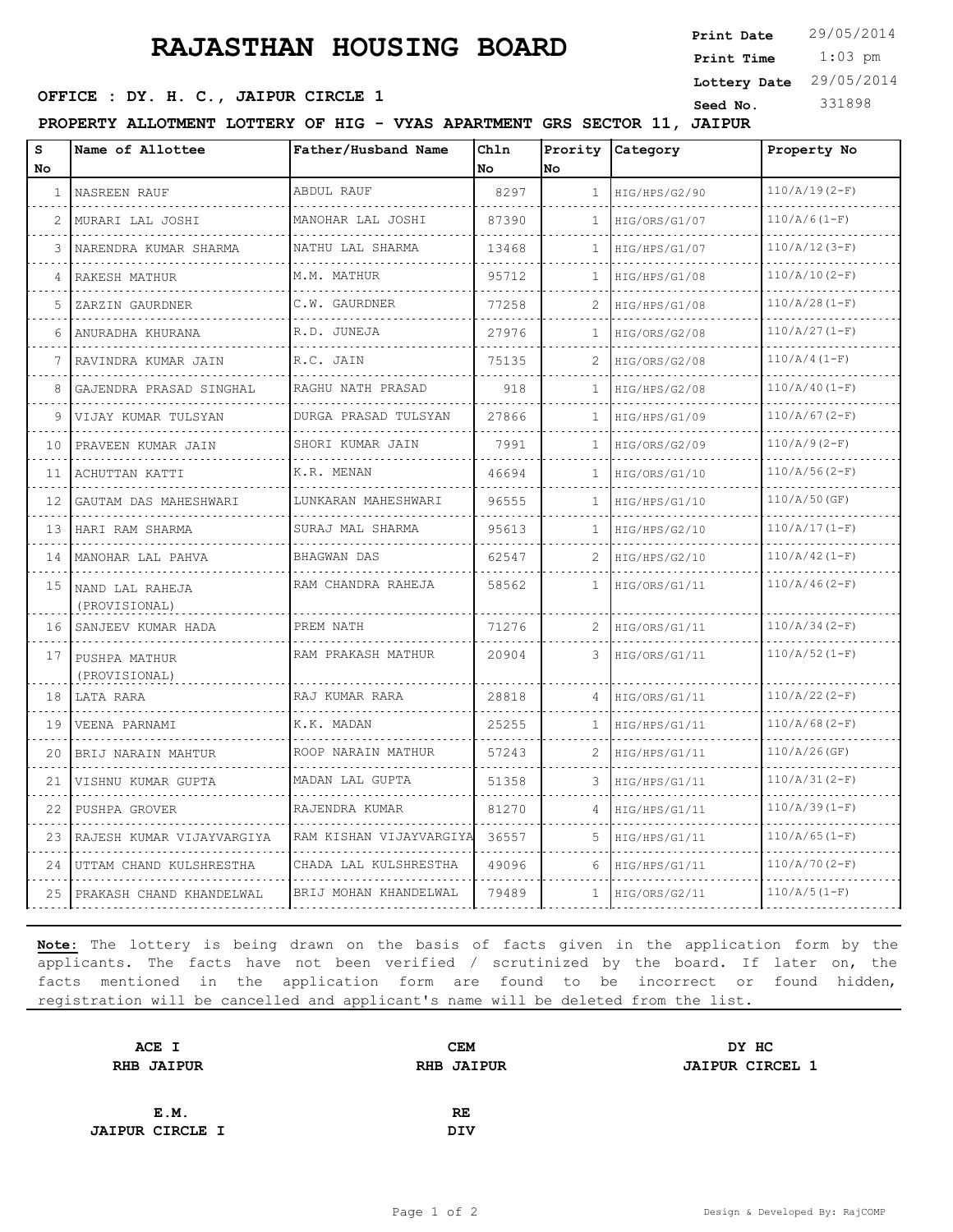# RAJASTHAN HOUSING BOARD

**Print Date** 29/05/2014
**Print Time** 1:03 pm
**Lottery Date** 29/05/2014
**Seed No.** 331898

**OFFICE : DY. H. C., JAIPUR CIRCLE 1**

**PROPERTY ALLOTMENT LOTTERY OF HIG - VYAS APARTMENT GRS SECTOR 11, JAIPUR**

| S No | Name of Allottee | Father/Husband Name | Chln No | Prority No | Category | Property No |
|---|---|---|---|---|---|---|
| 1 | NASREEN RAUF | ABDUL RAUF | 8297 | 1 | HIG/HPS/G2/90 | 110/A/19(2-F) |
| 2 | MURARI LAL JOSHI | MANOHAR LAL JOSHI | 87390 | 1 | HIG/ORS/G1/07 | 110/A/6(1-F) |
| 3 | NARENDRA KUMAR SHARMA | NATHU LAL SHARMA | 13468 | 1 | HIG/HPS/G1/07 | 110/A/12(3-F) |
| 4 | RAKESH MATHUR | M.M. MATHUR | 95712 | 1 | HIG/HPS/G1/08 | 110/A/10(2-F) |
| 5 | ZARZIN GAURDNER | C.W. GAURDNER | 77258 | 2 | HIG/HPS/G1/08 | 110/A/28(1-F) |
| 6 | ANURADHA KHURANA | R.D. JUNEJA | 27976 | 1 | HIG/ORS/G2/08 | 110/A/27(1-F) |
| 7 | RAVINDRA KUMAR JAIN | R.C. JAIN | 75135 | 2 | HIG/ORS/G2/08 | 110/A/4(1-F) |
| 8 | GAJENDRA PRASAD SINGHAL | RAGHU NATH PRASAD | 918 | 1 | HIG/HPS/G2/08 | 110/A/40(1-F) |
| 9 | VIJAY KUMAR TULSYAN | DURGA PRASAD TULSYAN | 27866 | 1 | HIG/HPS/G1/09 | 110/A/67(2-F) |
| 10 | PRAVEEN KUMAR JAIN | SHORI KUMAR JAIN | 7991 | 1 | HIG/ORS/G2/09 | 110/A/9(2-F) |
| 11 | ACHUTTAN KATTI | K.R. MENAN | 46694 | 1 | HIG/ORS/G1/10 | 110/A/56(2-F) |
| 12 | GAUTAM DAS MAHESHWARI | LUNKARAN MAHESHWARI | 96555 | 1 | HIG/HPS/G1/10 | 110/A/50(GF) |
| 13 | HARI RAM SHARMA | SURAJ MAL SHARMA | 95613 | 1 | HIG/HPS/G2/10 | 110/A/17(1-F) |
| 14 | MANOHAR LAL PAHVA | BHAGWAN DAS | 62547 | 2 | HIG/HPS/G2/10 | 110/A/42(1-F) |
| 15 | NAND LAL RAHEJA (PROVISIONAL) | RAM CHANDRA RAHEJA | 58562 | 1 | HIG/ORS/G1/11 | 110/A/46(2-F) |
| 16 | SANJEEV KUMAR HADA | PREM NATH | 71276 | 2 | HIG/ORS/G1/11 | 110/A/34(2-F) |
| 17 | PUSHPA MATHUR (PROVISIONAL) | RAM PRAKASH MATHUR | 20904 | 3 | HIG/ORS/G1/11 | 110/A/52(1-F) |
| 18 | LATA RARA | RAJ KUMAR RARA | 28818 | 4 | HIG/ORS/G1/11 | 110/A/22(2-F) |
| 19 | VEENA PARNAMI | K.K. MADAN | 25255 | 1 | HIG/HPS/G1/11 | 110/A/68(2-F) |
| 20 | BRIJ NARAIN MAHTUR | ROOP NARAIN MATHUR | 57243 | 2 | HIG/HPS/G1/11 | 110/A/26(GF) |
| 21 | VISHNU KUMAR GUPTA | MADAN LAL GUPTA | 51358 | 3 | HIG/HPS/G1/11 | 110/A/31(2-F) |
| 22 | PUSHPA GROVER | RAJENDRA KUMAR | 81270 | 4 | HIG/HPS/G1/11 | 110/A/39(1-F) |
| 23 | RAJESH KUMAR VIJAYVARGIYA | RAM KISHAN VIJAYVARGIYA | 36557 | 5 | HIG/HPS/G1/11 | 110/A/65(1-F) |
| 24 | UTTAM CHAND KULSHRESTHA | CHADA LAL KULSHRESTHA | 49096 | 6 | HIG/HPS/G1/11 | 110/A/70(2-F) |
| 25 | PRAKASH CHAND KHANDELWAL | BRIJ MOHAN KHANDELWAL | 79489 | 1 | HIG/ORS/G2/11 | 110/A/5(1-F) |

**Note:** The lottery is being drawn on the basis of facts given in the application form by the applicants. The facts have not been verified / scrutinized by the board. If later on, the facts mentioned in the application form are found to be incorrect or found hidden, registration will be cancelled and applicant's name will be deleted from the list.

| | | |
|---|---|---|
| **ACE I**<br>**RHB JAIPUR** | **CEM**<br>**RHB JAIPUR** | **DY HC**<br>**JAIPUR CIRCEL 1** |
| **E.M.**<br>**JAIPUR CIRCLE I** | **RE**<br>**DIV** | |

Design & Developed By: RajCOMP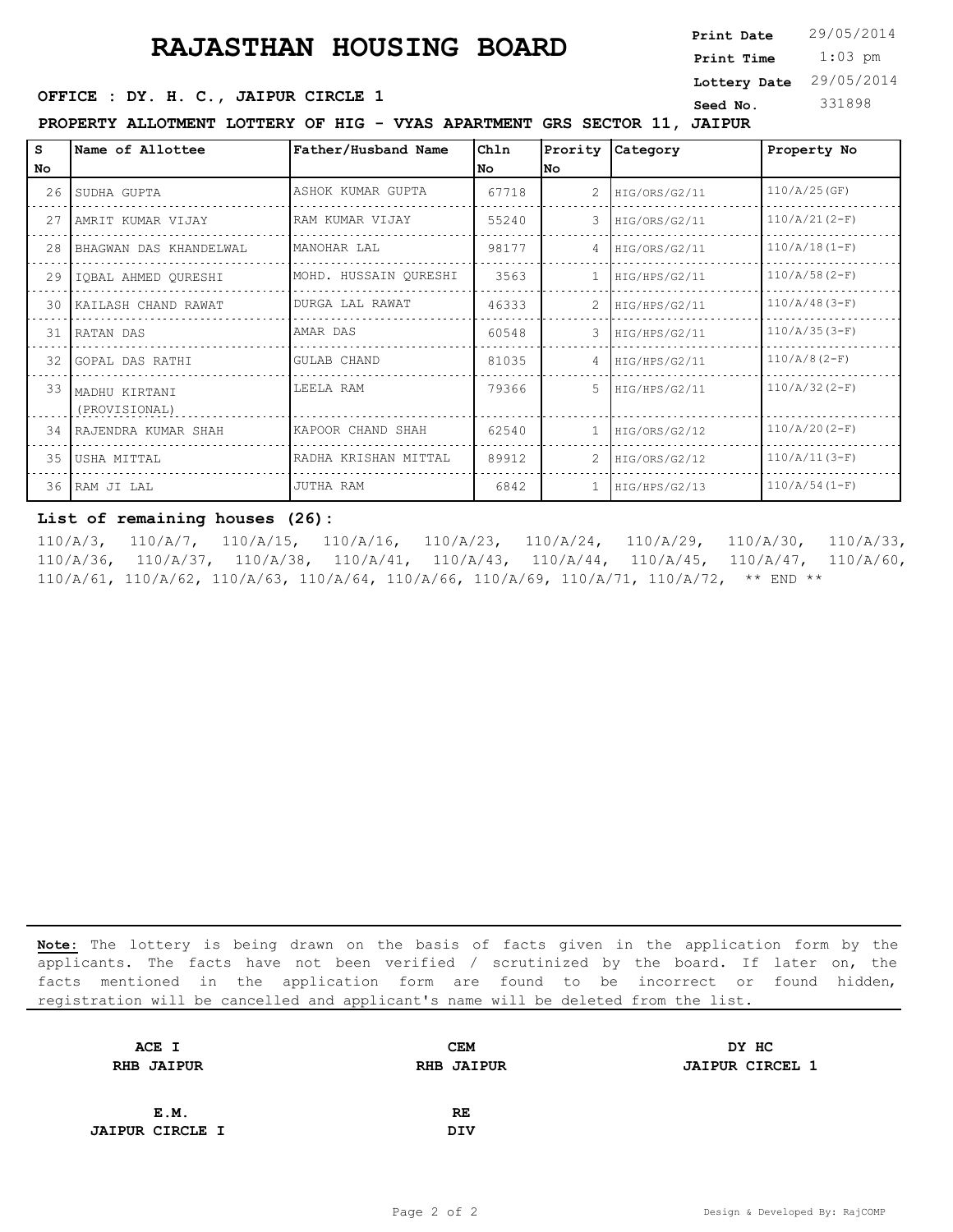# RAJASTHAN HOUSING BOARD

**Print Date** 29/05/2014
**Print Time** 1:03 pm
**Lottery Date** 29/05/2014
**Seed No.** 331898

**OFFICE : DY. H. C., JAIPUR CIRCLE 1**

**PROPERTY ALLOTMENT LOTTERY OF HIG - VYAS APARTMENT GRS SECTOR 11, JAIPUR**

| S No | Name of Allottee | Father/Husband Name | Chln No | Prority No | Category | Property No |
|---|---|---|---|---|---|---|
| 26 | SUDHA GUPTA | ASHOK KUMAR GUPTA | 67718 | 2 | HIG/ORS/G2/11 | 110/A/25(GF) |
| 27 | AMRIT KUMAR VIJAY | RAM KUMAR VIJAY | 55240 | 3 | HIG/ORS/G2/11 | 110/A/21(2-F) |
| 28 | BHAGWAN DAS KHANDELWAL | MANOHAR LAL | 98177 | 4 | HIG/ORS/G2/11 | 110/A/18(1-F) |
| 29 | IQBAL AHMED QURESHI | MOHD. HUSSAIN QURESHI | 3563 | 1 | HIG/HPS/G2/11 | 110/A/58(2-F) |
| 30 | KAILASH CHAND RAWAT | DURGA LAL RAWAT | 46333 | 2 | HIG/HPS/G2/11 | 110/A/48(3-F) |
| 31 | RATAN DAS | AMAR DAS | 60548 | 3 | HIG/HPS/G2/11 | 110/A/35(3-F) |
| 32 | GOPAL DAS RATHI | GULAB CHAND | 81035 | 4 | HIG/HPS/G2/11 | 110/A/8(2-F) |
| 33 | MADHU KIRTANI (PROVISIONAL) | LEELA RAM | 79366 | 5 | HIG/HPS/G2/11 | 110/A/32(2-F) |
| 34 | RAJENDRA KUMAR SHAH | KAPOOR CHAND SHAH | 62540 | 1 | HIG/ORS/G2/12 | 110/A/20(2-F) |
| 35 | USHA MITTAL | RADHA KRISHAN MITTAL | 89912 | 2 | HIG/ORS/G2/12 | 110/A/11(3-F) |
| 36 | RAM JI LAL | JUTHA RAM | 6842 | 1 | HIG/HPS/G2/13 | 110/A/54(1-F) |

**List of remaining houses (26):**

110/A/3, 110/A/7, 110/A/15, 110/A/16, 110/A/23, 110/A/24, 110/A/29, 110/A/30, 110/A/33, 110/A/36, 110/A/37, 110/A/38, 110/A/41, 110/A/43, 110/A/44, 110/A/45, 110/A/47, 110/A/60, 110/A/61, 110/A/62, 110/A/63, 110/A/64, 110/A/66, 110/A/69, 110/A/71, 110/A/72, ** END **

**Note:** The lottery is being drawn on the basis of facts given in the application form by the applicants. The facts have not been verified / scrutinized by the board. If later on, the facts mentioned in the application form are found to be incorrect or found hidden, registration will be cancelled and applicant's name will be deleted from the list.

**ACE I**
**RHB JAIPUR**

**CEM**
**RHB JAIPUR**

**DY HC**
**JAIPUR CIRCEL 1**

**E.M.**
**JAIPUR CIRCLE I**

**RE**
**DIV**

Design & Developed By: RajCOMP